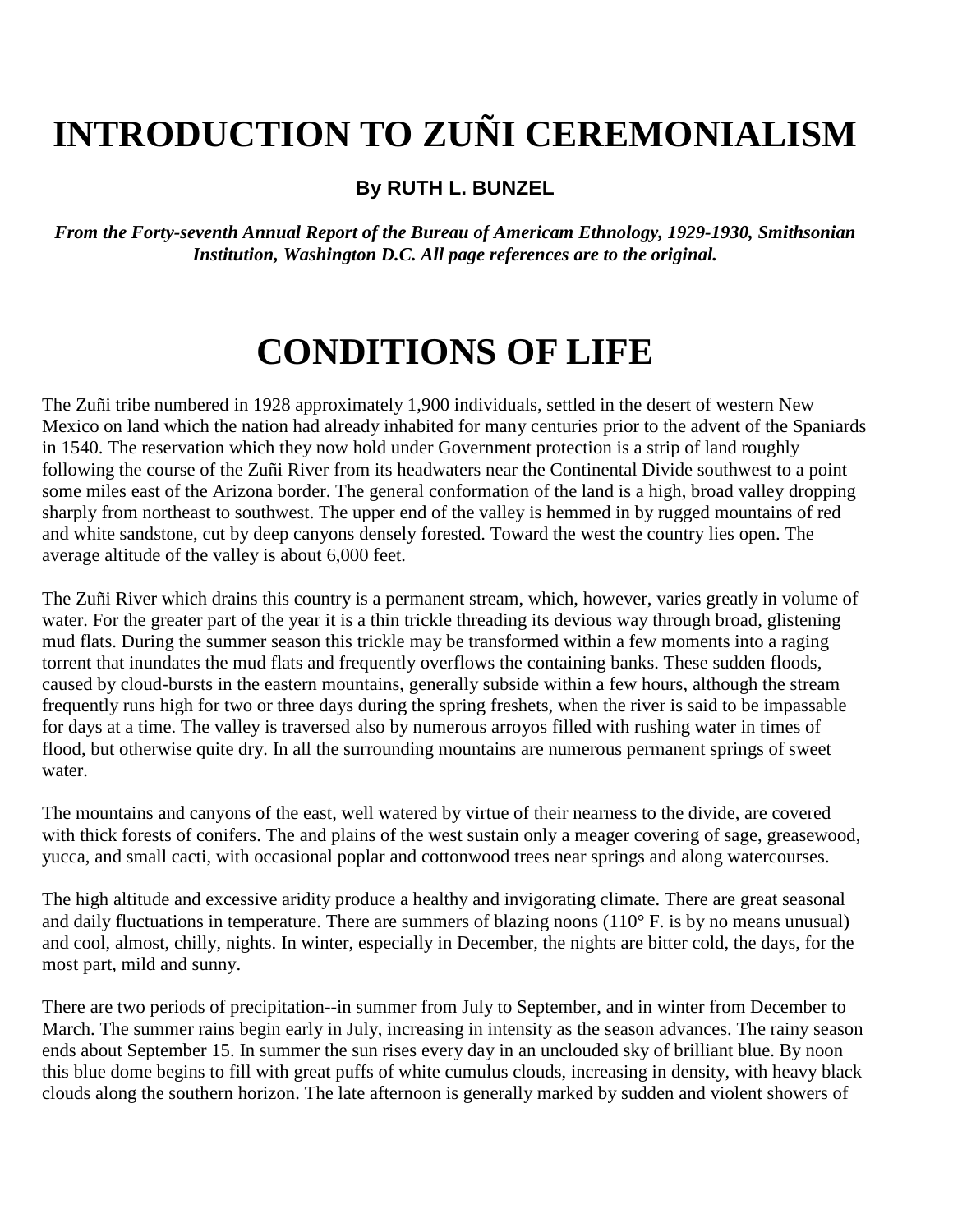# INTRODUCTION TO ZUÑI CEREMONIALISM

**By RUTH L. BUNZEL**

***From the Forty-seventh Annual Report of the Bureau of Americam Ethnology, 1929-1930, Smithsonian Institution, Washington D.C. All page references are to the original.***

# CONDITIONS OF LIFE

The Zuñi tribe numbered in 1928 approximately 1,900 individuals, settled in the desert of western New Mexico on land which the nation had already inhabited for many centuries prior to the advent of the Spaniards in 1540. The reservation which they now hold under Government protection is a strip of land roughly following the course of the Zuñi River from its headwaters near the Continental Divide southwest to a point some miles east of the Arizona border. The general conformation of the land is a high, broad valley dropping sharply from northeast to southwest. The upper end of the valley is hemmed in by rugged mountains of red and white sandstone, cut by deep canyons densely forested. Toward the west the country lies open. The average altitude of the valley is about 6,000 feet.

The Zuñi River which drains this country is a permanent stream, which, however, varies greatly in volume of water. For the greater part of the year it is a thin trickle threading its devious way through broad, glistening mud flats. During the summer season this trickle may be transformed within a few moments into a raging torrent that inundates the mud flats and frequently overflows the containing banks. These sudden floods, caused by cloud-bursts in the eastern mountains, generally subside within a few hours, although the stream frequently runs high for two or three days during the spring freshets, when the river is said to be impassable for days at a time. The valley is traversed also by numerous arroyos filled with rushing water in times of flood, but otherwise quite dry. In all the surrounding mountains are numerous permanent springs of sweet water.

The mountains and canyons of the east, well watered by virtue of their nearness to the divide, are covered with thick forests of conifers. The and plains of the west sustain only a meager covering of sage, greasewood, yucca, and small cacti, with occasional poplar and cottonwood trees near springs and along watercourses.

The high altitude and excessive aridity produce a healthy and invigorating climate. There are great seasonal and daily fluctuations in temperature. There are summers of blazing noons (110° F. is by no means unusual) and cool, almost, chilly, nights. In winter, especially in December, the nights are bitter cold, the days, for the most part, mild and sunny.

There are two periods of precipitation--in summer from July to September, and in winter from December to March. The summer rains begin early in July, increasing in intensity as the season advances. The rainy season ends about September 15. In summer the sun rises every day in an unclouded sky of brilliant blue. By noon this blue dome begins to fill with great puffs of white cumulus clouds, increasing in density, with heavy black clouds along the southern horizon. The late afternoon is generally marked by sudden and violent showers of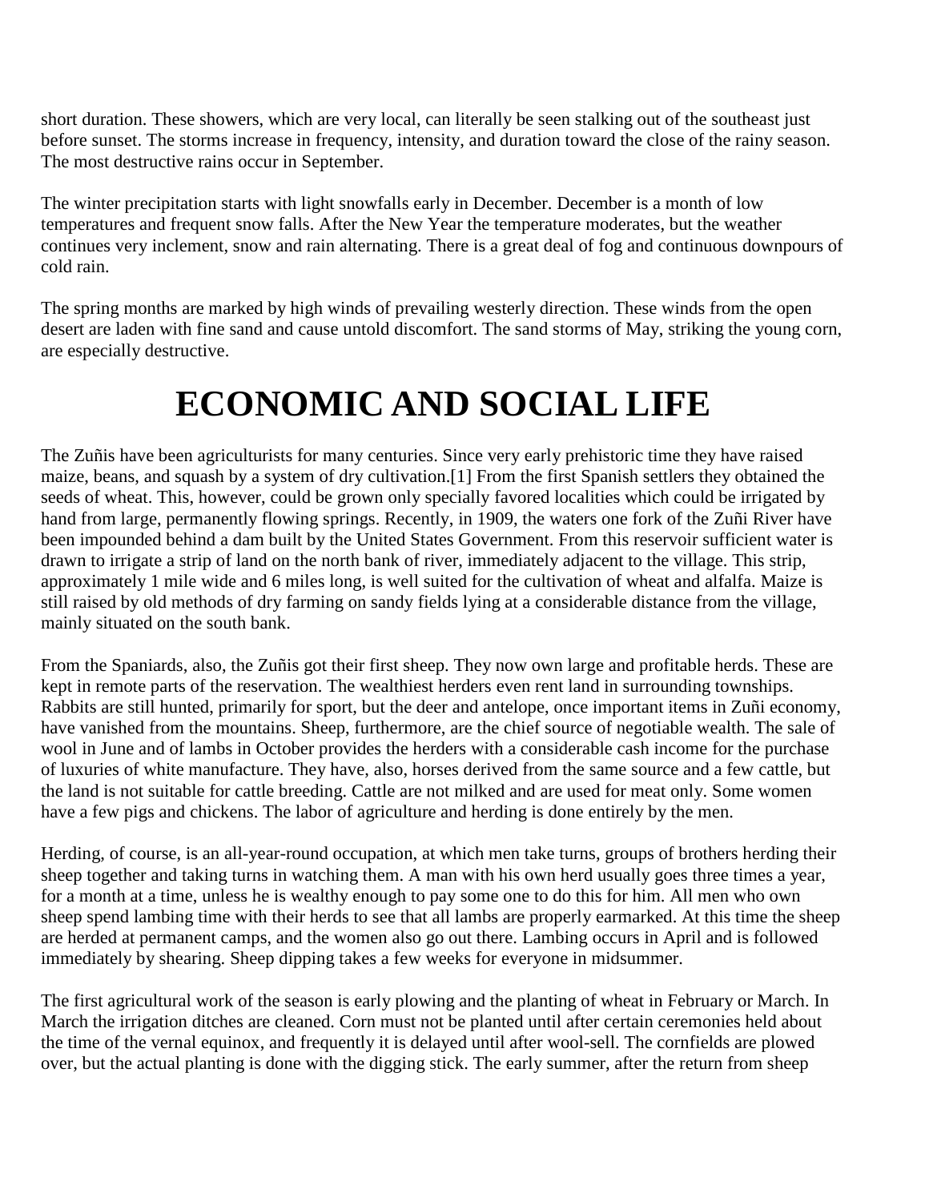short duration. These showers, which are very local, can literally be seen stalking out of the southeast just before sunset. The storms increase in frequency, intensity, and duration toward the close of the rainy season. The most destructive rains occur in September.

The winter precipitation starts with light snowfalls early in December. December is a month of low temperatures and frequent snow falls. After the New Year the temperature moderates, but the weather continues very inclement, snow and rain alternating. There is a great deal of fog and continuous downpours of cold rain.

The spring months are marked by high winds of prevailing westerly direction. These winds from the open desert are laden with fine sand and cause untold discomfort. The sand storms of May, striking the young corn, are especially destructive.

# ECONOMIC AND SOCIAL LIFE

The Zuñis have been agriculturists for many centuries. Since very early prehistoric time they have raised maize, beans, and squash by a system of dry cultivation.[1] From the first Spanish settlers they obtained the seeds of wheat. This, however, could be grown only specially favored localities which could be irrigated by hand from large, permanently flowing springs. Recently, in 1909, the waters one fork of the Zuñi River have been impounded behind a dam built by the United States Government. From this reservoir sufficient water is drawn to irrigate a strip of land on the north bank of river, immediately adjacent to the village. This strip, approximately 1 mile wide and 6 miles long, is well suited for the cultivation of wheat and alfalfa. Maize is still raised by old methods of dry farming on sandy fields lying at a considerable distance from the village, mainly situated on the south bank.

From the Spaniards, also, the Zuñis got their first sheep. They now own large and profitable herds. These are kept in remote parts of the reservation. The wealthiest herders even rent land in surrounding townships. Rabbits are still hunted, primarily for sport, but the deer and antelope, once important items in Zuñi economy, have vanished from the mountains. Sheep, furthermore, are the chief source of negotiable wealth. The sale of wool in June and of lambs in October provides the herders with a considerable cash income for the purchase of luxuries of white manufacture. They have, also, horses derived from the same source and a few cattle, but the land is not suitable for cattle breeding. Cattle are not milked and are used for meat only. Some women have a few pigs and chickens. The labor of agriculture and herding is done entirely by the men.

Herding, of course, is an all-year-round occupation, at which men take turns, groups of brothers herding their sheep together and taking turns in watching them. A man with his own herd usually goes three times a year, for a month at a time, unless he is wealthy enough to pay some one to do this for him. All men who own sheep spend lambing time with their herds to see that all lambs are properly earmarked. At this time the sheep are herded at permanent camps, and the women also go out there. Lambing occurs in April and is followed immediately by shearing. Sheep dipping takes a few weeks for everyone in midsummer.

The first agricultural work of the season is early plowing and the planting of wheat in February or March. In March the irrigation ditches are cleaned. Corn must not be planted until after certain ceremonies held about the time of the vernal equinox, and frequently it is delayed until after wool-sell. The cornfields are plowed over, but the actual planting is done with the digging stick. The early summer, after the return from sheep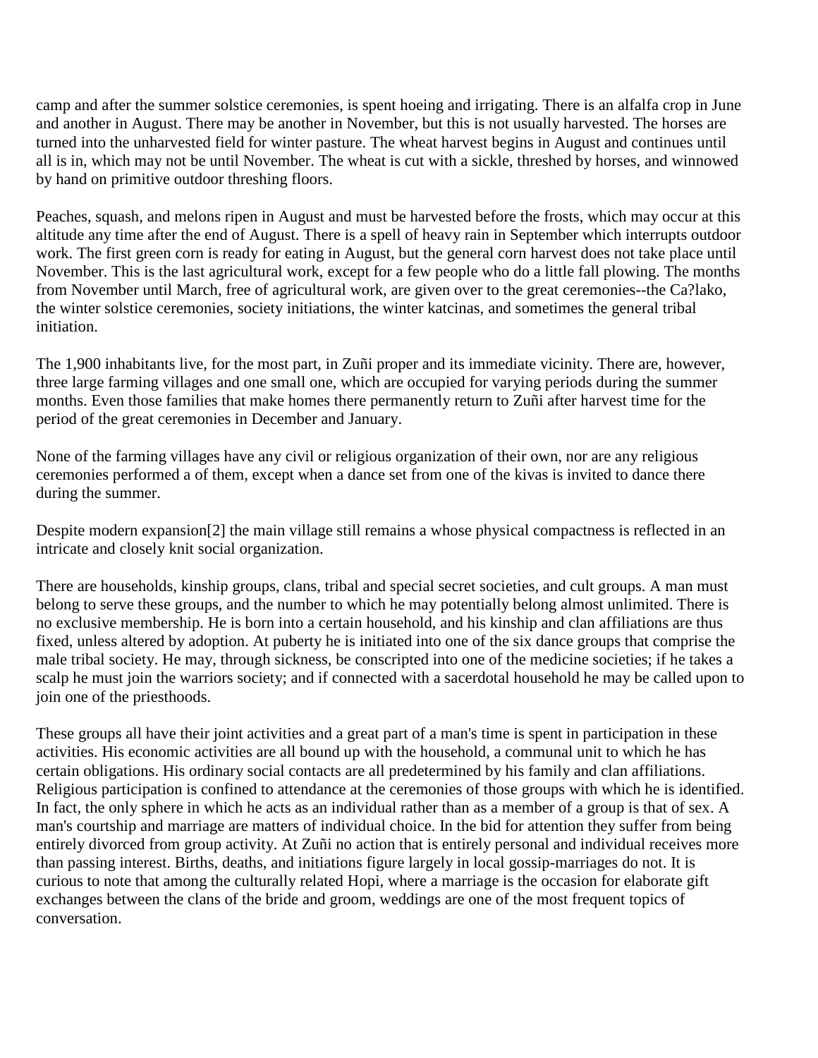camp and after the summer solstice ceremonies, is spent hoeing and irrigating. There is an alfalfa crop in June and another in August. There may be another in November, but this is not usually harvested. The horses are turned into the unharvested field for winter pasture. The wheat harvest begins in August and continues until all is in, which may not be until November. The wheat is cut with a sickle, threshed by horses, and winnowed by hand on primitive outdoor threshing floors.

Peaches, squash, and melons ripen in August and must be harvested before the frosts, which may occur at this altitude any time after the end of August. There is a spell of heavy rain in September which interrupts outdoor work. The first green corn is ready for eating in August, but the general corn harvest does not take place until November. This is the last agricultural work, except for a few people who do a little fall plowing. The months from November until March, free of agricultural work, are given over to the great ceremonies--the Ca?lako, the winter solstice ceremonies, society initiations, the winter katcinas, and sometimes the general tribal initiation.

The 1,900 inhabitants live, for the most part, in Zuñi proper and its immediate vicinity. There are, however, three large farming villages and one small one, which are occupied for varying periods during the summer months. Even those families that make homes there permanently return to Zuñi after harvest time for the period of the great ceremonies in December and January.

None of the farming villages have any civil or religious organization of their own, nor are any religious ceremonies performed a of them, except when a dance set from one of the kivas is invited to dance there during the summer.

Despite modern expansion[2] the main village still remains a whose physical compactness is reflected in an intricate and closely knit social organization.

There are households, kinship groups, clans, tribal and special secret societies, and cult groups. A man must belong to serve these groups, and the number to which he may potentially belong almost unlimited. There is no exclusive membership. He is born into a certain household, and his kinship and clan affiliations are thus fixed, unless altered by adoption. At puberty he is initiated into one of the six dance groups that comprise the male tribal society. He may, through sickness, be conscripted into one of the medicine societies; if he takes a scalp he must join the warriors society; and if connected with a sacerdotal household he may be called upon to join one of the priesthoods.

These groups all have their joint activities and a great part of a man's time is spent in participation in these activities. His economic activities are all bound up with the household, a communal unit to which he has certain obligations. His ordinary social contacts are all predetermined by his family and clan affiliations. Religious participation is confined to attendance at the ceremonies of those groups with which he is identified. In fact, the only sphere in which he acts as an individual rather than as a member of a group is that of sex. A man's courtship and marriage are matters of individual choice. In the bid for attention they suffer from being entirely divorced from group activity. At Zuñi no action that is entirely personal and individual receives more than passing interest. Births, deaths, and initiations figure largely in local gossip-marriages do not. It is curious to note that among the culturally related Hopi, where a marriage is the occasion for elaborate gift exchanges between the clans of the bride and groom, weddings are one of the most frequent topics of conversation.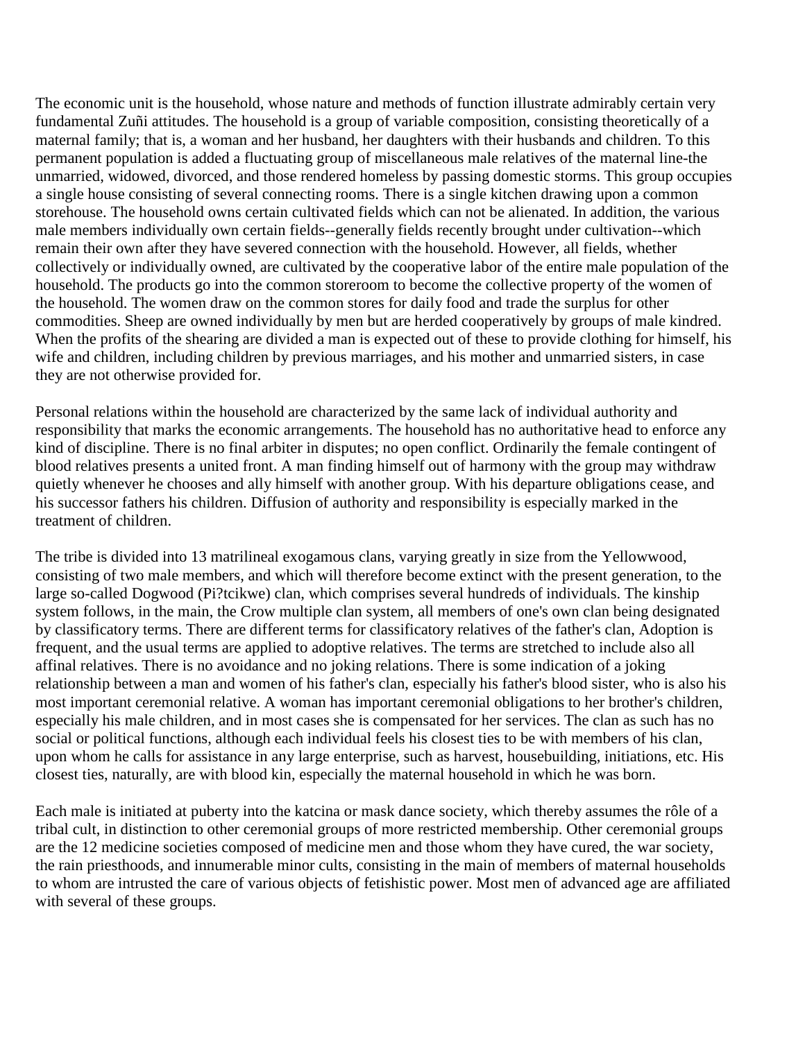The economic unit is the household, whose nature and methods of function illustrate admirably certain very fundamental Zuñi attitudes. The household is a group of variable composition, consisting theoretically of a maternal family; that is, a woman and her husband, her daughters with their husbands and children. To this permanent population is added a fluctuating group of miscellaneous male relatives of the maternal line-the unmarried, widowed, divorced, and those rendered homeless by passing domestic storms. This group occupies a single house consisting of several connecting rooms. There is a single kitchen drawing upon a common storehouse. The household owns certain cultivated fields which can not be alienated. In addition, the various male members individually own certain fields--generally fields recently brought under cultivation--which remain their own after they have severed connection with the household. However, all fields, whether collectively or individually owned, are cultivated by the cooperative labor of the entire male population of the household. The products go into the common storeroom to become the collective property of the women of the household. The women draw on the common stores for daily food and trade the surplus for other commodities. Sheep are owned individually by men but are herded cooperatively by groups of male kindred. When the profits of the shearing are divided a man is expected out of these to provide clothing for himself, his wife and children, including children by previous marriages, and his mother and unmarried sisters, in case they are not otherwise provided for.

Personal relations within the household are characterized by the same lack of individual authority and responsibility that marks the economic arrangements. The household has no authoritative head to enforce any kind of discipline. There is no final arbiter in disputes; no open conflict. Ordinarily the female contingent of blood relatives presents a united front. A man finding himself out of harmony with the group may withdraw quietly whenever he chooses and ally himself with another group. With his departure obligations cease, and his successor fathers his children. Diffusion of authority and responsibility is especially marked in the treatment of children.

The tribe is divided into 13 matrilineal exogamous clans, varying greatly in size from the Yellowwood, consisting of two male members, and which will therefore become extinct with the present generation, to the large so-called Dogwood (Pi?tcikwe) clan, which comprises several hundreds of individuals. The kinship system follows, in the main, the Crow multiple clan system, all members of one's own clan being designated by classificatory terms. There are different terms for classificatory relatives of the father's clan, Adoption is frequent, and the usual terms are applied to adoptive relatives. The terms are stretched to include also all affinal relatives. There is no avoidance and no joking relations. There is some indication of a joking relationship between a man and women of his father's clan, especially his father's blood sister, who is also his most important ceremonial relative. A woman has important ceremonial obligations to her brother's children, especially his male children, and in most cases she is compensated for her services. The clan as such has no social or political functions, although each individual feels his closest ties to be with members of his clan, upon whom he calls for assistance in any large enterprise, such as harvest, housebuilding, initiations, etc. His closest ties, naturally, are with blood kin, especially the maternal household in which he was born.

Each male is initiated at puberty into the katcina or mask dance society, which thereby assumes the rôle of a tribal cult, in distinction to other ceremonial groups of more restricted membership. Other ceremonial groups are the 12 medicine societies composed of medicine men and those whom they have cured, the war society, the rain priesthoods, and innumerable minor cults, consisting in the main of members of maternal households to whom are intrusted the care of various objects of fetishistic power. Most men of advanced age are affiliated with several of these groups.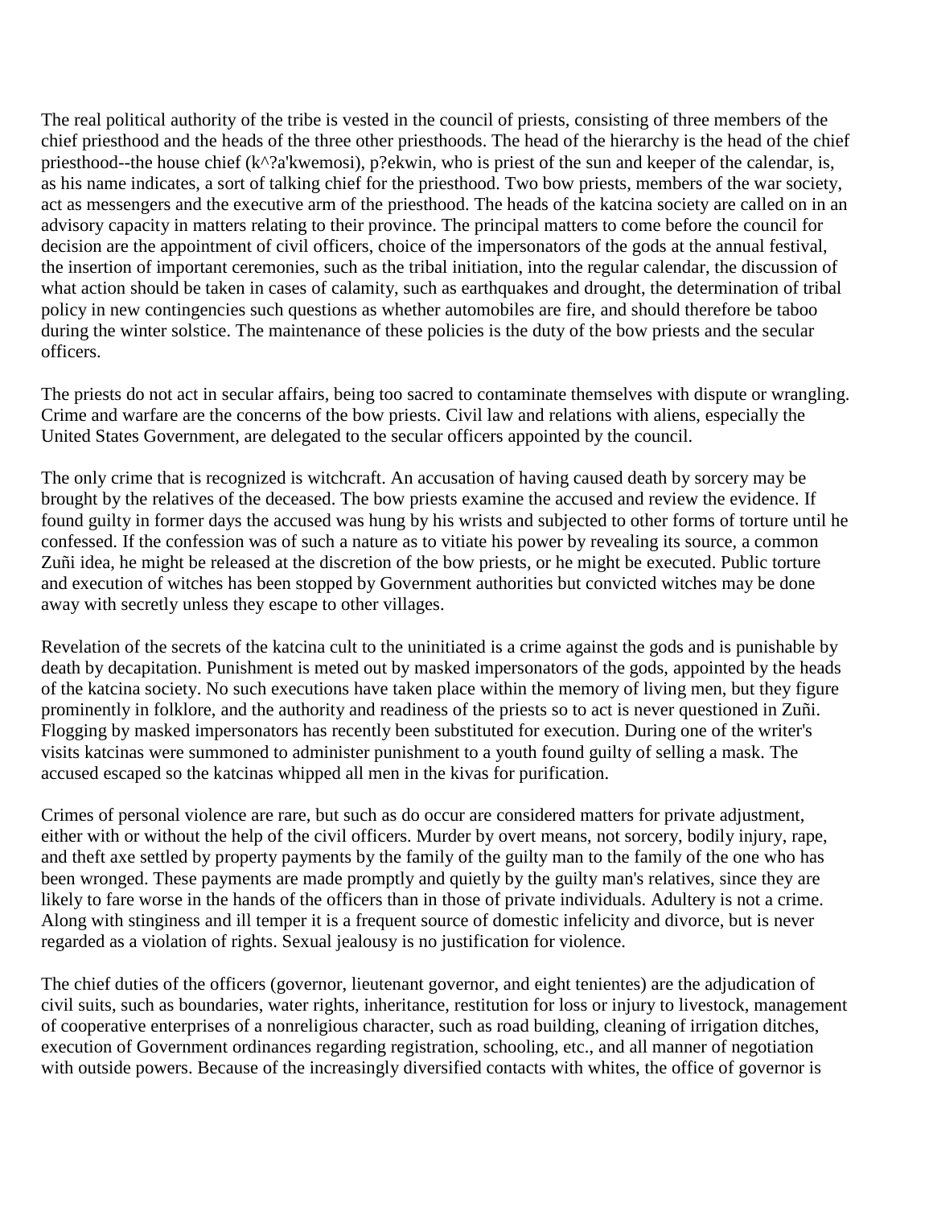The real political authority of the tribe is vested in the council of priests, consisting of three members of the chief priesthood and the heads of the three other priesthoods. The head of the hierarchy is the head of the chief priesthood--the house chief (k^?a'kwemosi), p?ekwin, who is priest of the sun and keeper of the calendar, is, as his name indicates, a sort of talking chief for the priesthood. Two bow priests, members of the war society, act as messengers and the executive arm of the priesthood. The heads of the katcina society are called on in an advisory capacity in matters relating to their province. The principal matters to come before the council for decision are the appointment of civil officers, choice of the impersonators of the gods at the annual festival, the insertion of important ceremonies, such as the tribal initiation, into the regular calendar, the discussion of what action should be taken in cases of calamity, such as earthquakes and drought, the determination of tribal policy in new contingencies such questions as whether automobiles are fire, and should therefore be taboo during the winter solstice. The maintenance of these policies is the duty of the bow priests and the secular officers.

The priests do not act in secular affairs, being too sacred to contaminate themselves with dispute or wrangling. Crime and warfare are the concerns of the bow priests. Civil law and relations with aliens, especially the United States Government, are delegated to the secular officers appointed by the council.

The only crime that is recognized is witchcraft. An accusation of having caused death by sorcery may be brought by the relatives of the deceased. The bow priests examine the accused and review the evidence. If found guilty in former days the accused was hung by his wrists and subjected to other forms of torture until he confessed. If the confession was of such a nature as to vitiate his power by revealing its source, a common Zuñi idea, he might be released at the discretion of the bow priests, or he might be executed. Public torture and execution of witches has been stopped by Government authorities but convicted witches may be done away with secretly unless they escape to other villages.

Revelation of the secrets of the katcina cult to the uninitiated is a crime against the gods and is punishable by death by decapitation. Punishment is meted out by masked impersonators of the gods, appointed by the heads of the katcina society. No such executions have taken place within the memory of living men, but they figure prominently in folklore, and the authority and readiness of the priests so to act is never questioned in Zuñi. Flogging by masked impersonators has recently been substituted for execution. During one of the writer's visits katcinas were summoned to administer punishment to a youth found guilty of selling a mask. The accused escaped so the katcinas whipped all men in the kivas for purification.

Crimes of personal violence are rare, but such as do occur are considered matters for private adjustment, either with or without the help of the civil officers. Murder by overt means, not sorcery, bodily injury, rape, and theft axe settled by property payments by the family of the guilty man to the family of the one who has been wronged. These payments are made promptly and quietly by the guilty man's relatives, since they are likely to fare worse in the hands of the officers than in those of private individuals. Adultery is not a crime. Along with stinginess and ill temper it is a frequent source of domestic infelicity and divorce, but is never regarded as a violation of rights. Sexual jealousy is no justification for violence.

The chief duties of the officers (governor, lieutenant governor, and eight tenientes) are the adjudication of civil suits, such as boundaries, water rights, inheritance, restitution for loss or injury to livestock, management of cooperative enterprises of a nonreligious character, such as road building, cleaning of irrigation ditches, execution of Government ordinances regarding registration, schooling, etc., and all manner of negotiation with outside powers. Because of the increasingly diversified contacts with whites, the office of governor is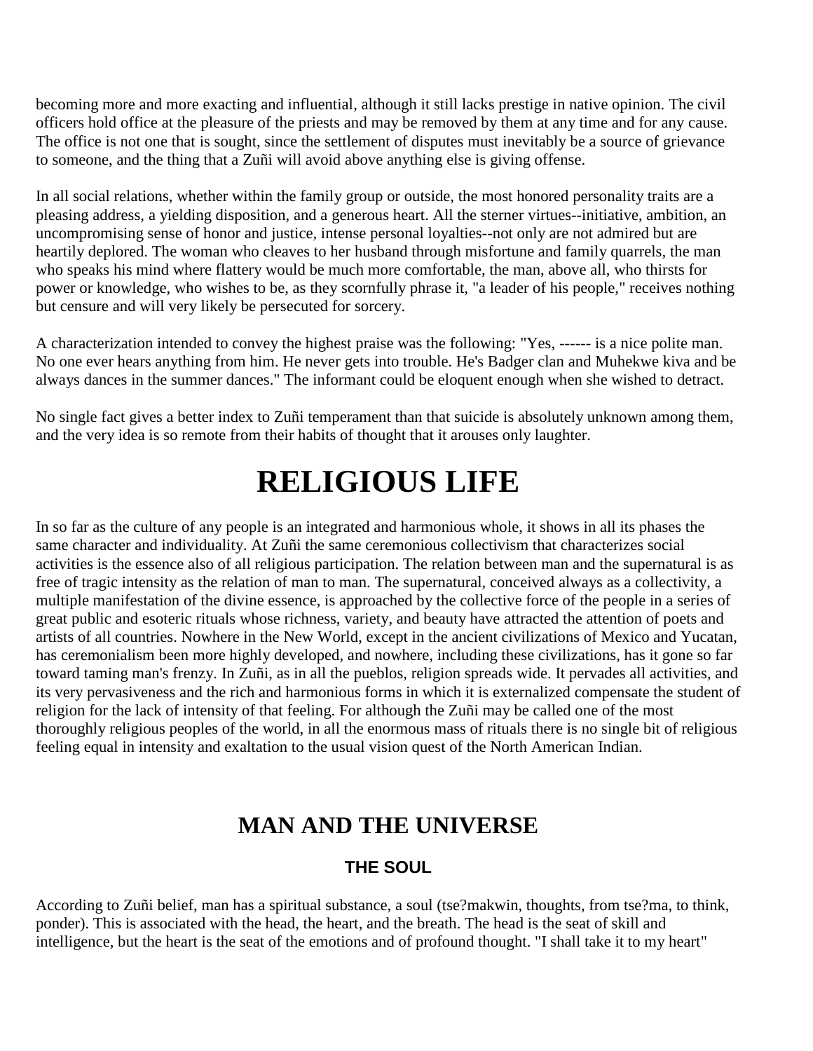becoming more and more exacting and influential, although it still lacks prestige in native opinion. The civil officers hold office at the pleasure of the priests and may be removed by them at any time and for any cause. The office is not one that is sought, since the settlement of disputes must inevitably be a source of grievance to someone, and the thing that a Zuñi will avoid above anything else is giving offense.

In all social relations, whether within the family group or outside, the most honored personality traits are a pleasing address, a yielding disposition, and a generous heart. All the sterner virtues--initiative, ambition, an uncompromising sense of honor and justice, intense personal loyalties--not only are not admired but are heartily deplored. The woman who cleaves to her husband through misfortune and family quarrels, the man who speaks his mind where flattery would be much more comfortable, the man, above all, who thirsts for power or knowledge, who wishes to be, as they scornfully phrase it, "a leader of his people," receives nothing but censure and will very likely be persecuted for sorcery.

A characterization intended to convey the highest praise was the following: "Yes, ------ is a nice polite man. No one ever hears anything from him. He never gets into trouble. He's Badger clan and Muhekwe kiva and be always dances in the summer dances." The informant could be eloquent enough when she wished to detract.

No single fact gives a better index to Zuñi temperament than that suicide is absolutely unknown among them, and the very idea is so remote from their habits of thought that it arouses only laughter.

# RELIGIOUS LIFE

In so far as the culture of any people is an integrated and harmonious whole, it shows in all its phases the same character and individuality. At Zuñi the same ceremonious collectivism that characterizes social activities is the essence also of all religious participation. The relation between man and the supernatural is as free of tragic intensity as the relation of man to man. The supernatural, conceived always as a collectivity, a multiple manifestation of the divine essence, is approached by the collective force of the people in a series of great public and esoteric rituals whose richness, variety, and beauty have attracted the attention of poets and artists of all countries. Nowhere in the New World, except in the ancient civilizations of Mexico and Yucatan, has ceremonialism been more highly developed, and nowhere, including these civilizations, has it gone so far toward taming man's frenzy. In Zuñi, as in all the pueblos, religion spreads wide. It pervades all activities, and its very pervasiveness and the rich and harmonious forms in which it is externalized compensate the student of religion for the lack of intensity of that feeling. For although the Zuñi may be called one of the most thoroughly religious peoples of the world, in all the enormous mass of rituals there is no single bit of religious feeling equal in intensity and exaltation to the usual vision quest of the North American Indian.

## MAN AND THE UNIVERSE

### THE SOUL

According to Zuñi belief, man has a spiritual substance, a soul (tse?makwin, thoughts, from tse?ma, to think, ponder). This is associated with the head, the heart, and the breath. The head is the seat of skill and intelligence, but the heart is the seat of the emotions and of profound thought. "I shall take it to my heart"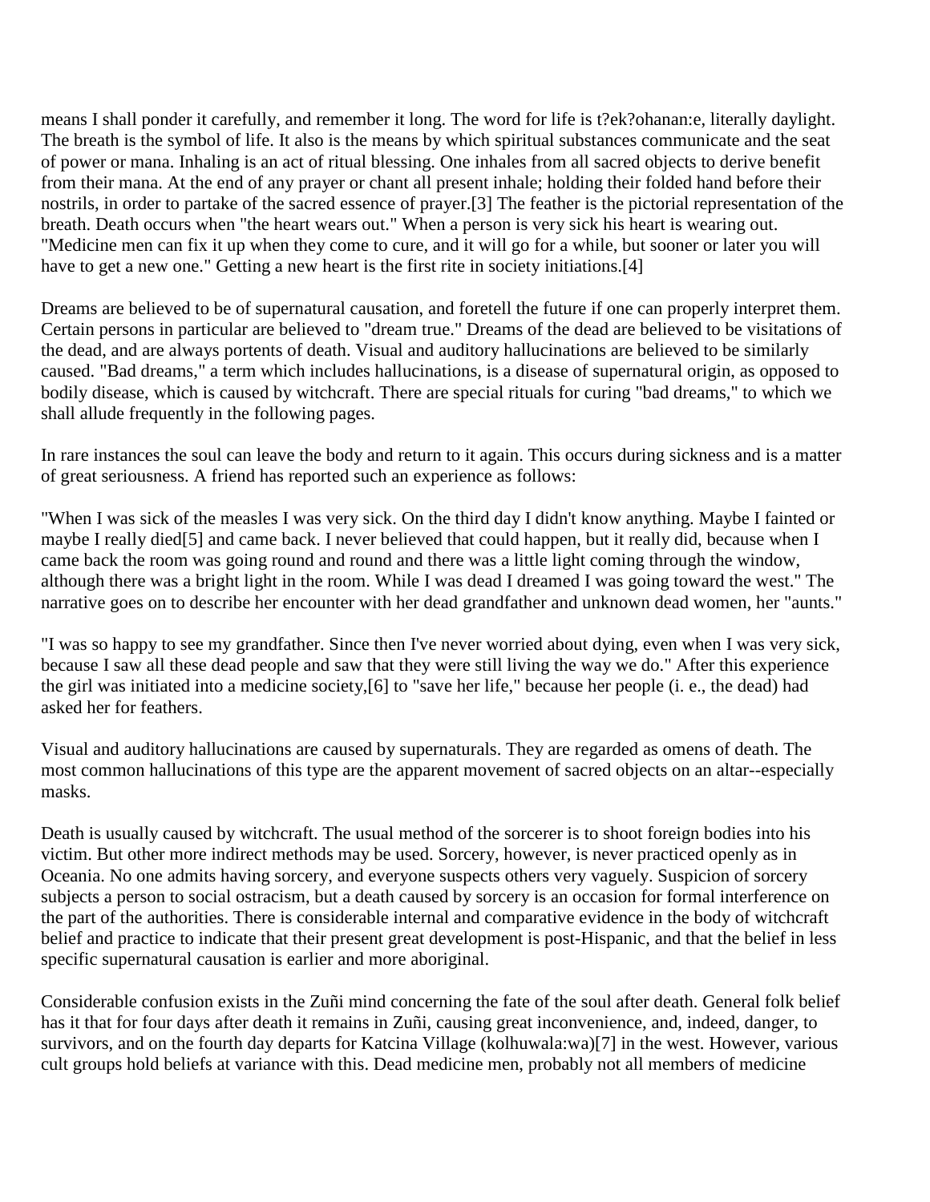means I shall ponder it carefully, and remember it long. The word for life is t?ek?ohanan:e, literally daylight. The breath is the symbol of life. It also is the means by which spiritual substances communicate and the seat of power or mana. Inhaling is an act of ritual blessing. One inhales from all sacred objects to derive benefit from their mana. At the end of any prayer or chant all present inhale; holding their folded hand before their nostrils, in order to partake of the sacred essence of prayer.[3] The feather is the pictorial representation of the breath. Death occurs when "the heart wears out." When a person is very sick his heart is wearing out. "Medicine men can fix it up when they come to cure, and it will go for a while, but sooner or later you will have to get a new one." Getting a new heart is the first rite in society initiations.[4]

Dreams are believed to be of supernatural causation, and foretell the future if one can properly interpret them. Certain persons in particular are believed to "dream true." Dreams of the dead are believed to be visitations of the dead, and are always portents of death. Visual and auditory hallucinations are believed to be similarly caused. "Bad dreams," a term which includes hallucinations, is a disease of supernatural origin, as opposed to bodily disease, which is caused by witchcraft. There are special rituals for curing "bad dreams," to which we shall allude frequently in the following pages.

In rare instances the soul can leave the body and return to it again. This occurs during sickness and is a matter of great seriousness. A friend has reported such an experience as follows:

"When I was sick of the measles I was very sick. On the third day I didn't know anything. Maybe I fainted or maybe I really died[5] and came back. I never believed that could happen, but it really did, because when I came back the room was going round and round and there was a little light coming through the window, although there was a bright light in the room. While I was dead I dreamed I was going toward the west." The narrative goes on to describe her encounter with her dead grandfather and unknown dead women, her "aunts."

"I was so happy to see my grandfather. Since then I've never worried about dying, even when I was very sick, because I saw all these dead people and saw that they were still living the way we do." After this experience the girl was initiated into a medicine society,[6] to "save her life," because her people (i. e., the dead) had asked her for feathers.

Visual and auditory hallucinations are caused by supernaturals. They are regarded as omens of death. The most common hallucinations of this type are the apparent movement of sacred objects on an altar--especially masks.

Death is usually caused by witchcraft. The usual method of the sorcerer is to shoot foreign bodies into his victim. But other more indirect methods may be used. Sorcery, however, is never practiced openly as in Oceania. No one admits having sorcery, and everyone suspects others very vaguely. Suspicion of sorcery subjects a person to social ostracism, but a death caused by sorcery is an occasion for formal interference on the part of the authorities. There is considerable internal and comparative evidence in the body of witchcraft belief and practice to indicate that their present great development is post-Hispanic, and that the belief in less specific supernatural causation is earlier and more aboriginal.

Considerable confusion exists in the Zuñi mind concerning the fate of the soul after death. General folk belief has it that for four days after death it remains in Zuñi, causing great inconvenience, and, indeed, danger, to survivors, and on the fourth day departs for Katcina Village (kolhuwala:wa)[7] in the west. However, various cult groups hold beliefs at variance with this. Dead medicine men, probably not all members of medicine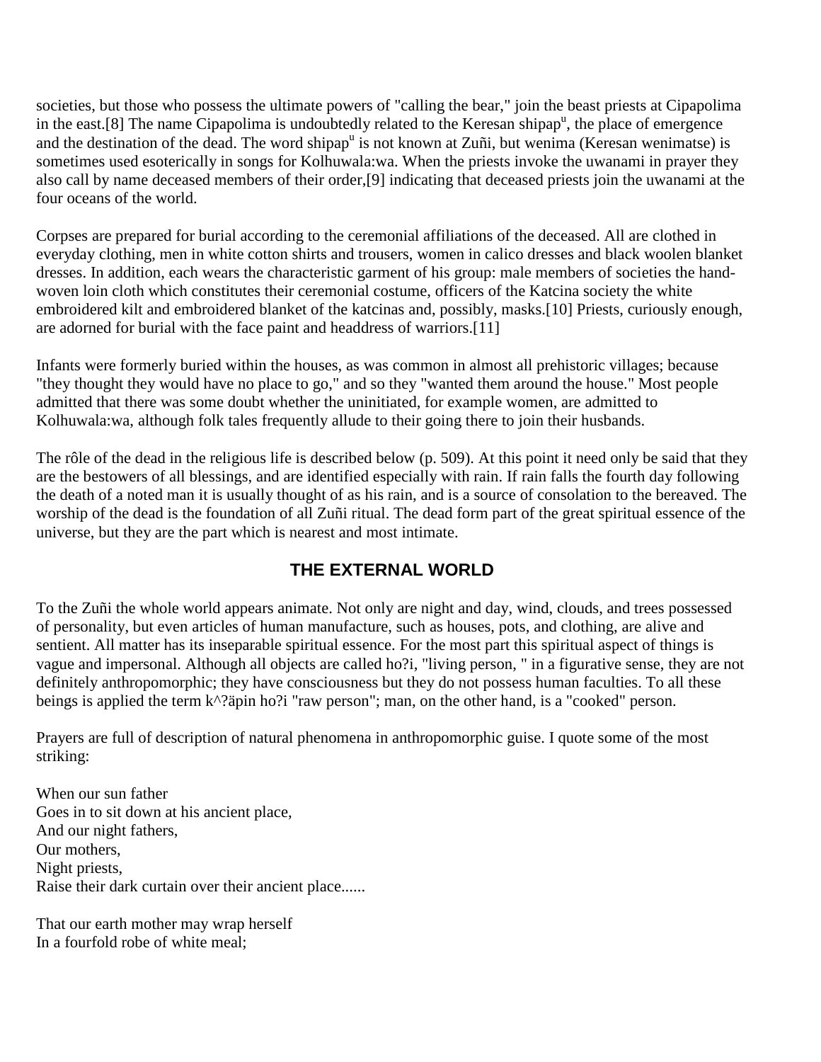societies, but those who possess the ultimate powers of "calling the bear," join the beast priests at Cipapolima in the east.[8] The name Cipapolima is undoubtedly related to the Keresan shipap[u], the place of emergence and the destination of the dead. The word shipap[u] is not known at Zuñi, but wenima (Keresan wenimatse) is sometimes used esoterically in songs for Kolhuwala:wa. When the priests invoke the uwanami in prayer they also call by name deceased members of their order,[9] indicating that deceased priests join the uwanami at the four oceans of the world.

Corpses are prepared for burial according to the ceremonial affiliations of the deceased. All are clothed in everyday clothing, men in white cotton shirts and trousers, women in calico dresses and black woolen blanket dresses. In addition, each wears the characteristic garment of his group: male members of societies the hand-woven loin cloth which constitutes their ceremonial costume, officers of the Katcina society the white embroidered kilt and embroidered blanket of the katcinas and, possibly, masks.[10] Priests, curiously enough, are adorned for burial with the face paint and headdress of warriors.[11]

Infants were formerly buried within the houses, as was common in almost all prehistoric villages; because "they thought they would have no place to go," and so they "wanted them around the house." Most people admitted that there was some doubt whether the uninitiated, for example women, are admitted to Kolhuwala:wa, although folk tales frequently allude to their going there to join their husbands.

The rôle of the dead in the religious life is described below (p. 509). At this point it need only be said that they are the bestowers of all blessings, and are identified especially with rain. If rain falls the fourth day following the death of a noted man it is usually thought of as his rain, and is a source of consolation to the bereaved. The worship of the dead is the foundation of all Zuñi ritual. The dead form part of the great spiritual essence of the universe, but they are the part which is nearest and most intimate.

## THE EXTERNAL WORLD

To the Zuñi the whole world appears animate. Not only are night and day, wind, clouds, and trees possessed of personality, but even articles of human manufacture, such as houses, pots, and clothing, are alive and sentient. All matter has its inseparable spiritual essence. For the most part this spiritual aspect of things is vague and impersonal. Although all objects are called ho?i, "living person, " in a figurative sense, they are not definitely anthropomorphic; they have consciousness but they do not possess human faculties. To all these beings is applied the term k^?äpin ho?i "raw person"; man, on the other hand, is a "cooked" person.

Prayers are full of description of natural phenomena in anthropomorphic guise. I quote some of the most striking:

When our sun father  
Goes in to sit down at his ancient place,  
And our night fathers,  
Our mothers,  
Night priests,  
Raise their dark curtain over their ancient place......

That our earth mother may wrap herself  
In a fourfold robe of white meal;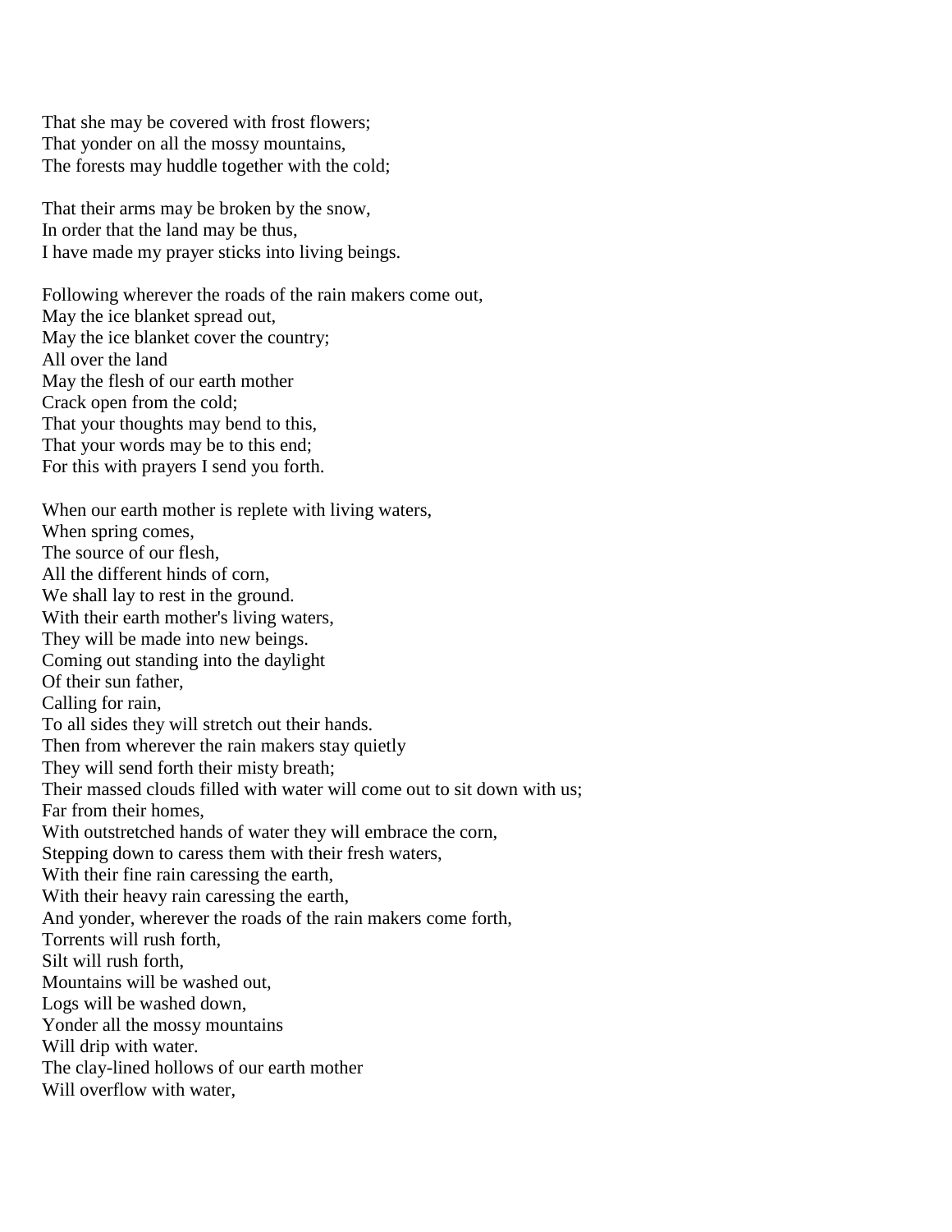That she may be covered with frost flowers;
That yonder on all the mossy mountains,
The forests may huddle together with the cold;

That their arms may be broken by the snow,
In order that the land may be thus,
I have made my prayer sticks into living beings.

Following wherever the roads of the rain makers come out,
May the ice blanket spread out,
May the ice blanket cover the country;
All over the land
May the flesh of our earth mother
Crack open from the cold;
That your thoughts may bend to this,
That your words may be to this end;
For this with prayers I send you forth.

When our earth mother is replete with living waters,
When spring comes,
The source of our flesh,
All the different hinds of corn,
We shall lay to rest in the ground.
With their earth mother's living waters,
They will be made into new beings.
Coming out standing into the daylight
Of their sun father,
Calling for rain,
To all sides they will stretch out their hands.
Then from wherever the rain makers stay quietly
They will send forth their misty breath;
Their massed clouds filled with water will come out to sit down with us;
Far from their homes,
With outstretched hands of water they will embrace the corn,
Stepping down to caress them with their fresh waters,
With their fine rain caressing the earth,
With their heavy rain caressing the earth,
And yonder, wherever the roads of the rain makers come forth,
Torrents will rush forth,
Silt will rush forth,
Mountains will be washed out,
Logs will be washed down,
Yonder all the mossy mountains
Will drip with water.
The clay-lined hollows of our earth mother
Will overflow with water,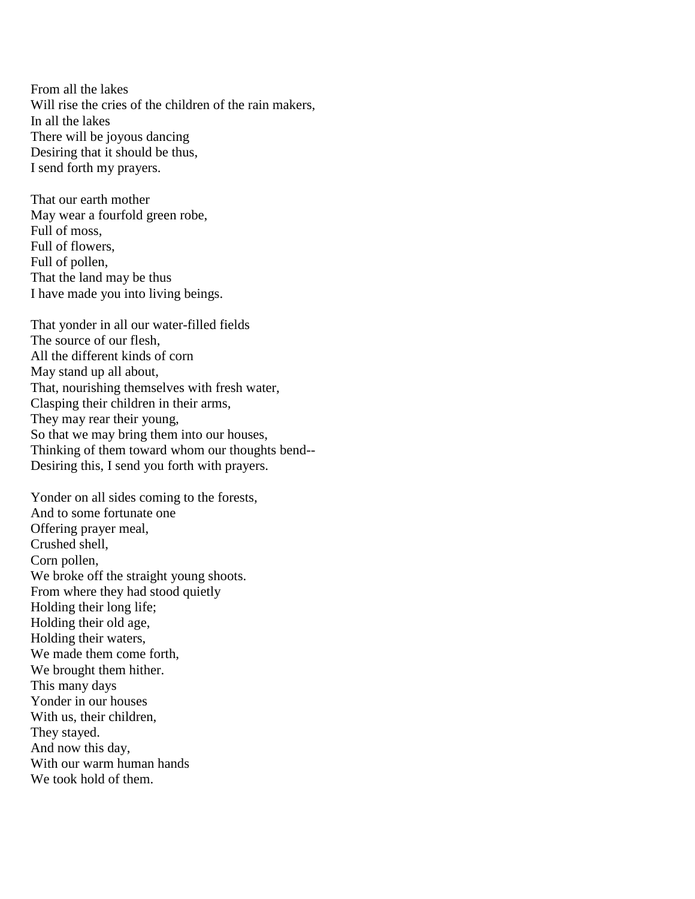From all the lakes
Will rise the cries of the children of the rain makers,
In all the lakes
There will be joyous dancing
Desiring that it should be thus,
I send forth my prayers.

That our earth mother
May wear a fourfold green robe,
Full of moss,
Full of flowers,
Full of pollen,
That the land may be thus
I have made you into living beings.

That yonder in all our water-filled fields
The source of our flesh,
All the different kinds of corn
May stand up all about,
That, nourishing themselves with fresh water,
Clasping their children in their arms,
They may rear their young,
So that we may bring them into our houses,
Thinking of them toward whom our thoughts bend--
Desiring this, I send you forth with prayers.

Yonder on all sides coming to the forests,
And to some fortunate one
Offering prayer meal,
Crushed shell,
Corn pollen,
We broke off the straight young shoots.
From where they had stood quietly
Holding their long life;
Holding their old age,
Holding their waters,
We made them come forth,
We brought them hither.
This many days
Yonder in our houses
With us, their children,
They stayed.
And now this day,
With our warm human hands
We took hold of them.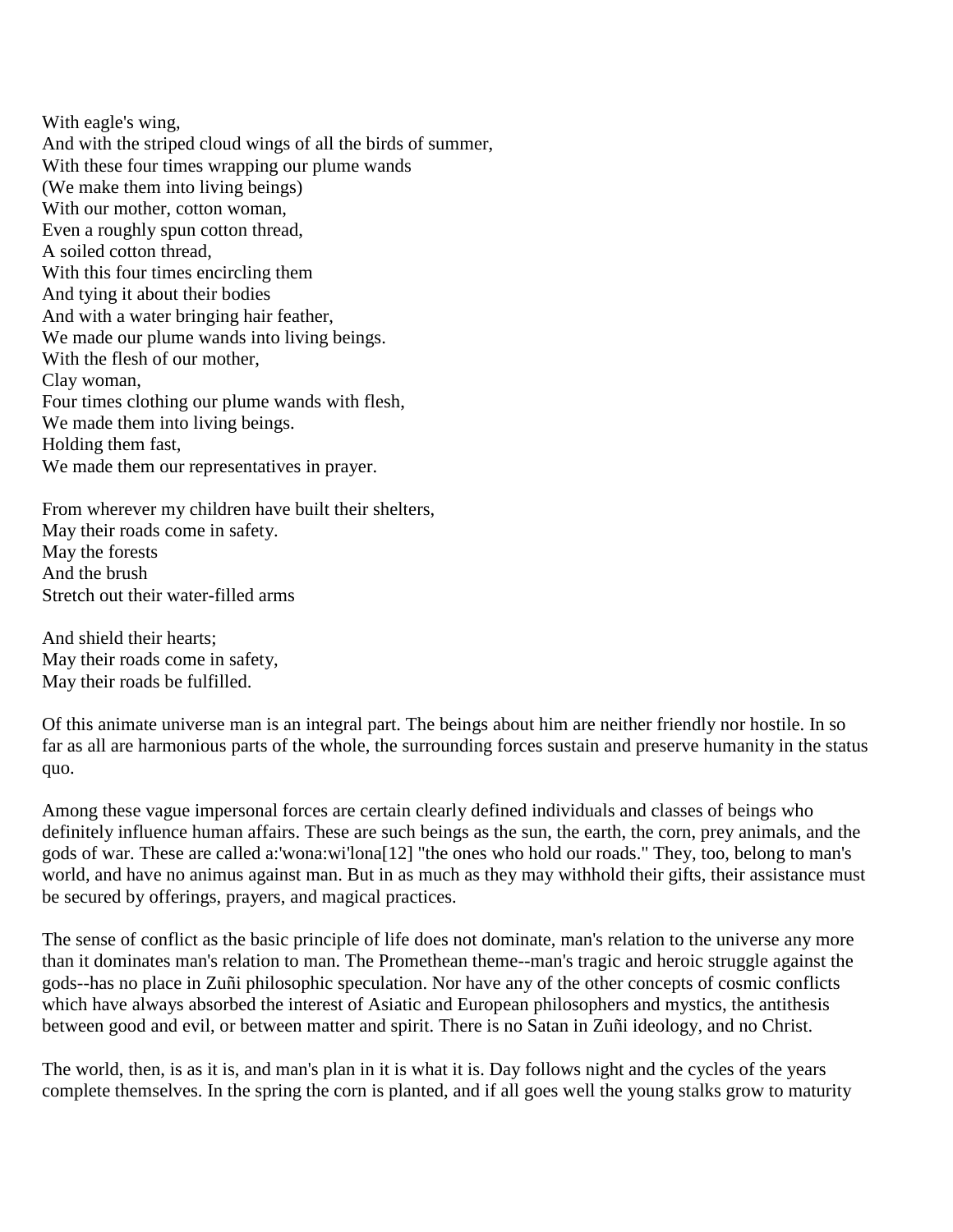With eagle's wing,  
And with the striped cloud wings of all the birds of summer,  
With these four times wrapping our plume wands  
(We make them into living beings)  
With our mother, cotton woman,  
Even a roughly spun cotton thread,  
A soiled cotton thread,  
With this four times encircling them  
And tying it about their bodies  
And with a water bringing hair feather,  
We made our plume wands into living beings.  
With the flesh of our mother,  
Clay woman,  
Four times clothing our plume wands with flesh,  
We made them into living beings.  
Holding them fast,  
We made them our representatives in prayer.

From wherever my children have built their shelters,  
May their roads come in safety.  
May the forests  
And the brush  
Stretch out their water-filled arms

And shield their hearts;  
May their roads come in safety,  
May their roads be fulfilled.

Of this animate universe man is an integral part. The beings about him are neither friendly nor hostile. In so far as all are harmonious parts of the whole, the surrounding forces sustain and preserve humanity in the status quo.

Among these vague impersonal forces are certain clearly defined individuals and classes of beings who definitely influence human affairs. These are such beings as the sun, the earth, the corn, prey animals, and the gods of war. These are called a:'wona:wi'lona[12] "the ones who hold our roads." They, too, belong to man's world, and have no animus against man. But in as much as they may withhold their gifts, their assistance must be secured by offerings, prayers, and magical practices.

The sense of conflict as the basic principle of life does not dominate, man's relation to the universe any more than it dominates man's relation to man. The Promethean theme--man's tragic and heroic struggle against the gods--has no place in Zuñi philosophic speculation. Nor have any of the other concepts of cosmic conflicts which have always absorbed the interest of Asiatic and European philosophers and mystics, the antithesis between good and evil, or between matter and spirit. There is no Satan in Zuñi ideology, and no Christ.

The world, then, is as it is, and man's plan in it is what it is. Day follows night and the cycles of the years complete themselves. In the spring the corn is planted, and if all goes well the young stalks grow to maturity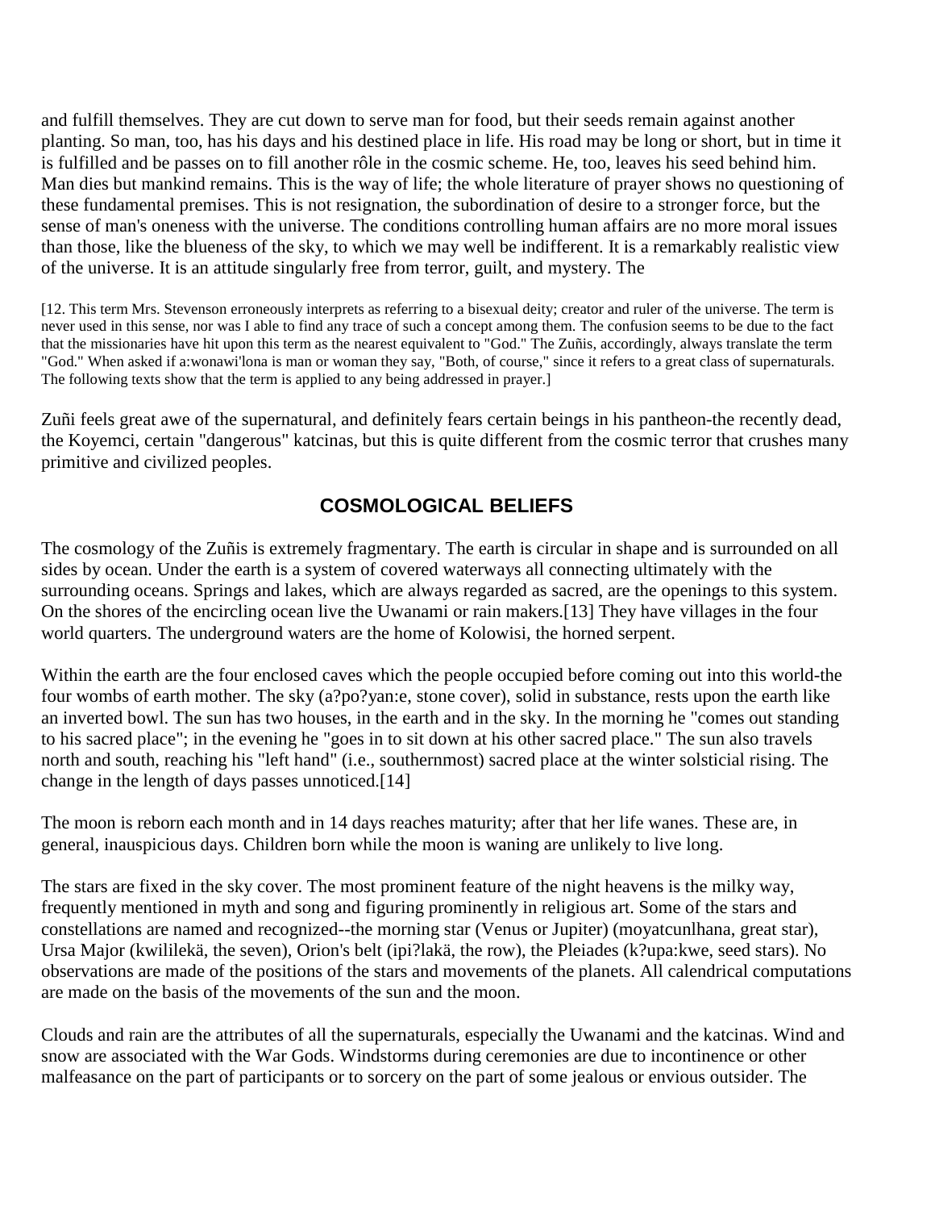and fulfill themselves. They are cut down to serve man for food, but their seeds remain against another planting. So man, too, has his days and his destined place in life. His road may be long or short, but in time it is fulfilled and be passes on to fill another rôle in the cosmic scheme. He, too, leaves his seed behind him. Man dies but mankind remains. This is the way of life; the whole literature of prayer shows no questioning of these fundamental premises. This is not resignation, the subordination of desire to a stronger force, but the sense of man's oneness with the universe. The conditions controlling human affairs are no more moral issues than those, like the blueness of the sky, to which we may well be indifferent. It is a remarkably realistic view of the universe. It is an attitude singularly free from terror, guilt, and mystery. The

[12. This term Mrs. Stevenson erroneously interprets as referring to a bisexual deity; creator and ruler of the universe. The term is never used in this sense, nor was I able to find any trace of such a concept among them. The confusion seems to be due to the fact that the missionaries have hit upon this term as the nearest equivalent to "God." The Zuñis, accordingly, always translate the term "God." When asked if a:wonawi'lona is man or woman they say, "Both, of course," since it refers to a great class of supernaturals. The following texts show that the term is applied to any being addressed in prayer.]

Zuñi feels great awe of the supernatural, and definitely fears certain beings in his pantheon-the recently dead, the Koyemci, certain "dangerous" katcinas, but this is quite different from the cosmic terror that crushes many primitive and civilized peoples.

## COSMOLOGICAL BELIEFS

The cosmology of the Zuñis is extremely fragmentary. The earth is circular in shape and is surrounded on all sides by ocean. Under the earth is a system of covered waterways all connecting ultimately with the surrounding oceans. Springs and lakes, which are always regarded as sacred, are the openings to this system. On the shores of the encircling ocean live the Uwanami or rain makers.[13] They have villages in the four world quarters. The underground waters are the home of Kolowisi, the horned serpent.

Within the earth are the four enclosed caves which the people occupied before coming out into this world-the four wombs of earth mother. The sky (a?po?yan:e, stone cover), solid in substance, rests upon the earth like an inverted bowl. The sun has two houses, in the earth and in the sky. In the morning he "comes out standing to his sacred place"; in the evening he "goes in to sit down at his other sacred place." The sun also travels north and south, reaching his "left hand" (i.e., southernmost) sacred place at the winter solsticial rising. The change in the length of days passes unnoticed.[14]

The moon is reborn each month and in 14 days reaches maturity; after that her life wanes. These are, in general, inauspicious days. Children born while the moon is waning are unlikely to live long.

The stars are fixed in the sky cover. The most prominent feature of the night heavens is the milky way, frequently mentioned in myth and song and figuring prominently in religious art. Some of the stars and constellations are named and recognized--the morning star (Venus or Jupiter) (moyatcunlhana, great star), Ursa Major (kwililekä, the seven), Orion's belt (ipi?lakä, the row), the Pleiades (k?upa:kwe, seed stars). No observations are made of the positions of the stars and movements of the planets. All calendrical computations are made on the basis of the movements of the sun and the moon.

Clouds and rain are the attributes of all the supernaturals, especially the Uwanami and the katcinas. Wind and snow are associated with the War Gods. Windstorms during ceremonies are due to incontinence or other malfeasance on the part of participants or to sorcery on the part of some jealous or envious outsider. The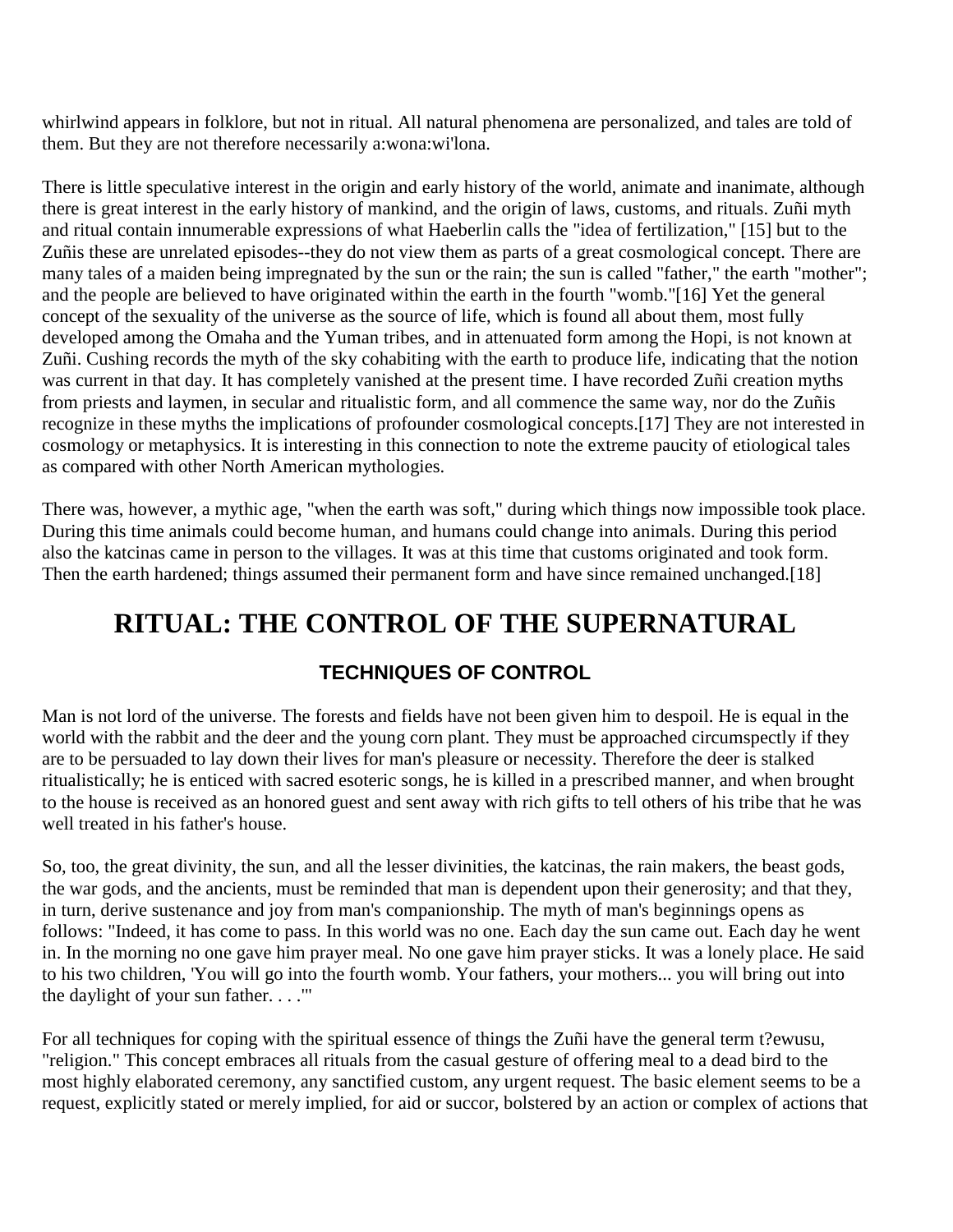whirlwind appears in folklore, but not in ritual. All natural phenomena are personalized, and tales are told of them. But they are not therefore necessarily a:wona:wi'lona.

There is little speculative interest in the origin and early history of the world, animate and inanimate, although there is great interest in the early history of mankind, and the origin of laws, customs, and rituals. Zuñi myth and ritual contain innumerable expressions of what Haeberlin calls the "idea of fertilization," [15] but to the Zuñis these are unrelated episodes--they do not view them as parts of a great cosmological concept. There are many tales of a maiden being impregnated by the sun or the rain; the sun is called "father," the earth "mother"; and the people are believed to have originated within the earth in the fourth "womb."[16] Yet the general concept of the sexuality of the universe as the source of life, which is found all about them, most fully developed among the Omaha and the Yuman tribes, and in attenuated form among the Hopi, is not known at Zuñi. Cushing records the myth of the sky cohabiting with the earth to produce life, indicating that the notion was current in that day. It has completely vanished at the present time. I have recorded Zuñi creation myths from priests and laymen, in secular and ritualistic form, and all commence the same way, nor do the Zuñis recognize in these myths the implications of profounder cosmological concepts.[17] They are not interested in cosmology or metaphysics. It is interesting in this connection to note the extreme paucity of etiological tales as compared with other North American mythologies.

There was, however, a mythic age, "when the earth was soft," during which things now impossible took place. During this time animals could become human, and humans could change into animals. During this period also the katcinas came in person to the villages. It was at this time that customs originated and took form. Then the earth hardened; things assumed their permanent form and have since remained unchanged.[18]

# RITUAL: THE CONTROL OF THE SUPERNATURAL

## TECHNIQUES OF CONTROL

Man is not lord of the universe. The forests and fields have not been given him to despoil. He is equal in the world with the rabbit and the deer and the young corn plant. They must be approached circumspectly if they are to be persuaded to lay down their lives for man's pleasure or necessity. Therefore the deer is stalked ritualistically; he is enticed with sacred esoteric songs, he is killed in a prescribed manner, and when brought to the house is received as an honored guest and sent away with rich gifts to tell others of his tribe that he was well treated in his father's house.

So, too, the great divinity, the sun, and all the lesser divinities, the katcinas, the rain makers, the beast gods, the war gods, and the ancients, must be reminded that man is dependent upon their generosity; and that they, in turn, derive sustenance and joy from man's companionship. The myth of man's beginnings opens as follows: "Indeed, it has come to pass. In this world was no one. Each day the sun came out. Each day he went in. In the morning no one gave him prayer meal. No one gave him prayer sticks. It was a lonely place. He said to his two children, 'You will go into the fourth womb. Your fathers, your mothers... you will bring out into the daylight of your sun father. . . .'"

For all techniques for coping with the spiritual essence of things the Zuñi have the general term t?ewusu, "religion." This concept embraces all rituals from the casual gesture of offering meal to a dead bird to the most highly elaborated ceremony, any sanctified custom, any urgent request. The basic element seems to be a request, explicitly stated or merely implied, for aid or succor, bolstered by an action or complex of actions that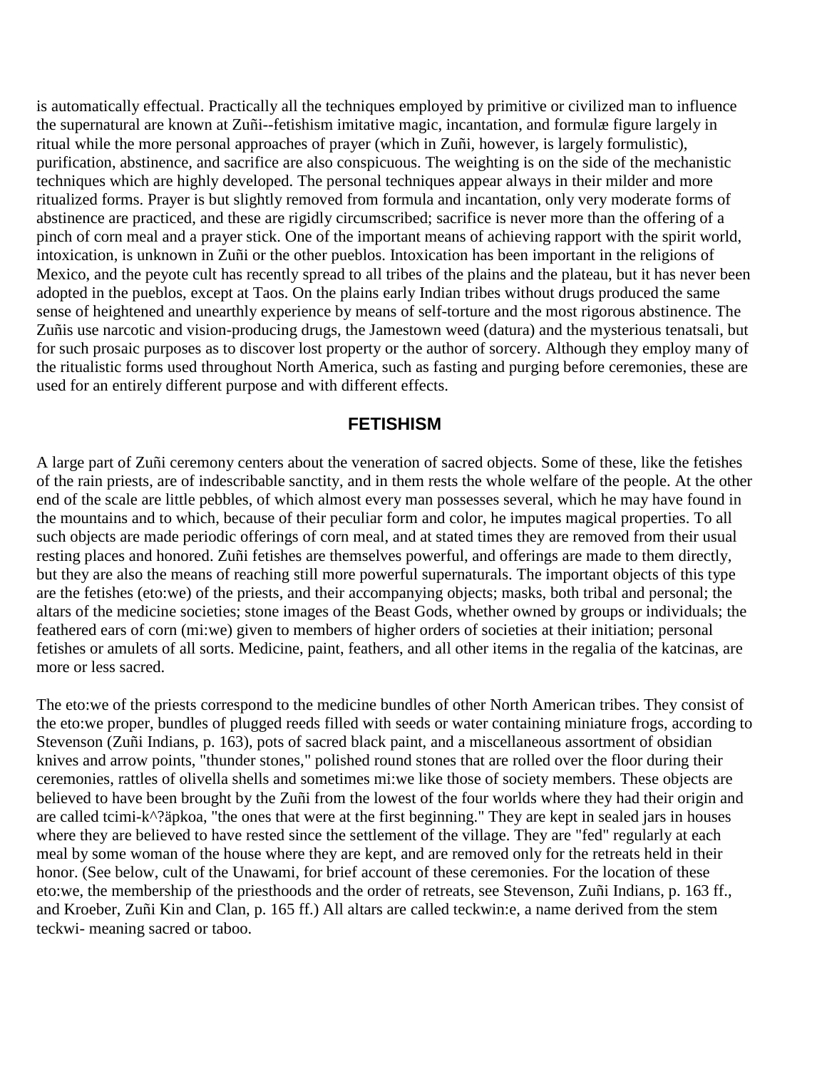is automatically effectual. Practically all the techniques employed by primitive or civilized man to influence the supernatural are known at Zuñi--fetishism imitative magic, incantation, and formulæ figure largely in ritual while the more personal approaches of prayer (which in Zuñi, however, is largely formulistic), purification, abstinence, and sacrifice are also conspicuous. The weighting is on the side of the mechanistic techniques which are highly developed. The personal techniques appear always in their milder and more ritualized forms. Prayer is but slightly removed from formula and incantation, only very moderate forms of abstinence are practiced, and these are rigidly circumscribed; sacrifice is never more than the offering of a pinch of corn meal and a prayer stick. One of the important means of achieving rapport with the spirit world, intoxication, is unknown in Zuñi or the other pueblos. Intoxication has been important in the religions of Mexico, and the peyote cult has recently spread to all tribes of the plains and the plateau, but it has never been adopted in the pueblos, except at Taos. On the plains early Indian tribes without drugs produced the same sense of heightened and unearthly experience by means of self-torture and the most rigorous abstinence. The Zuñis use narcotic and vision-producing drugs, the Jamestown weed (datura) and the mysterious tenatsali, but for such prosaic purposes as to discover lost property or the author of sorcery. Although they employ many of the ritualistic forms used throughout North America, such as fasting and purging before ceremonies, these are used for an entirely different purpose and with different effects.

## FETISHISM

A large part of Zuñi ceremony centers about the veneration of sacred objects. Some of these, like the fetishes of the rain priests, are of indescribable sanctity, and in them rests the whole welfare of the people. At the other end of the scale are little pebbles, of which almost every man possesses several, which he may have found in the mountains and to which, because of their peculiar form and color, he imputes magical properties. To all such objects are made periodic offerings of corn meal, and at stated times they are removed from their usual resting places and honored. Zuñi fetishes are themselves powerful, and offerings are made to them directly, but they are also the means of reaching still more powerful supernaturals. The important objects of this type are the fetishes (eto:we) of the priests, and their accompanying objects; masks, both tribal and personal; the altars of the medicine societies; stone images of the Beast Gods, whether owned by groups or individuals; the feathered ears of corn (mi:we) given to members of higher orders of societies at their initiation; personal fetishes or amulets of all sorts. Medicine, paint, feathers, and all other items in the regalia of the katcinas, are more or less sacred.

The eto:we of the priests correspond to the medicine bundles of other North American tribes. They consist of the eto:we proper, bundles of plugged reeds filled with seeds or water containing miniature frogs, according to Stevenson (Zuñi Indians, p. 163), pots of sacred black paint, and a miscellaneous assortment of obsidian knives and arrow points, "thunder stones," polished round stones that are rolled over the floor during their ceremonies, rattles of olivella shells and sometimes mi:we like those of society members. These objects are believed to have been brought by the Zuñi from the lowest of the four worlds where they had their origin and are called tcimi-k^?äpkoa, "the ones that were at the first beginning." They are kept in sealed jars in houses where they are believed to have rested since the settlement of the village. They are "fed" regularly at each meal by some woman of the house where they are kept, and are removed only for the retreats held in their honor. (See below, cult of the Unawami, for brief account of these ceremonies. For the location of these eto:we, the membership of the priesthoods and the order of retreats, see Stevenson, Zuñi Indians, p. 163 ff., and Kroeber, Zuñi Kin and Clan, p. 165 ff.) All altars are called teckwin:e, a name derived from the stem teckwi- meaning sacred or taboo.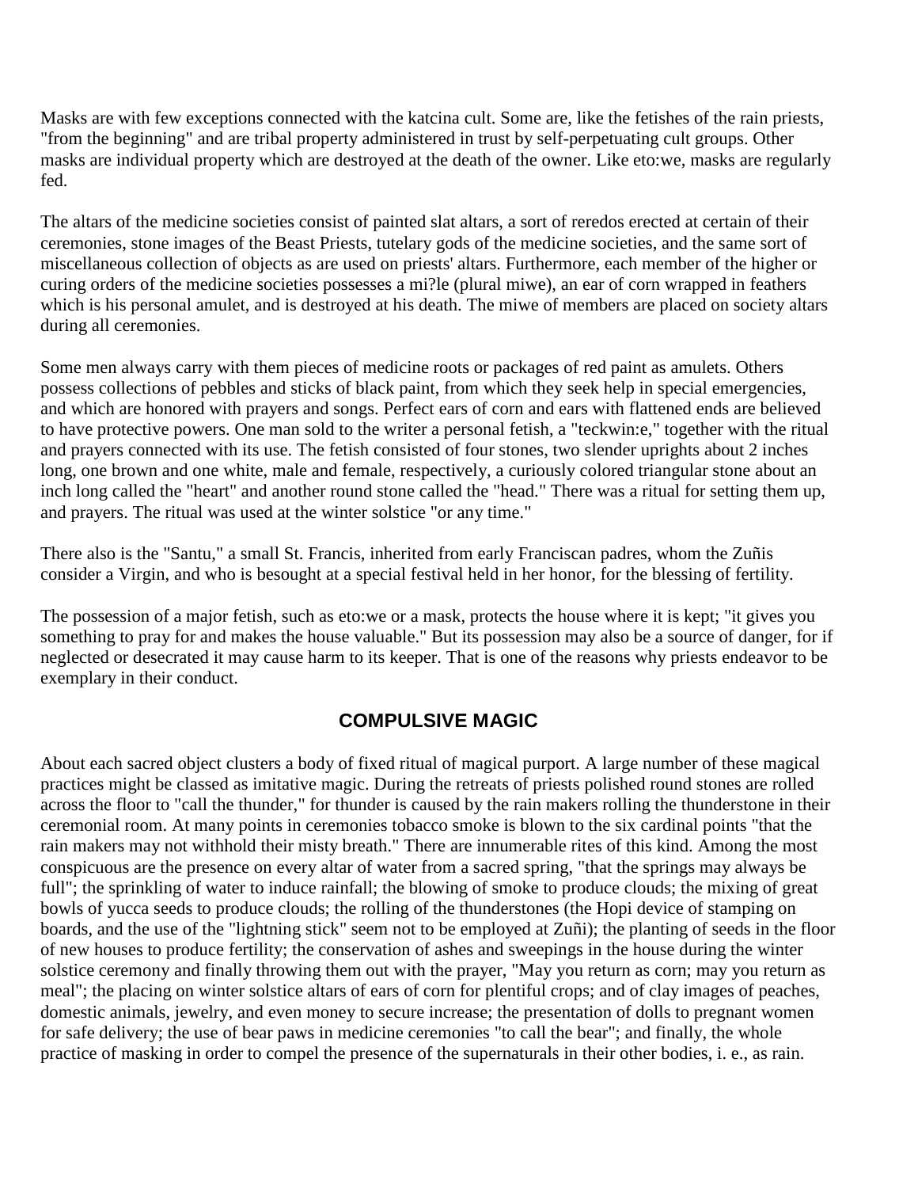Masks are with few exceptions connected with the katcina cult. Some are, like the fetishes of the rain priests, "from the beginning" and are tribal property administered in trust by self-perpetuating cult groups. Other masks are individual property which are destroyed at the death of the owner. Like eto:we, masks are regularly fed.

The altars of the medicine societies consist of painted slat altars, a sort of reredos erected at certain of their ceremonies, stone images of the Beast Priests, tutelary gods of the medicine societies, and the same sort of miscellaneous collection of objects as are used on priests' altars. Furthermore, each member of the higher or curing orders of the medicine societies possesses a mi?le (plural miwe), an ear of corn wrapped in feathers which is his personal amulet, and is destroyed at his death. The miwe of members are placed on society altars during all ceremonies.

Some men always carry with them pieces of medicine roots or packages of red paint as amulets. Others possess collections of pebbles and sticks of black paint, from which they seek help in special emergencies, and which are honored with prayers and songs. Perfect ears of corn and ears with flattened ends are believed to have protective powers. One man sold to the writer a personal fetish, a "teckwin:e," together with the ritual and prayers connected with its use. The fetish consisted of four stones, two slender uprights about 2 inches long, one brown and one white, male and female, respectively, a curiously colored triangular stone about an inch long called the "heart" and another round stone called the "head." There was a ritual for setting them up, and prayers. The ritual was used at the winter solstice "or any time."

There also is the "Santu," a small St. Francis, inherited from early Franciscan padres, whom the Zuñis consider a Virgin, and who is besought at a special festival held in her honor, for the blessing of fertility.

The possession of a major fetish, such as eto:we or a mask, protects the house where it is kept; "it gives you something to pray for and makes the house valuable." But its possession may also be a source of danger, for if neglected or desecrated it may cause harm to its keeper. That is one of the reasons why priests endeavor to be exemplary in their conduct.

## COMPULSIVE MAGIC

About each sacred object clusters a body of fixed ritual of magical purport. A large number of these magical practices might be classed as imitative magic. During the retreats of priests polished round stones are rolled across the floor to "call the thunder," for thunder is caused by the rain makers rolling the thunderstone in their ceremonial room. At many points in ceremonies tobacco smoke is blown to the six cardinal points "that the rain makers may not withhold their misty breath." There are innumerable rites of this kind. Among the most conspicuous are the presence on every altar of water from a sacred spring, "that the springs may always be full"; the sprinkling of water to induce rainfall; the blowing of smoke to produce clouds; the mixing of great bowls of yucca seeds to produce clouds; the rolling of the thunderstones (the Hopi device of stamping on boards, and the use of the "lightning stick" seem not to be employed at Zuñi); the planting of seeds in the floor of new houses to produce fertility; the conservation of ashes and sweepings in the house during the winter solstice ceremony and finally throwing them out with the prayer, "May you return as corn; may you return as meal"; the placing on winter solstice altars of ears of corn for plentiful crops; and of clay images of peaches, domestic animals, jewelry, and even money to secure increase; the presentation of dolls to pregnant women for safe delivery; the use of bear paws in medicine ceremonies "to call the bear"; and finally, the whole practice of masking in order to compel the presence of the supernaturals in their other bodies, i. e., as rain.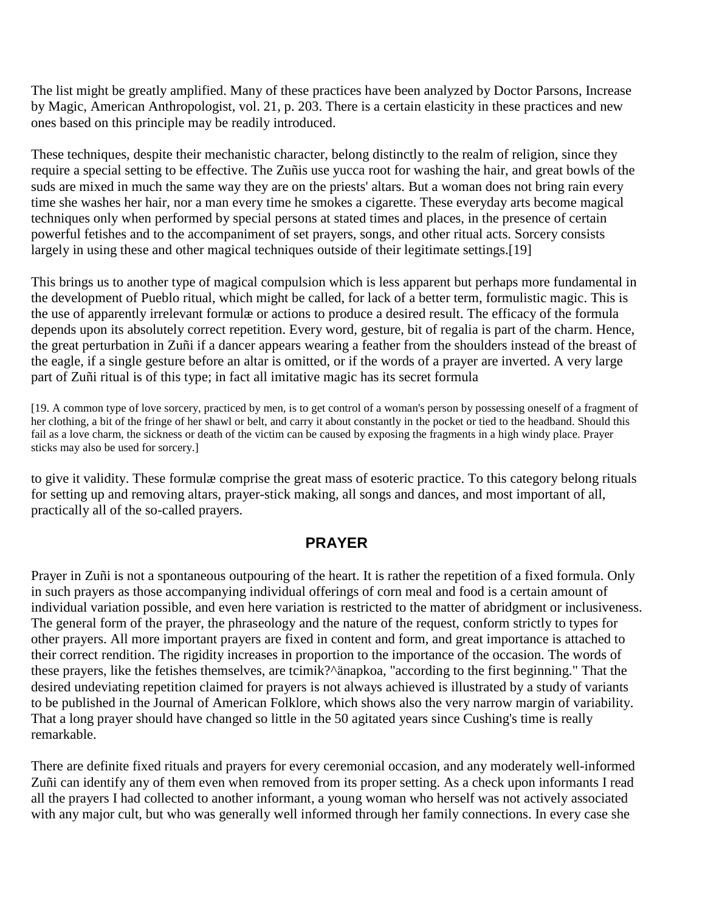The list might be greatly amplified. Many of these practices have been analyzed by Doctor Parsons, Increase by Magic, American Anthropologist, vol. 21, p. 203. There is a certain elasticity in these practices and new ones based on this principle may be readily introduced.

These techniques, despite their mechanistic character, belong distinctly to the realm of religion, since they require a special setting to be effective. The Zuñis use yucca root for washing the hair, and great bowls of the suds are mixed in much the same way they are on the priests' altars. But a woman does not bring rain every time she washes her hair, nor a man every time he smokes a cigarette. These everyday arts become magical techniques only when performed by special persons at stated times and places, in the presence of certain powerful fetishes and to the accompaniment of set prayers, songs, and other ritual acts. Sorcery consists largely in using these and other magical techniques outside of their legitimate settings.[19]

This brings us to another type of magical compulsion which is less apparent but perhaps more fundamental in the development of Pueblo ritual, which might be called, for lack of a better term, formulistic magic. This is the use of apparently irrelevant formulæ or actions to produce a desired result. The efficacy of the formula depends upon its absolutely correct repetition. Every word, gesture, bit of regalia is part of the charm. Hence, the great perturbation in Zuñi if a dancer appears wearing a feather from the shoulders instead of the breast of the eagle, if a single gesture before an altar is omitted, or if the words of a prayer are inverted. A very large part of Zuñi ritual is of this type; in fact all imitative magic has its secret formula to give it validity. These formulæ comprise the great mass of esoteric practice. To this category belong rituals for setting up and removing altars, prayer-stick making, all songs and dances, and most important of all, practically all of the so-called prayers.

[19. A common type of love sorcery, practiced by men, is to get control of a woman's person by possessing oneself of a fragment of her clothing, a bit of the fringe of her shawl or belt, and carry it about constantly in the pocket or tied to the headband. Should this fail as a love charm, the sickness or death of the victim can be caused by exposing the fragments in a high windy place. Prayer sticks may also be used for sorcery.]

## PRAYER

Prayer in Zuñi is not a spontaneous outpouring of the heart. It is rather the repetition of a fixed formula. Only in such prayers as those accompanying individual offerings of corn meal and food is a certain amount of individual variation possible, and even here variation is restricted to the matter of abridgment or inclusiveness. The general form of the prayer, the phraseology and the nature of the request, conform strictly to types for other prayers. All more important prayers are fixed in content and form, and great importance is attached to their correct rendition. The rigidity increases in proportion to the importance of the occasion. The words of these prayers, like the fetishes themselves, are tcimik?^änapkoa, "according to the first beginning." That the desired undeviating repetition claimed for prayers is not always achieved is illustrated by a study of variants to be published in the Journal of American Folklore, which shows also the very narrow margin of variability. That a long prayer should have changed so little in the 50 agitated years since Cushing's time is really remarkable.

There are definite fixed rituals and prayers for every ceremonial occasion, and any moderately well-informed Zuñi can identify any of them even when removed from its proper setting. As a check upon informants I read all the prayers I had collected to another informant, a young woman who herself was not actively associated with any major cult, but who was generally well informed through her family connections. In every case she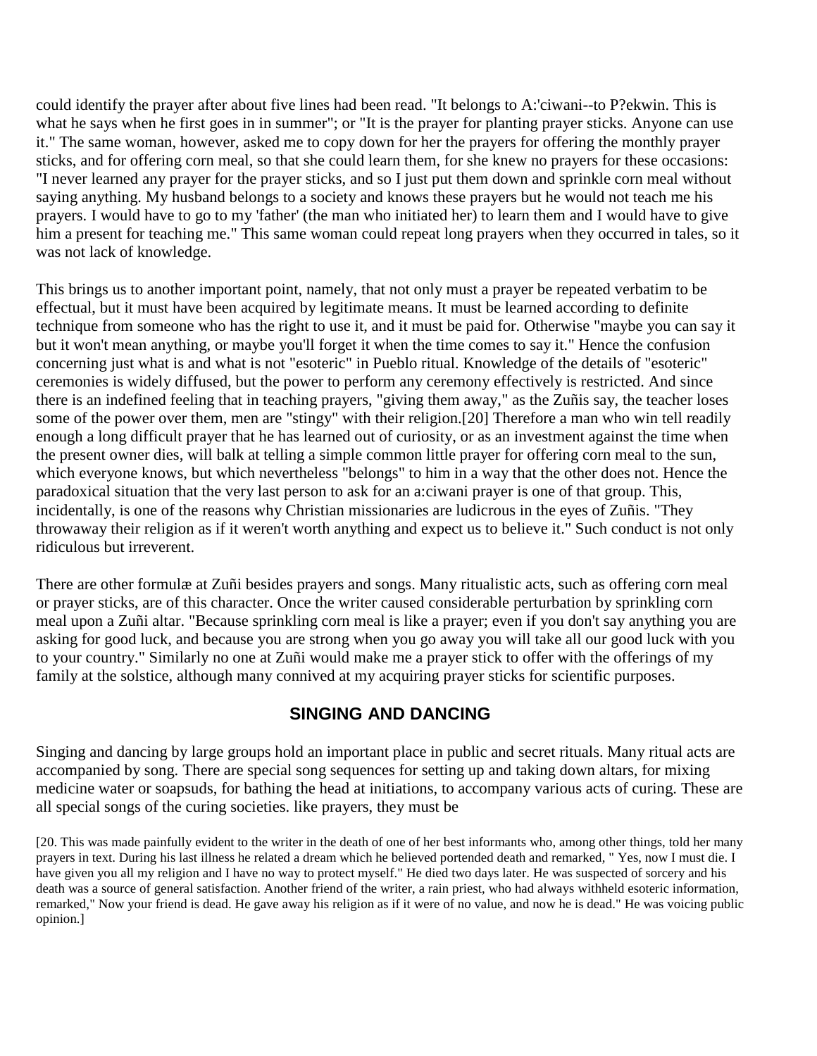could identify the prayer after about five lines had been read. "It belongs to A:'ciwani--to P?ekwin. This is what he says when he first goes in in summer"; or "It is the prayer for planting prayer sticks. Anyone can use it." The same woman, however, asked me to copy down for her the prayers for offering the monthly prayer sticks, and for offering corn meal, so that she could learn them, for she knew no prayers for these occasions: "I never learned any prayer for the prayer sticks, and so I just put them down and sprinkle corn meal without saying anything. My husband belongs to a society and knows these prayers but he would not teach me his prayers. I would have to go to my 'father' (the man who initiated her) to learn them and I would have to give him a present for teaching me." This same woman could repeat long prayers when they occurred in tales, so it was not lack of knowledge.

This brings us to another important point, namely, that not only must a prayer be repeated verbatim to be effectual, but it must have been acquired by legitimate means. It must be learned according to definite technique from someone who has the right to use it, and it must be paid for. Otherwise "maybe you can say it but it won't mean anything, or maybe you'll forget it when the time comes to say it." Hence the confusion concerning just what is and what is not "esoteric" in Pueblo ritual. Knowledge of the details of "esoteric" ceremonies is widely diffused, but the power to perform any ceremony effectively is restricted. And since there is an indefined feeling that in teaching prayers, "giving them away," as the Zuñis say, the teacher loses some of the power over them, men are "stingy" with their religion.[20] Therefore a man who win tell readily enough a long difficult prayer that he has learned out of curiosity, or as an investment against the time when the present owner dies, will balk at telling a simple common little prayer for offering corn meal to the sun, which everyone knows, but which nevertheless "belongs" to him in a way that the other does not. Hence the paradoxical situation that the very last person to ask for an a:ciwani prayer is one of that group. This, incidentally, is one of the reasons why Christian missionaries are ludicrous in the eyes of Zuñis. "They throwaway their religion as if it weren't worth anything and expect us to believe it." Such conduct is not only ridiculous but irreverent.

There are other formulæ at Zuñi besides prayers and songs. Many ritualistic acts, such as offering corn meal or prayer sticks, are of this character. Once the writer caused considerable perturbation by sprinkling corn meal upon a Zuñi altar. "Because sprinkling corn meal is like a prayer; even if you don't say anything you are asking for good luck, and because you are strong when you go away you will take all our good luck with you to your country." Similarly no one at Zuñi would make me a prayer stick to offer with the offerings of my family at the solstice, although many connived at my acquiring prayer sticks for scientific purposes.

## SINGING AND DANCING

Singing and dancing by large groups hold an important place in public and secret rituals. Many ritual acts are accompanied by song. There are special song sequences for setting up and taking down altars, for mixing medicine water or soapsuds, for bathing the head at initiations, to accompany various acts of curing. These are all special songs of the curing societies. like prayers, they must be

[20. This was made painfully evident to the writer in the death of one of her best informants who, among other things, told her many prayers in text. During his last illness he related a dream which he believed portended death and remarked, " Yes, now I must die. I have given you all my religion and I have no way to protect myself." He died two days later. He was suspected of sorcery and his death was a source of general satisfaction. Another friend of the writer, a rain priest, who had always withheld esoteric information, remarked," Now your friend is dead. He gave away his religion as if it were of no value, and now he is dead." He was voicing public opinion.]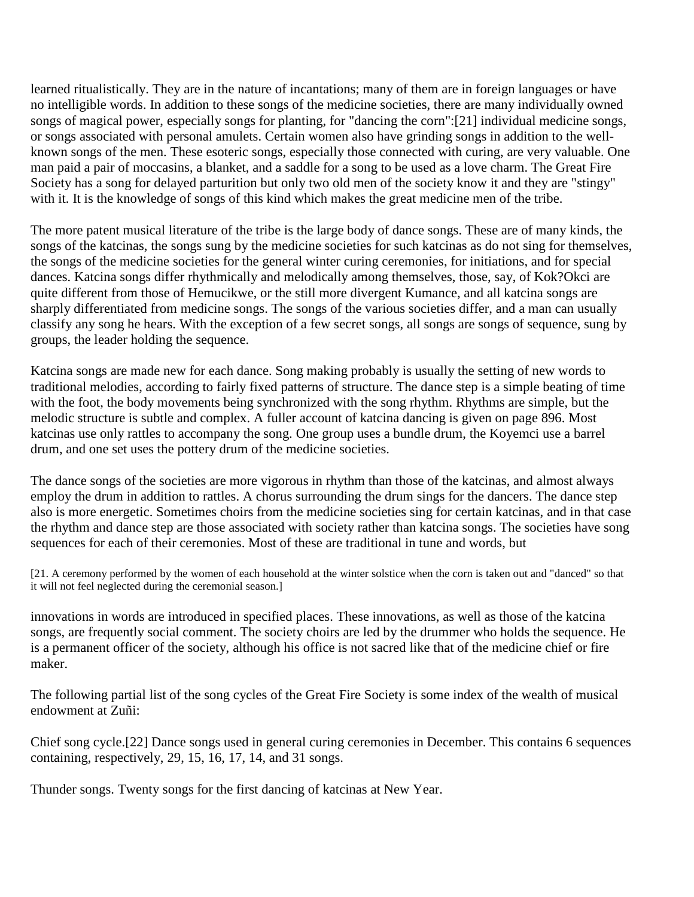learned ritualistically. They are in the nature of incantations; many of them are in foreign languages or have no intelligible words. In addition to these songs of the medicine societies, there are many individually owned songs of magical power, especially songs for planting, for "dancing the corn":[21] individual medicine songs, or songs associated with personal amulets. Certain women also have grinding songs in addition to the well-known songs of the men. These esoteric songs, especially those connected with curing, are very valuable. One man paid a pair of moccasins, a blanket, and a saddle for a song to be used as a love charm. The Great Fire Society has a song for delayed parturition but only two old men of the society know it and they are "stingy" with it. It is the knowledge of songs of this kind which makes the great medicine men of the tribe.

The more patent musical literature of the tribe is the large body of dance songs. These are of many kinds, the songs of the katcinas, the songs sung by the medicine societies for such katcinas as do not sing for themselves, the songs of the medicine societies for the general winter curing ceremonies, for initiations, and for special dances. Katcina songs differ rhythmically and melodically among themselves, those, say, of Kok?Okci are quite different from those of Hemucikwe, or the still more divergent Kumance, and all katcina songs are sharply differentiated from medicine songs. The songs of the various societies differ, and a man can usually classify any song he hears. With the exception of a few secret songs, all songs are songs of sequence, sung by groups, the leader holding the sequence.

Katcina songs are made new for each dance. Song making probably is usually the setting of new words to traditional melodies, according to fairly fixed patterns of structure. The dance step is a simple beating of time with the foot, the body movements being synchronized with the song rhythm. Rhythms are simple, but the melodic structure is subtle and complex. A fuller account of katcina dancing is given on page 896. Most katcinas use only rattles to accompany the song. One group uses a bundle drum, the Koyemci use a barrel drum, and one set uses the pottery drum of the medicine societies.

The dance songs of the societies are more vigorous in rhythm than those of the katcinas, and almost always employ the drum in addition to rattles. A chorus surrounding the drum sings for the dancers. The dance step also is more energetic. Sometimes choirs from the medicine societies sing for certain katcinas, and in that case the rhythm and dance step are those associated with society rather than katcina songs. The societies have song sequences for each of their ceremonies. Most of these are traditional in tune and words, but

[21. A ceremony performed by the women of each household at the winter solstice when the corn is taken out and "danced" so that it will not feel neglected during the ceremonial season.]

innovations in words are introduced in specified places. These innovations, as well as those of the katcina songs, are frequently social comment. The society choirs are led by the drummer who holds the sequence. He is a permanent officer of the society, although his office is not sacred like that of the medicine chief or fire maker.

The following partial list of the song cycles of the Great Fire Society is some index of the wealth of musical endowment at Zuñi:

Chief song cycle.[22] Dance songs used in general curing ceremonies in December. This contains 6 sequences containing, respectively, 29, 15, 16, 17, 14, and 31 songs.

Thunder songs. Twenty songs for the first dancing of katcinas at New Year.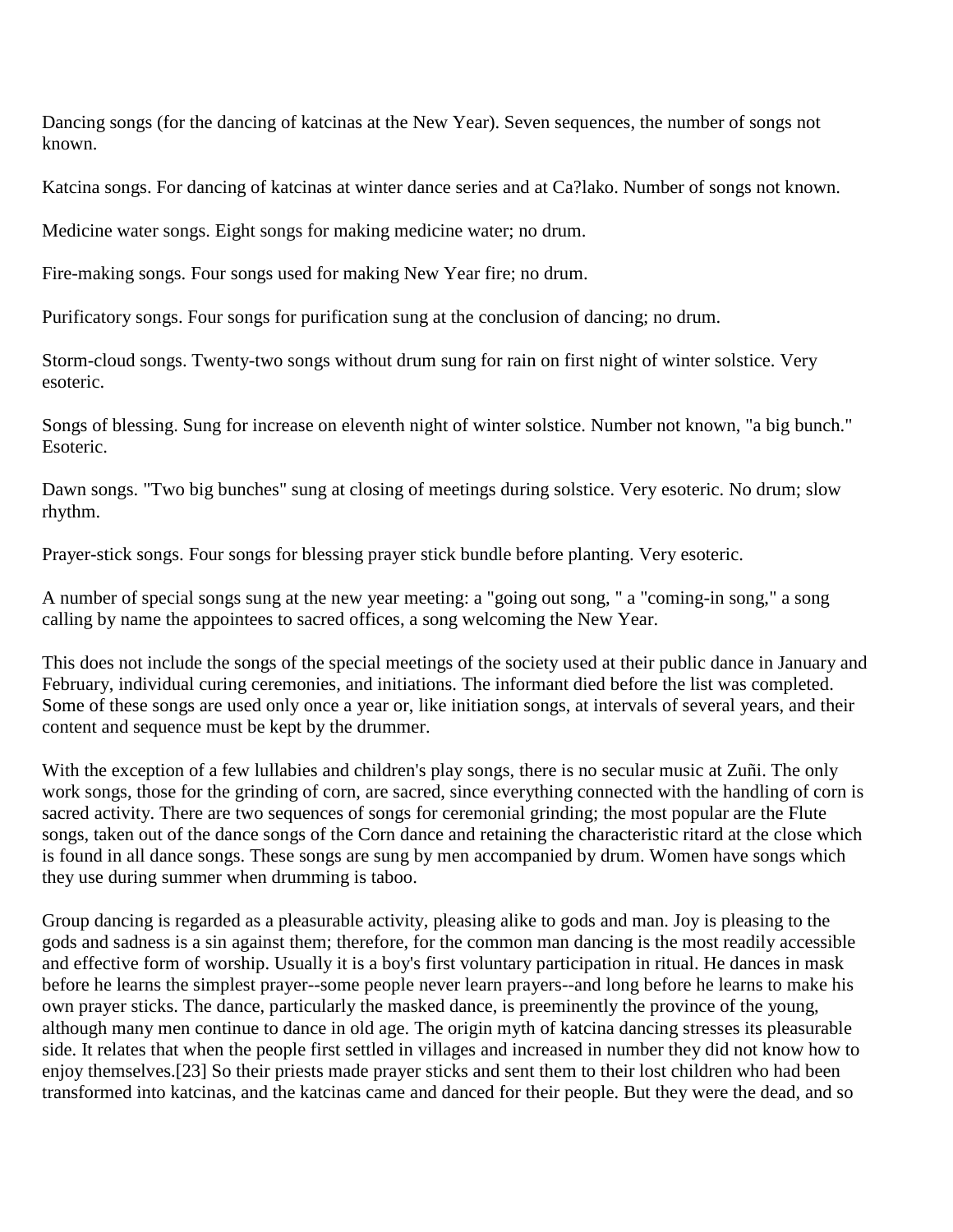Dancing songs (for the dancing of katcinas at the New Year). Seven sequences, the number of songs not known.

Katcina songs. For dancing of katcinas at winter dance series and at Ca?lako. Number of songs not known.

Medicine water songs. Eight songs for making medicine water; no drum.

Fire-making songs. Four songs used for making New Year fire; no drum.

Purificatory songs. Four songs for purification sung at the conclusion of dancing; no drum.

Storm-cloud songs. Twenty-two songs without drum sung for rain on first night of winter solstice. Very esoteric.

Songs of blessing. Sung for increase on eleventh night of winter solstice. Number not known, "a big bunch." Esoteric.

Dawn songs. "Two big bunches" sung at closing of meetings during solstice. Very esoteric. No drum; slow rhythm.

Prayer-stick songs. Four songs for blessing prayer stick bundle before planting. Very esoteric.

A number of special songs sung at the new year meeting: a "going out song, " a "coming-in song," a song calling by name the appointees to sacred offices, a song welcoming the New Year.

This does not include the songs of the special meetings of the society used at their public dance in January and February, individual curing ceremonies, and initiations. The informant died before the list was completed. Some of these songs are used only once a year or, like initiation songs, at intervals of several years, and their content and sequence must be kept by the drummer.

With the exception of a few lullabies and children's play songs, there is no secular music at Zuñi. The only work songs, those for the grinding of corn, are sacred, since everything connected with the handling of corn is sacred activity. There are two sequences of songs for ceremonial grinding; the most popular are the Flute songs, taken out of the dance songs of the Corn dance and retaining the characteristic ritard at the close which is found in all dance songs. These songs are sung by men accompanied by drum. Women have songs which they use during summer when drumming is taboo.

Group dancing is regarded as a pleasurable activity, pleasing alike to gods and man. Joy is pleasing to the gods and sadness is a sin against them; therefore, for the common man dancing is the most readily accessible and effective form of worship. Usually it is a boy's first voluntary participation in ritual. He dances in mask before he learns the simplest prayer--some people never learn prayers--and long before he learns to make his own prayer sticks. The dance, particularly the masked dance, is preeminently the province of the young, although many men continue to dance in old age. The origin myth of katcina dancing stresses its pleasurable side. It relates that when the people first settled in villages and increased in number they did not know how to enjoy themselves.[23] So their priests made prayer sticks and sent them to their lost children who had been transformed into katcinas, and the katcinas came and danced for their people. But they were the dead, and so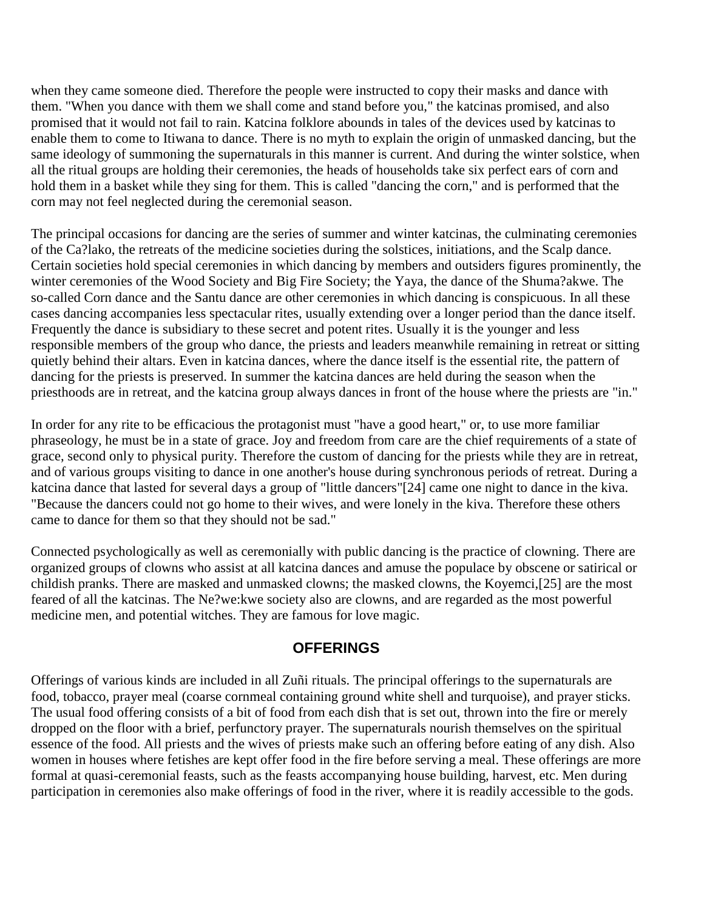when they came someone died. Therefore the people were instructed to copy their masks and dance with them. "When you dance with them we shall come and stand before you," the katcinas promised, and also promised that it would not fail to rain. Katcina folklore abounds in tales of the devices used by katcinas to enable them to come to Itiwana to dance. There is no myth to explain the origin of unmasked dancing, but the same ideology of summoning the supernaturals in this manner is current. And during the winter solstice, when all the ritual groups are holding their ceremonies, the heads of households take six perfect ears of corn and hold them in a basket while they sing for them. This is called "dancing the corn," and is performed that the corn may not feel neglected during the ceremonial season.

The principal occasions for dancing are the series of summer and winter katcinas, the culminating ceremonies of the Ca?lako, the retreats of the medicine societies during the solstices, initiations, and the Scalp dance. Certain societies hold special ceremonies in which dancing by members and outsiders figures prominently, the winter ceremonies of the Wood Society and Big Fire Society; the Yaya, the dance of the Shuma?akwe. The so-called Corn dance and the Santu dance are other ceremonies in which dancing is conspicuous. In all these cases dancing accompanies less spectacular rites, usually extending over a longer period than the dance itself. Frequently the dance is subsidiary to these secret and potent rites. Usually it is the younger and less responsible members of the group who dance, the priests and leaders meanwhile remaining in retreat or sitting quietly behind their altars. Even in katcina dances, where the dance itself is the essential rite, the pattern of dancing for the priests is preserved. In summer the katcina dances are held during the season when the priesthoods are in retreat, and the katcina group always dances in front of the house where the priests are "in."

In order for any rite to be efficacious the protagonist must "have a good heart," or, to use more familiar phraseology, he must be in a state of grace. Joy and freedom from care are the chief requirements of a state of grace, second only to physical purity. Therefore the custom of dancing for the priests while they are in retreat, and of various groups visiting to dance in one another's house during synchronous periods of retreat. During a katcina dance that lasted for several days a group of "little dancers"[24] came one night to dance in the kiva. "Because the dancers could not go home to their wives, and were lonely in the kiva. Therefore these others came to dance for them so that they should not be sad."

Connected psychologically as well as ceremonially with public dancing is the practice of clowning. There are organized groups of clowns who assist at all katcina dances and amuse the populace by obscene or satirical or childish pranks. There are masked and unmasked clowns; the masked clowns, the Koyemci,[25] are the most feared of all the katcinas. The Ne?we:kwe society also are clowns, and are regarded as the most powerful medicine men, and potential witches. They are famous for love magic.

## OFFERINGS

Offerings of various kinds are included in all Zuñi rituals. The principal offerings to the supernaturals are food, tobacco, prayer meal (coarse cornmeal containing ground white shell and turquoise), and prayer sticks. The usual food offering consists of a bit of food from each dish that is set out, thrown into the fire or merely dropped on the floor with a brief, perfunctory prayer. The supernaturals nourish themselves on the spiritual essence of the food. All priests and the wives of priests make such an offering before eating of any dish. Also women in houses where fetishes are kept offer food in the fire before serving a meal. These offerings are more formal at quasi-ceremonial feasts, such as the feasts accompanying house building, harvest, etc. Men during participation in ceremonies also make offerings of food in the river, where it is readily accessible to the gods.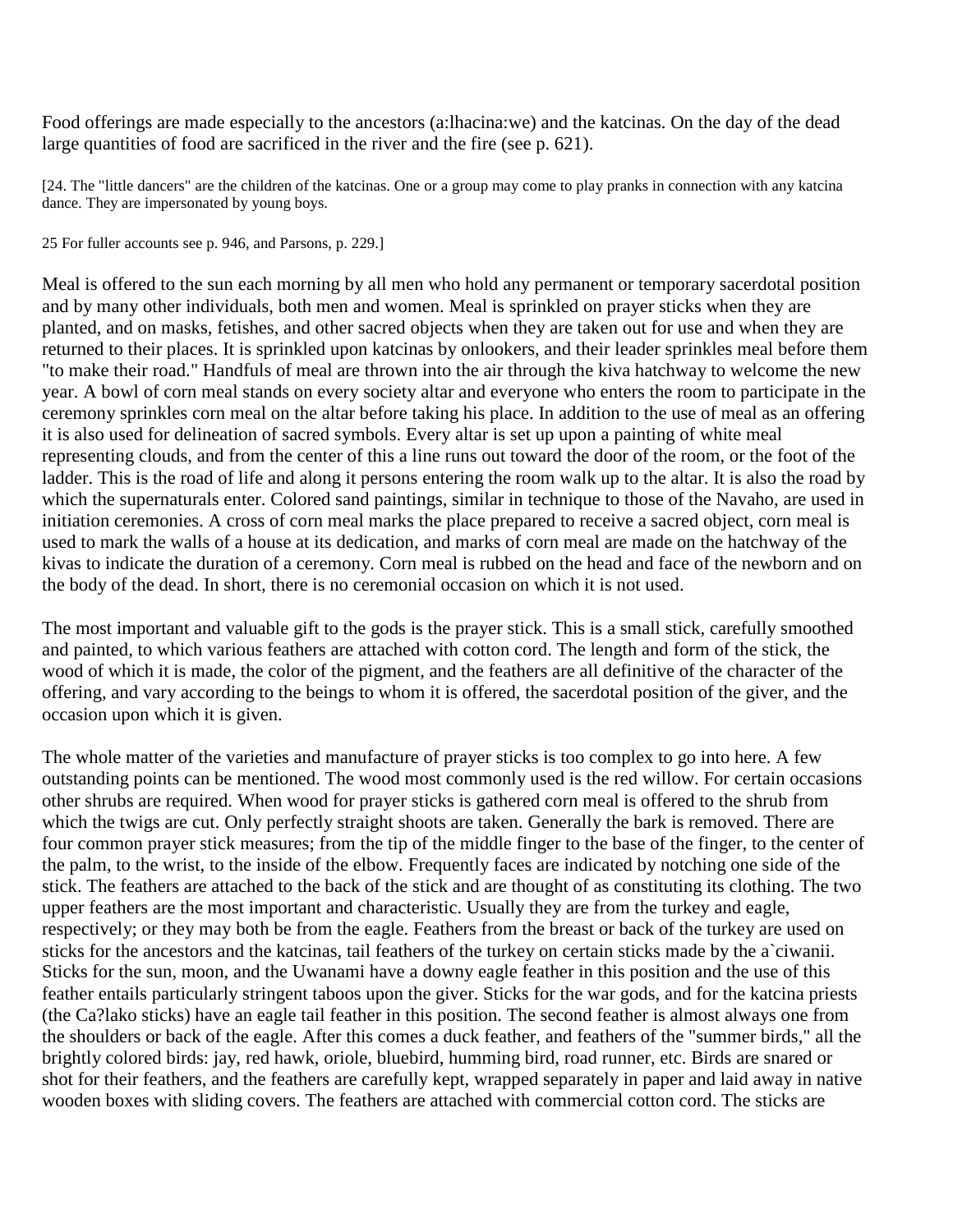Food offerings are made especially to the ancestors (a:lhacina:we) and the katcinas. On the day of the dead large quantities of food are sacrificed in the river and the fire (see p. 621).

[24. The "little dancers" are the children of the katcinas. One or a group may come to play pranks in connection with any katcina dance. They are impersonated by young boys.

25 For fuller accounts see p. 946, and Parsons, p. 229.]

Meal is offered to the sun each morning by all men who hold any permanent or temporary sacerdotal position and by many other individuals, both men and women. Meal is sprinkled on prayer sticks when they are planted, and on masks, fetishes, and other sacred objects when they are taken out for use and when they are returned to their places. It is sprinkled upon katcinas by onlookers, and their leader sprinkles meal before them "to make their road." Handfuls of meal are thrown into the air through the kiva hatchway to welcome the new year. A bowl of corn meal stands on every society altar and everyone who enters the room to participate in the ceremony sprinkles corn meal on the altar before taking his place. In addition to the use of meal as an offering it is also used for delineation of sacred symbols. Every altar is set up upon a painting of white meal representing clouds, and from the center of this a line runs out toward the door of the room, or the foot of the ladder. This is the road of life and along it persons entering the room walk up to the altar. It is also the road by which the supernaturals enter. Colored sand paintings, similar in technique to those of the Navaho, are used in initiation ceremonies. A cross of corn meal marks the place prepared to receive a sacred object, corn meal is used to mark the walls of a house at its dedication, and marks of corn meal are made on the hatchway of the kivas to indicate the duration of a ceremony. Corn meal is rubbed on the head and face of the newborn and on the body of the dead. In short, there is no ceremonial occasion on which it is not used.

The most important and valuable gift to the gods is the prayer stick. This is a small stick, carefully smoothed and painted, to which various feathers are attached with cotton cord. The length and form of the stick, the wood of which it is made, the color of the pigment, and the feathers are all definitive of the character of the offering, and vary according to the beings to whom it is offered, the sacerdotal position of the giver, and the occasion upon which it is given.

The whole matter of the varieties and manufacture of prayer sticks is too complex to go into here. A few outstanding points can be mentioned. The wood most commonly used is the red willow. For certain occasions other shrubs are required. When wood for prayer sticks is gathered corn meal is offered to the shrub from which the twigs are cut. Only perfectly straight shoots are taken. Generally the bark is removed. There are four common prayer stick measures; from the tip of the middle finger to the base of the finger, to the center of the palm, to the wrist, to the inside of the elbow. Frequently faces are indicated by notching one side of the stick. The feathers are attached to the back of the stick and are thought of as constituting its clothing. The two upper feathers are the most important and characteristic. Usually they are from the turkey and eagle, respectively; or they may both be from the eagle. Feathers from the breast or back of the turkey are used on sticks for the ancestors and the katcinas, tail feathers of the turkey on certain sticks made by the a`ciwanii. Sticks for the sun, moon, and the Uwanami have a downy eagle feather in this position and the use of this feather entails particularly stringent taboos upon the giver. Sticks for the war gods, and for the katcina priests (the Ca?lako sticks) have an eagle tail feather in this position. The second feather is almost always one from the shoulders or back of the eagle. After this comes a duck feather, and feathers of the "summer birds," all the brightly colored birds: jay, red hawk, oriole, bluebird, humming bird, road runner, etc. Birds are snared or shot for their feathers, and the feathers are carefully kept, wrapped separately in paper and laid away in native wooden boxes with sliding covers. The feathers are attached with commercial cotton cord. The sticks are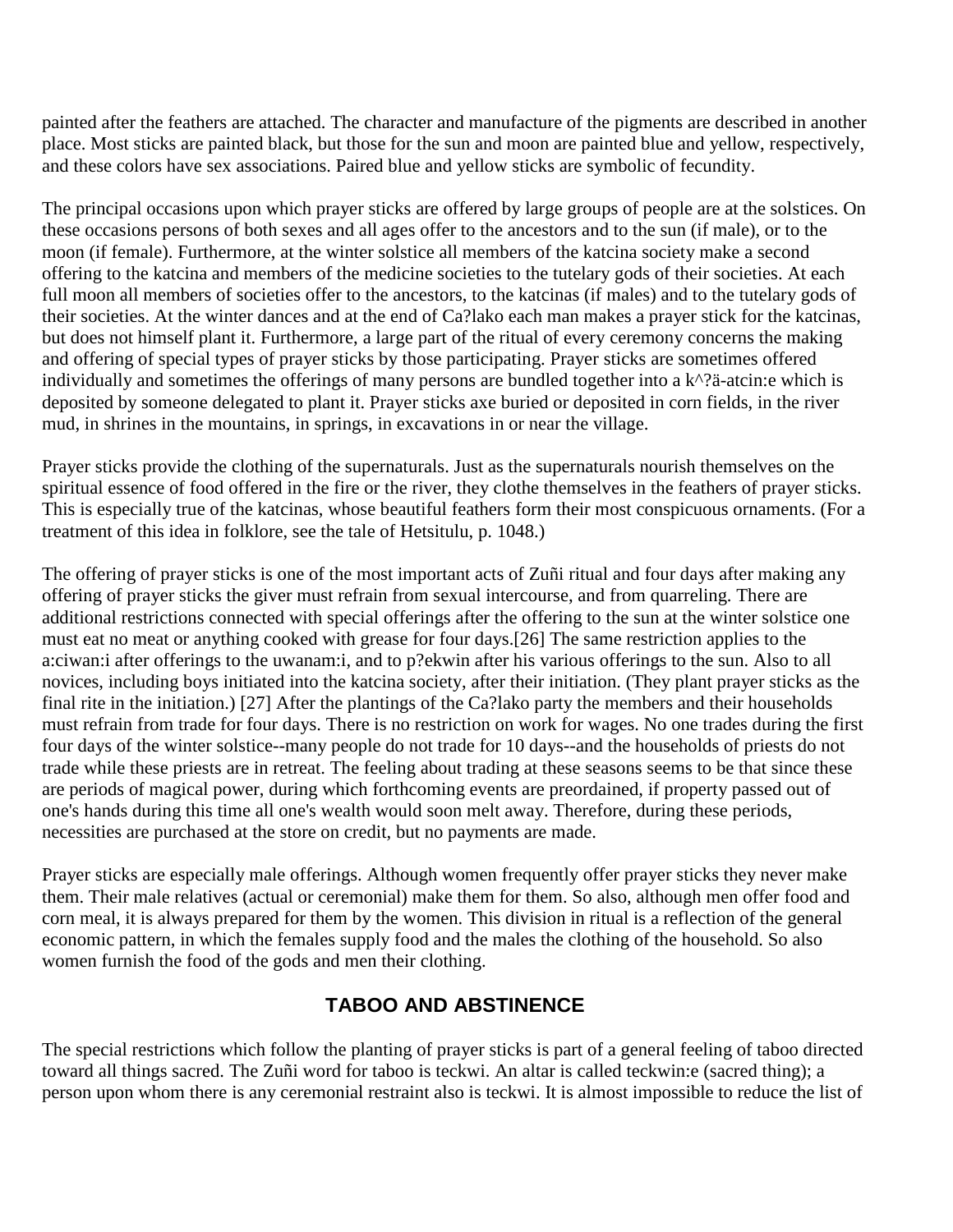painted after the feathers are attached. The character and manufacture of the pigments are described in another place. Most sticks are painted black, but those for the sun and moon are painted blue and yellow, respectively, and these colors have sex associations. Paired blue and yellow sticks are symbolic of fecundity.

The principal occasions upon which prayer sticks are offered by large groups of people are at the solstices. On these occasions persons of both sexes and all ages offer to the ancestors and to the sun (if male), or to the moon (if female). Furthermore, at the winter solstice all members of the katcina society make a second offering to the katcina and members of the medicine societies to the tutelary gods of their societies. At each full moon all members of societies offer to the ancestors, to the katcinas (if males) and to the tutelary gods of their societies. At the winter dances and at the end of Ca?lako each man makes a prayer stick for the katcinas, but does not himself plant it. Furthermore, a large part of the ritual of every ceremony concerns the making and offering of special types of prayer sticks by those participating. Prayer sticks are sometimes offered individually and sometimes the offerings of many persons are bundled together into a k^?ä-atcin:e which is deposited by someone delegated to plant it. Prayer sticks axe buried or deposited in corn fields, in the river mud, in shrines in the mountains, in springs, in excavations in or near the village.

Prayer sticks provide the clothing of the supernaturals. Just as the supernaturals nourish themselves on the spiritual essence of food offered in the fire or the river, they clothe themselves in the feathers of prayer sticks. This is especially true of the katcinas, whose beautiful feathers form their most conspicuous ornaments. (For a treatment of this idea in folklore, see the tale of Hetsitulu, p. 1048.)

The offering of prayer sticks is one of the most important acts of Zuñi ritual and four days after making any offering of prayer sticks the giver must refrain from sexual intercourse, and from quarreling. There are additional restrictions connected with special offerings after the offering to the sun at the winter solstice one must eat no meat or anything cooked with grease for four days.[26] The same restriction applies to the a:ciwan:i after offerings to the uwanam:i, and to p?ekwin after his various offerings to the sun. Also to all novices, including boys initiated into the katcina society, after their initiation. (They plant prayer sticks as the final rite in the initiation.) [27] After the plantings of the Ca?lako party the members and their households must refrain from trade for four days. There is no restriction on work for wages. No one trades during the first four days of the winter solstice--many people do not trade for 10 days--and the households of priests do not trade while these priests are in retreat. The feeling about trading at these seasons seems to be that since these are periods of magical power, during which forthcoming events are preordained, if property passed out of one's hands during this time all one's wealth would soon melt away. Therefore, during these periods, necessities are purchased at the store on credit, but no payments are made.

Prayer sticks are especially male offerings. Although women frequently offer prayer sticks they never make them. Their male relatives (actual or ceremonial) make them for them. So also, although men offer food and corn meal, it is always prepared for them by the women. This division in ritual is a reflection of the general economic pattern, in which the females supply food and the males the clothing of the household. So also women furnish the food of the gods and men their clothing.

## TABOO AND ABSTINENCE

The special restrictions which follow the planting of prayer sticks is part of a general feeling of taboo directed toward all things sacred. The Zuñi word for taboo is teckwi. An altar is called teckwin:e (sacred thing); a person upon whom there is any ceremonial restraint also is teckwi. It is almost impossible to reduce the list of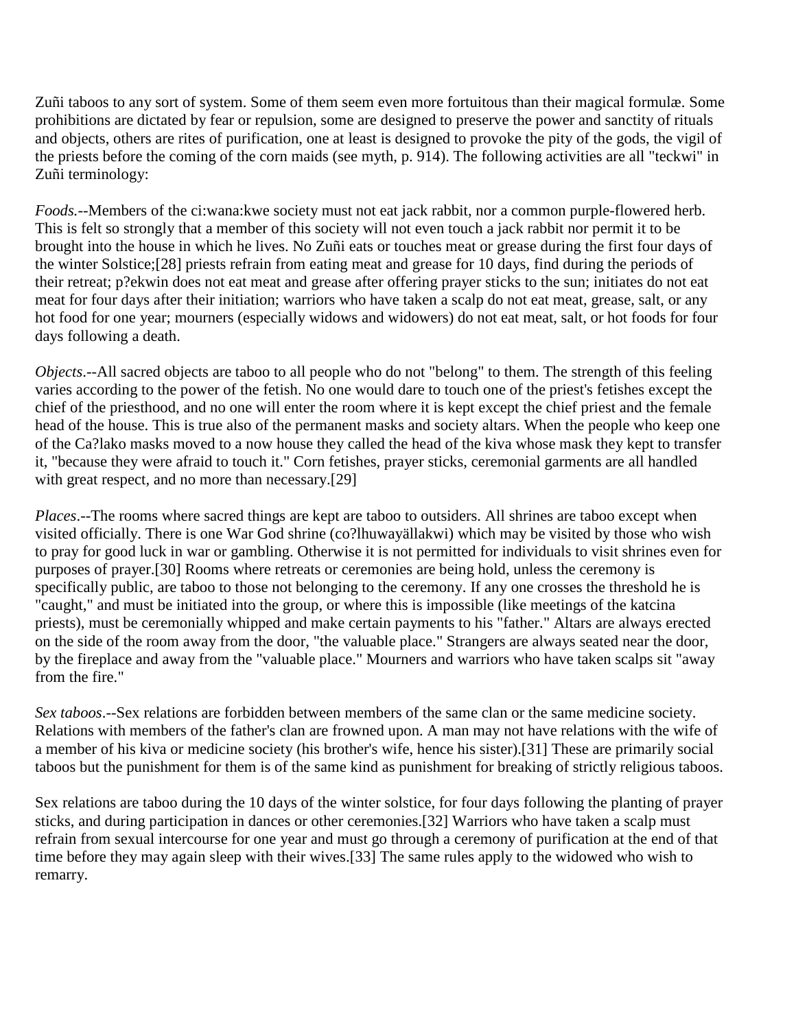Zuñi taboos to any sort of system. Some of them seem even more fortuitous than their magical formulæ. Some prohibitions are dictated by fear or repulsion, some are designed to preserve the power and sanctity of rituals and objects, others are rites of purification, one at least is designed to provoke the pity of the gods, the vigil of the priests before the coming of the corn maids (see myth, p. 914). The following activities are all "teckwi" in Zuñi terminology:

*Foods.*--Members of the ci:wana:kwe society must not eat jack rabbit, nor a common purple-flowered herb. This is felt so strongly that a member of this society will not even touch a jack rabbit nor permit it to be brought into the house in which he lives. No Zuñi eats or touches meat or grease during the first four days of the winter Solstice;[28] priests refrain from eating meat and grease for 10 days, find during the periods of their retreat; p?ekwin does not eat meat and grease after offering prayer sticks to the sun; initiates do not eat meat for four days after their initiation; warriors who have taken a scalp do not eat meat, grease, salt, or any hot food for one year; mourners (especially widows and widowers) do not eat meat, salt, or hot foods for four days following a death.

*Objects*.--All sacred objects are taboo to all people who do not "belong" to them. The strength of this feeling varies according to the power of the fetish. No one would dare to touch one of the priest's fetishes except the chief of the priesthood, and no one will enter the room where it is kept except the chief priest and the female head of the house. This is true also of the permanent masks and society altars. When the people who keep one of the Ca?lako masks moved to a now house they called the head of the kiva whose mask they kept to transfer it, "because they were afraid to touch it." Corn fetishes, prayer sticks, ceremonial garments are all handled with great respect, and no more than necessary.[29]

*Places*.--The rooms where sacred things are kept are taboo to outsiders. All shrines are taboo except when visited officially. There is one War God shrine (co?lhuwayällakwi) which may be visited by those who wish to pray for good luck in war or gambling. Otherwise it is not permitted for individuals to visit shrines even for purposes of prayer.[30] Rooms where retreats or ceremonies are being hold, unless the ceremony is specifically public, are taboo to those not belonging to the ceremony. If any one crosses the threshold he is "caught," and must be initiated into the group, or where this is impossible (like meetings of the katcina priests), must be ceremonially whipped and make certain payments to his "father." Altars are always erected on the side of the room away from the door, "the valuable place." Strangers are always seated near the door, by the fireplace and away from the "valuable place." Mourners and warriors who have taken scalps sit "away from the fire."

*Sex taboos*.--Sex relations are forbidden between members of the same clan or the same medicine society. Relations with members of the father's clan are frowned upon. A man may not have relations with the wife of a member of his kiva or medicine society (his brother's wife, hence his sister).[31] These are primarily social taboos but the punishment for them is of the same kind as punishment for breaking of strictly religious taboos.

Sex relations are taboo during the 10 days of the winter solstice, for four days following the planting of prayer sticks, and during participation in dances or other ceremonies.[32] Warriors who have taken a scalp must refrain from sexual intercourse for one year and must go through a ceremony of purification at the end of that time before they may again sleep with their wives.[33] The same rules apply to the widowed who wish to remarry.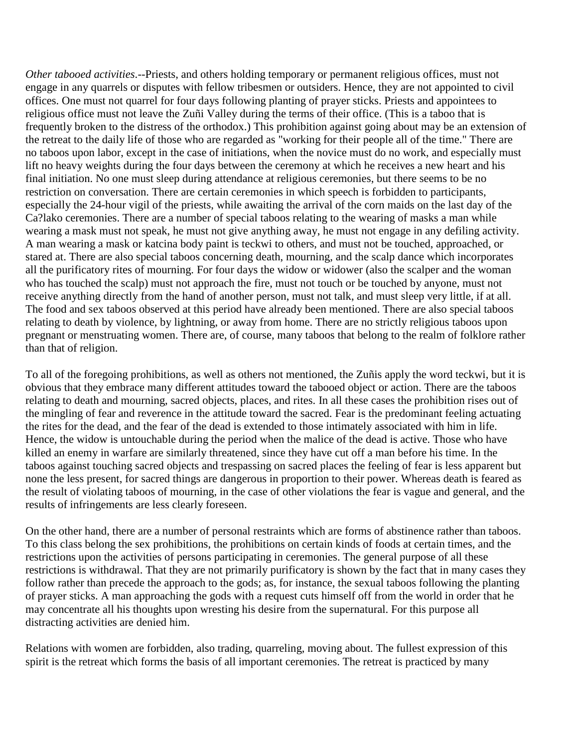*Other tabooed activities*.--Priests, and others holding temporary or permanent religious offices, must not engage in any quarrels or disputes with fellow tribesmen or outsiders. Hence, they are not appointed to civil offices. One must not quarrel for four days following planting of prayer sticks. Priests and appointees to religious office must not leave the Zuñi Valley during the terms of their office. (This is a taboo that is frequently broken to the distress of the orthodox.) This prohibition against going about may be an extension of the retreat to the daily life of those who are regarded as "working for their people all of the time." There are no taboos upon labor, except in the case of initiations, when the novice must do no work, and especially must lift no heavy weights during the four days between the ceremony at which he receives a new heart and his final initiation. No one must sleep during attendance at religious ceremonies, but there seems to be no restriction on conversation. There are certain ceremonies in which speech is forbidden to participants, especially the 24-hour vigil of the priests, while awaiting the arrival of the corn maids on the last day of the Ca?lako ceremonies. There are a number of special taboos relating to the wearing of masks a man while wearing a mask must not speak, he must not give anything away, he must not engage in any defiling activity. A man wearing a mask or katcina body paint is teckwi to others, and must not be touched, approached, or stared at. There are also special taboos concerning death, mourning, and the scalp dance which incorporates all the purificatory rites of mourning. For four days the widow or widower (also the scalper and the woman who has touched the scalp) must not approach the fire, must not touch or be touched by anyone, must not receive anything directly from the hand of another person, must not talk, and must sleep very little, if at all. The food and sex taboos observed at this period have already been mentioned. There are also special taboos relating to death by violence, by lightning, or away from home. There are no strictly religious taboos upon pregnant or menstruating women. There are, of course, many taboos that belong to the realm of folklore rather than that of religion.

To all of the foregoing prohibitions, as well as others not mentioned, the Zuñis apply the word teckwi, but it is obvious that they embrace many different attitudes toward the tabooed object or action. There are the taboos relating to death and mourning, sacred objects, places, and rites. In all these cases the prohibition rises out of the mingling of fear and reverence in the attitude toward the sacred. Fear is the predominant feeling actuating the rites for the dead, and the fear of the dead is extended to those intimately associated with him in life. Hence, the widow is untouchable during the period when the malice of the dead is active. Those who have killed an enemy in warfare are similarly threatened, since they have cut off a man before his time. In the taboos against touching sacred objects and trespassing on sacred places the feeling of fear is less apparent but none the less present, for sacred things are dangerous in proportion to their power. Whereas death is feared as the result of violating taboos of mourning, in the case of other violations the fear is vague and general, and the results of infringements are less clearly foreseen.

On the other hand, there are a number of personal restraints which are forms of abstinence rather than taboos. To this class belong the sex prohibitions, the prohibitions on certain kinds of foods at certain times, and the restrictions upon the activities of persons participating in ceremonies. The general purpose of all these restrictions is withdrawal. That they are not primarily purificatory is shown by the fact that in many cases they follow rather than precede the approach to the gods; as, for instance, the sexual taboos following the planting of prayer sticks. A man approaching the gods with a request cuts himself off from the world in order that he may concentrate all his thoughts upon wresting his desire from the supernatural. For this purpose all distracting activities are denied him.

Relations with women are forbidden, also trading, quarreling, moving about. The fullest expression of this spirit is the retreat which forms the basis of all important ceremonies. The retreat is practiced by many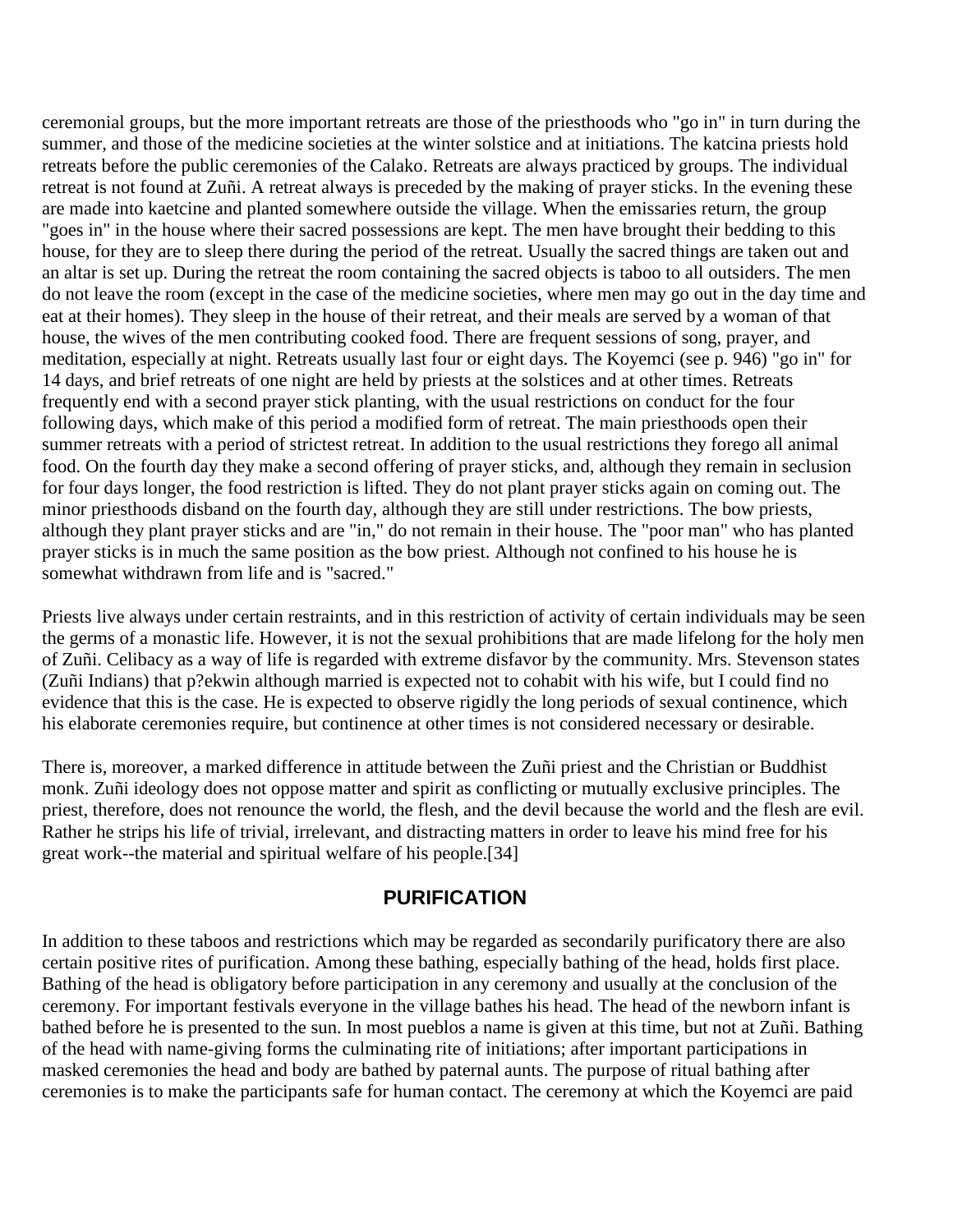ceremonial groups, but the more important retreats are those of the priesthoods who "go in" in turn during the summer, and those of the medicine societies at the winter solstice and at initiations. The katcina priests hold retreats before the public ceremonies of the Calako. Retreats are always practiced by groups. The individual retreat is not found at Zuñi. A retreat always is preceded by the making of prayer sticks. In the evening these are made into kaetcine and planted somewhere outside the village. When the emissaries return, the group "goes in" in the house where their sacred possessions are kept. The men have brought their bedding to this house, for they are to sleep there during the period of the retreat. Usually the sacred things are taken out and an altar is set up. During the retreat the room containing the sacred objects is taboo to all outsiders. The men do not leave the room (except in the case of the medicine societies, where men may go out in the day time and eat at their homes). They sleep in the house of their retreat, and their meals are served by a woman of that house, the wives of the men contributing cooked food. There are frequent sessions of song, prayer, and meditation, especially at night. Retreats usually last four or eight days. The Koyemci (see p. 946) "go in" for 14 days, and brief retreats of one night are held by priests at the solstices and at other times. Retreats frequently end with a second prayer stick planting, with the usual restrictions on conduct for the four following days, which make of this period a modified form of retreat. The main priesthoods open their summer retreats with a period of strictest retreat. In addition to the usual restrictions they forego all animal food. On the fourth day they make a second offering of prayer sticks, and, although they remain in seclusion for four days longer, the food restriction is lifted. They do not plant prayer sticks again on coming out. The minor priesthoods disband on the fourth day, although they are still under restrictions. The bow priests, although they plant prayer sticks and are "in," do not remain in their house. The "poor man" who has planted prayer sticks is in much the same position as the bow priest. Although not confined to his house he is somewhat withdrawn from life and is "sacred."

Priests live always under certain restraints, and in this restriction of activity of certain individuals may be seen the germs of a monastic life. However, it is not the sexual prohibitions that are made lifelong for the holy men of Zuñi. Celibacy as a way of life is regarded with extreme disfavor by the community. Mrs. Stevenson states (Zuñi Indians) that p?ekwin although married is expected not to cohabit with his wife, but I could find no evidence that this is the case. He is expected to observe rigidly the long periods of sexual continence, which his elaborate ceremonies require, but continence at other times is not considered necessary or desirable.

There is, moreover, a marked difference in attitude between the Zuñi priest and the Christian or Buddhist monk. Zuñi ideology does not oppose matter and spirit as conflicting or mutually exclusive principles. The priest, therefore, does not renounce the world, the flesh, and the devil because the world and the flesh are evil. Rather he strips his life of trivial, irrelevant, and distracting matters in order to leave his mind free for his great work--the material and spiritual welfare of his people.[34]

## PURIFICATION

In addition to these taboos and restrictions which may be regarded as secondarily purificatory there are also certain positive rites of purification. Among these bathing, especially bathing of the head, holds first place. Bathing of the head is obligatory before participation in any ceremony and usually at the conclusion of the ceremony. For important festivals everyone in the village bathes his head. The head of the newborn infant is bathed before he is presented to the sun. In most pueblos a name is given at this time, but not at Zuñi. Bathing of the head with name-giving forms the culminating rite of initiations; after important participations in masked ceremonies the head and body are bathed by paternal aunts. The purpose of ritual bathing after ceremonies is to make the participants safe for human contact. The ceremony at which the Koyemci are paid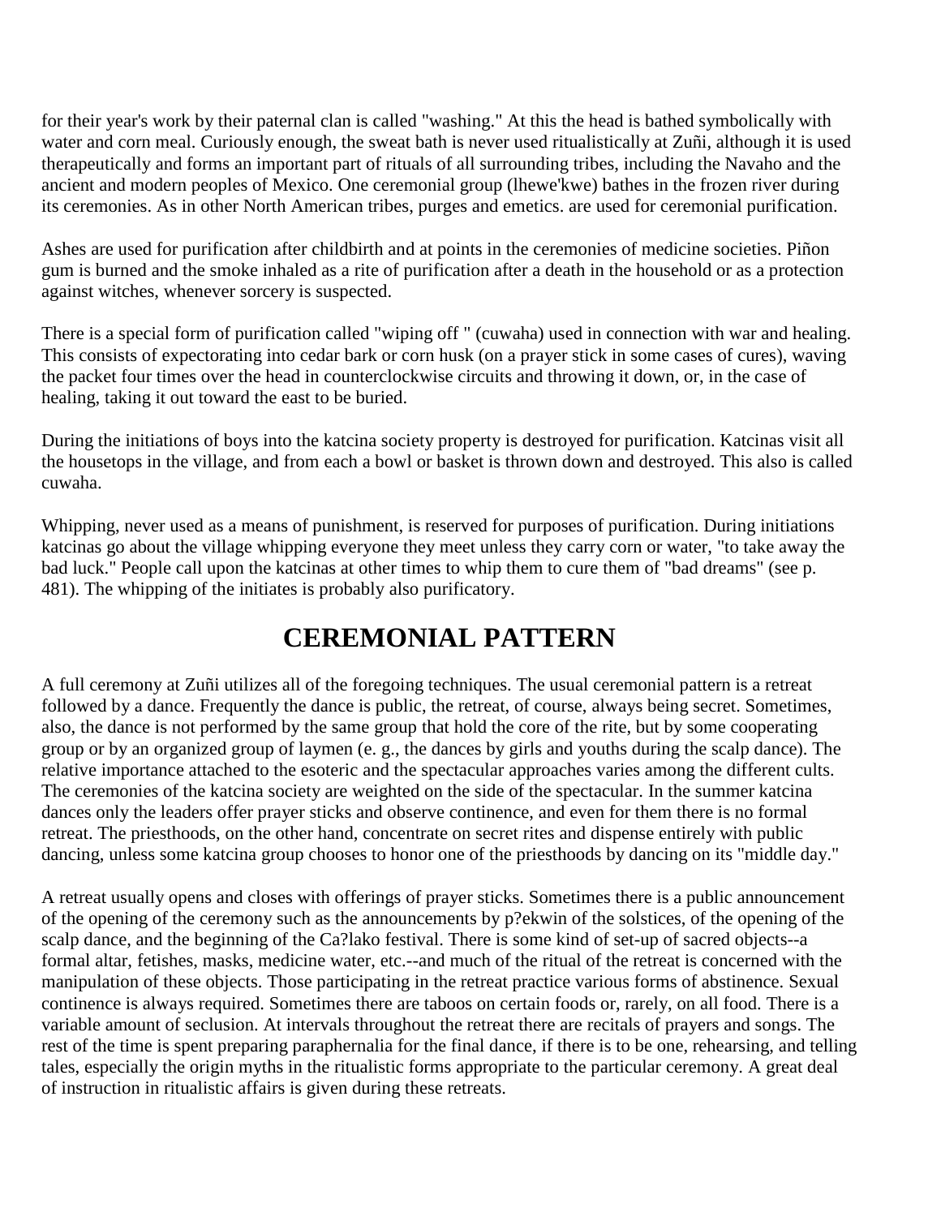for their year's work by their paternal clan is called "washing." At this the head is bathed symbolically with water and corn meal. Curiously enough, the sweat bath is never used ritualistically at Zuñi, although it is used therapeutically and forms an important part of rituals of all surrounding tribes, including the Navaho and the ancient and modern peoples of Mexico. One ceremonial group (lhewe'kwe) bathes in the frozen river during its ceremonies. As in other North American tribes, purges and emetics. are used for ceremonial purification.

Ashes are used for purification after childbirth and at points in the ceremonies of medicine societies. Piñon gum is burned and the smoke inhaled as a rite of purification after a death in the household or as a protection against witches, whenever sorcery is suspected.

There is a special form of purification called "wiping off " (cuwaha) used in connection with war and healing. This consists of expectorating into cedar bark or corn husk (on a prayer stick in some cases of cures), waving the packet four times over the head in counterclockwise circuits and throwing it down, or, in the case of healing, taking it out toward the east to be buried.

During the initiations of boys into the katcina society property is destroyed for purification. Katcinas visit all the housetops in the village, and from each a bowl or basket is thrown down and destroyed. This also is called cuwaha.

Whipping, never used as a means of punishment, is reserved for purposes of purification. During initiations katcinas go about the village whipping everyone they meet unless they carry corn or water, "to take away the bad luck." People call upon the katcinas at other times to whip them to cure them of "bad dreams" (see p. 481). The whipping of the initiates is probably also purificatory.

## CEREMONIAL PATTERN

A full ceremony at Zuñi utilizes all of the foregoing techniques. The usual ceremonial pattern is a retreat followed by a dance. Frequently the dance is public, the retreat, of course, always being secret. Sometimes, also, the dance is not performed by the same group that hold the core of the rite, but by some cooperating group or by an organized group of laymen (e. g., the dances by girls and youths during the scalp dance). The relative importance attached to the esoteric and the spectacular approaches varies among the different cults. The ceremonies of the katcina society are weighted on the side of the spectacular. In the summer katcina dances only the leaders offer prayer sticks and observe continence, and even for them there is no formal retreat. The priesthoods, on the other hand, concentrate on secret rites and dispense entirely with public dancing, unless some katcina group chooses to honor one of the priesthoods by dancing on its "middle day."

A retreat usually opens and closes with offerings of prayer sticks. Sometimes there is a public announcement of the opening of the ceremony such as the announcements by p?ekwin of the solstices, of the opening of the scalp dance, and the beginning of the Ca?lako festival. There is some kind of set-up of sacred objects--a formal altar, fetishes, masks, medicine water, etc.--and much of the ritual of the retreat is concerned with the manipulation of these objects. Those participating in the retreat practice various forms of abstinence. Sexual continence is always required. Sometimes there are taboos on certain foods or, rarely, on all food. There is a variable amount of seclusion. At intervals throughout the retreat there are recitals of prayers and songs. The rest of the time is spent preparing paraphernalia for the final dance, if there is to be one, rehearsing, and telling tales, especially the origin myths in the ritualistic forms appropriate to the particular ceremony. A great deal of instruction in ritualistic affairs is given during these retreats.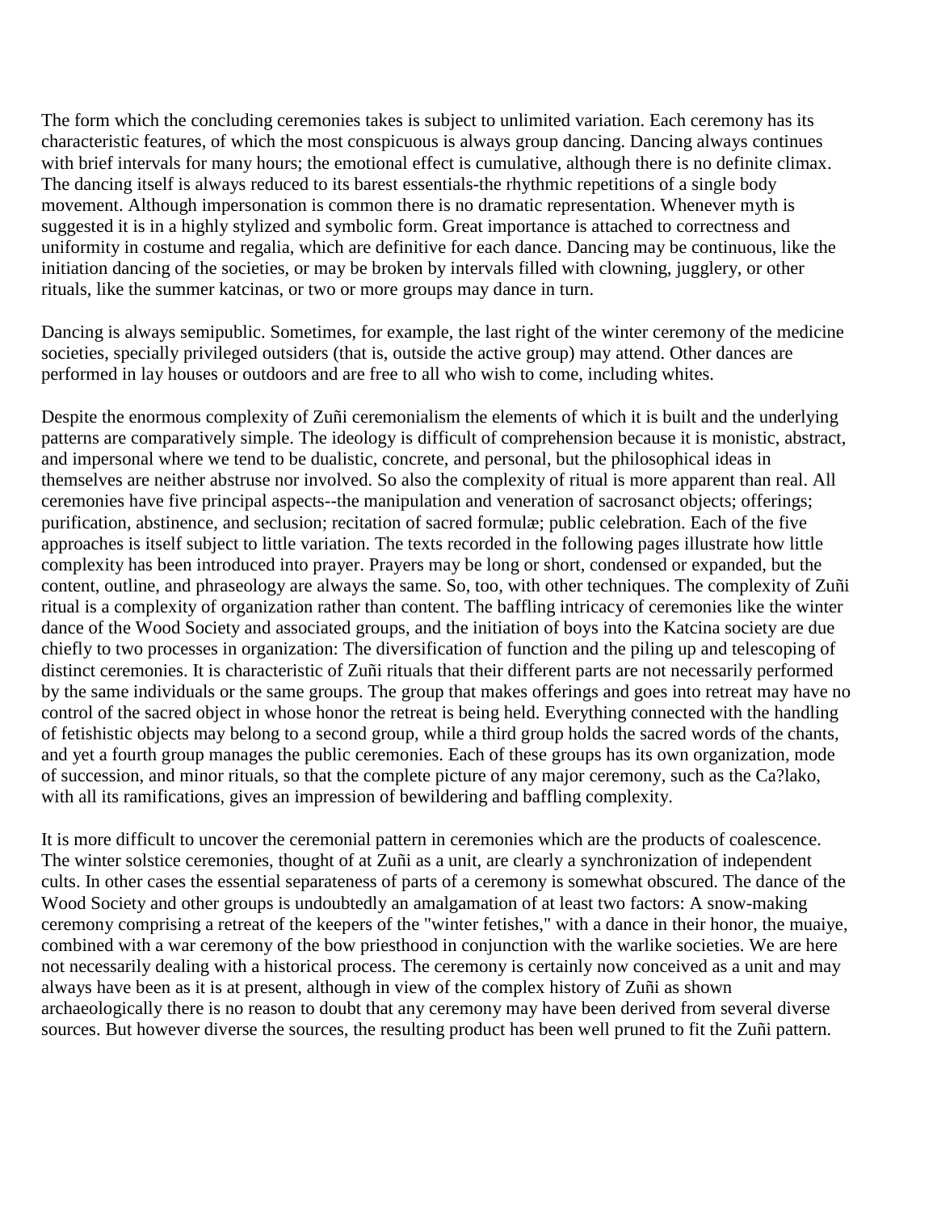The form which the concluding ceremonies takes is subject to unlimited variation. Each ceremony has its characteristic features, of which the most conspicuous is always group dancing. Dancing always continues with brief intervals for many hours; the emotional effect is cumulative, although there is no definite climax. The dancing itself is always reduced to its barest essentials-the rhythmic repetitions of a single body movement. Although impersonation is common there is no dramatic representation. Whenever myth is suggested it is in a highly stylized and symbolic form. Great importance is attached to correctness and uniformity in costume and regalia, which are definitive for each dance. Dancing may be continuous, like the initiation dancing of the societies, or may be broken by intervals filled with clowning, jugglery, or other rituals, like the summer katcinas, or two or more groups may dance in turn.

Dancing is always semipublic. Sometimes, for example, the last right of the winter ceremony of the medicine societies, specially privileged outsiders (that is, outside the active group) may attend. Other dances are performed in lay houses or outdoors and are free to all who wish to come, including whites.

Despite the enormous complexity of Zuñi ceremonialism the elements of which it is built and the underlying patterns are comparatively simple. The ideology is difficult of comprehension because it is monistic, abstract, and impersonal where we tend to be dualistic, concrete, and personal, but the philosophical ideas in themselves are neither abstruse nor involved. So also the complexity of ritual is more apparent than real. All ceremonies have five principal aspects--the manipulation and veneration of sacrosanct objects; offerings; purification, abstinence, and seclusion; recitation of sacred formulæ; public celebration. Each of the five approaches is itself subject to little variation. The texts recorded in the following pages illustrate how little complexity has been introduced into prayer. Prayers may be long or short, condensed or expanded, but the content, outline, and phraseology are always the same. So, too, with other techniques. The complexity of Zuñi ritual is a complexity of organization rather than content. The baffling intricacy of ceremonies like the winter dance of the Wood Society and associated groups, and the initiation of boys into the Katcina society are due chiefly to two processes in organization: The diversification of function and the piling up and telescoping of distinct ceremonies. It is characteristic of Zuñi rituals that their different parts are not necessarily performed by the same individuals or the same groups. The group that makes offerings and goes into retreat may have no control of the sacred object in whose honor the retreat is being held. Everything connected with the handling of fetishistic objects may belong to a second group, while a third group holds the sacred words of the chants, and yet a fourth group manages the public ceremonies. Each of these groups has its own organization, mode of succession, and minor rituals, so that the complete picture of any major ceremony, such as the Ca?lako, with all its ramifications, gives an impression of bewildering and baffling complexity.

It is more difficult to uncover the ceremonial pattern in ceremonies which are the products of coalescence. The winter solstice ceremonies, thought of at Zuñi as a unit, are clearly a synchronization of independent cults. In other cases the essential separateness of parts of a ceremony is somewhat obscured. The dance of the Wood Society and other groups is undoubtedly an amalgamation of at least two factors: A snow-making ceremony comprising a retreat of the keepers of the "winter fetishes," with a dance in their honor, the muaiye, combined with a war ceremony of the bow priesthood in conjunction with the warlike societies. We are here not necessarily dealing with a historical process. The ceremony is certainly now conceived as a unit and may always have been as it is at present, although in view of the complex history of Zuñi as shown archaeologically there is no reason to doubt that any ceremony may have been derived from several diverse sources. But however diverse the sources, the resulting product has been well pruned to fit the Zuñi pattern.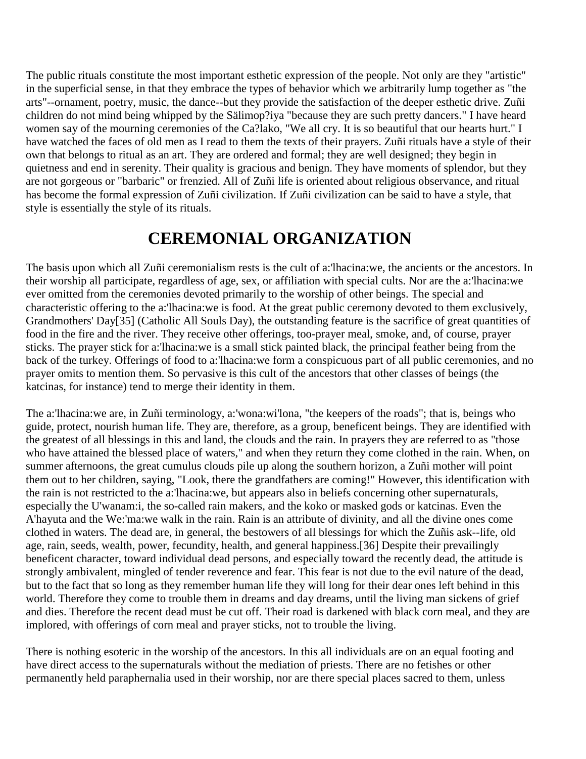The public rituals constitute the most important esthetic expression of the people. Not only are they "artistic" in the superficial sense, in that they embrace the types of behavior which we arbitrarily lump together as "the arts"--ornament, poetry, music, the dance--but they provide the satisfaction of the deeper esthetic drive. Zuñi children do not mind being whipped by the Sälimop?iya "because they are such pretty dancers." I have heard women say of the mourning ceremonies of the Ca?lako, "We all cry. It is so beautiful that our hearts hurt." I have watched the faces of old men as I read to them the texts of their prayers. Zuñi rituals have a style of their own that belongs to ritual as an art. They are ordered and formal; they are well designed; they begin in quietness and end in serenity. Their quality is gracious and benign. They have moments of splendor, but they are not gorgeous or "barbaric" or frenzied. All of Zuñi life is oriented about religious observance, and ritual has become the formal expression of Zuñi civilization. If Zuñi civilization can be said to have a style, that style is essentially the style of its rituals.

## CEREMONIAL ORGANIZATION

The basis upon which all Zuñi ceremonialism rests is the cult of a:'lhacina:we, the ancients or the ancestors. In their worship all participate, regardless of age, sex, or affiliation with special cults. Nor are the a:'lhacina:we ever omitted from the ceremonies devoted primarily to the worship of other beings. The special and characteristic offering to the a:'lhacina:we is food. At the great public ceremony devoted to them exclusively, Grandmothers' Day[35] (Catholic All Souls Day), the outstanding feature is the sacrifice of great quantities of food in the fire and the river. They receive other offerings, too-prayer meal, smoke, and, of course, prayer sticks. The prayer stick for a:'lhacina:we is a small stick painted black, the principal feather being from the back of the turkey. Offerings of food to a:'lhacina:we form a conspicuous part of all public ceremonies, and no prayer omits to mention them. So pervasive is this cult of the ancestors that other classes of beings (the katcinas, for instance) tend to merge their identity in them.

The a:'lhacina:we are, in Zuñi terminology, a:'wona:wi'lona, "the keepers of the roads"; that is, beings who guide, protect, nourish human life. They are, therefore, as a group, beneficent beings. They are identified with the greatest of all blessings in this and land, the clouds and the rain. In prayers they are referred to as "those who have attained the blessed place of waters," and when they return they come clothed in the rain. When, on summer afternoons, the great cumulus clouds pile up along the southern horizon, a Zuñi mother will point them out to her children, saying, "Look, there the grandfathers are coming!" However, this identification with the rain is not restricted to the a:'lhacina:we, but appears also in beliefs concerning other supernaturals, especially the U'wanam:i, the so-called rain makers, and the koko or masked gods or katcinas. Even the A'hayuta and the We:'ma:we walk in the rain. Rain is an attribute of divinity, and all the divine ones come clothed in waters. The dead are, in general, the bestowers of all blessings for which the Zuñis ask--life, old age, rain, seeds, wealth, power, fecundity, health, and general happiness.[36] Despite their prevailingly beneficent character, toward individual dead persons, and especially toward the recently dead, the attitude is strongly ambivalent, mingled of tender reverence and fear. This fear is not due to the evil nature of the dead, but to the fact that so long as they remember human life they will long for their dear ones left behind in this world. Therefore they come to trouble them in dreams and day dreams, until the living man sickens of grief and dies. Therefore the recent dead must be cut off. Their road is darkened with black corn meal, and they are implored, with offerings of corn meal and prayer sticks, not to trouble the living.

There is nothing esoteric in the worship of the ancestors. In this all individuals are on an equal footing and have direct access to the supernaturals without the mediation of priests. There are no fetishes or other permanently held paraphernalia used in their worship, nor are there special places sacred to them, unless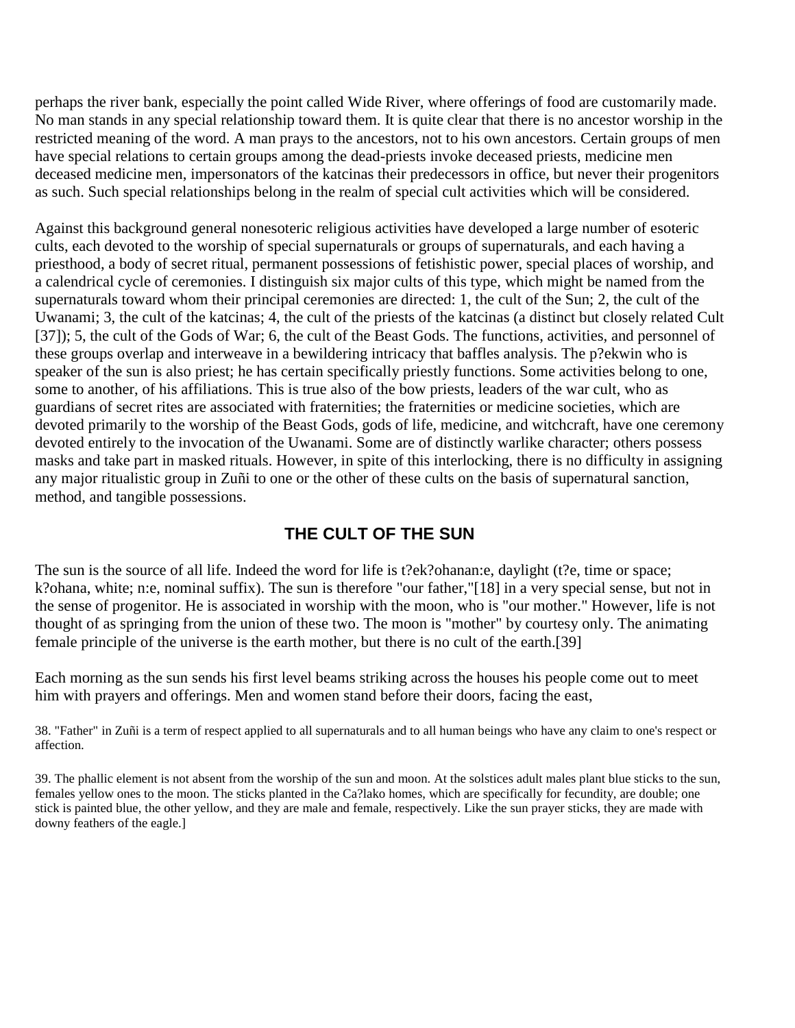perhaps the river bank, especially the point called Wide River, where offerings of food are customarily made. No man stands in any special relationship toward them. It is quite clear that there is no ancestor worship in the restricted meaning of the word. A man prays to the ancestors, not to his own ancestors. Certain groups of men have special relations to certain groups among the dead-priests invoke deceased priests, medicine men deceased medicine men, impersonators of the katcinas their predecessors in office, but never their progenitors as such. Such special relationships belong in the realm of special cult activities which will be considered.

Against this background general nonesoteric religious activities have developed a large number of esoteric cults, each devoted to the worship of special supernaturals or groups of supernaturals, and each having a priesthood, a body of secret ritual, permanent possessions of fetishistic power, special places of worship, and a calendrical cycle of ceremonies. I distinguish six major cults of this type, which might be named from the supernaturals toward whom their principal ceremonies are directed: 1, the cult of the Sun; 2, the cult of the Uwanami; 3, the cult of the katcinas; 4, the cult of the priests of the katcinas (a distinct but closely related Cult [37]); 5, the cult of the Gods of War; 6, the cult of the Beast Gods. The functions, activities, and personnel of these groups overlap and interweave in a bewildering intricacy that baffles analysis. The p?ekwin who is speaker of the sun is also priest; he has certain specifically priestly functions. Some activities belong to one, some to another, of his affiliations. This is true also of the bow priests, leaders of the war cult, who as guardians of secret rites are associated with fraternities; the fraternities or medicine societies, which are devoted primarily to the worship of the Beast Gods, gods of life, medicine, and witchcraft, have one ceremony devoted entirely to the invocation of the Uwanami. Some are of distinctly warlike character; others possess masks and take part in masked rituals. However, in spite of this interlocking, there is no difficulty in assigning any major ritualistic group in Zuñi to one or the other of these cults on the basis of supernatural sanction, method, and tangible possessions.

## THE CULT OF THE SUN

The sun is the source of all life. Indeed the word for life is t?ek?ohanan:e, daylight (t?e, time or space; k?ohana, white; n:e, nominal suffix). The sun is therefore "our father,"[18] in a very special sense, but not in the sense of progenitor. He is associated in worship with the moon, who is "our mother." However, life is not thought of as springing from the union of these two. The moon is "mother" by courtesy only. The animating female principle of the universe is the earth mother, but there is no cult of the earth.[39]

Each morning as the sun sends his first level beams striking across the houses his people come out to meet him with prayers and offerings. Men and women stand before their doors, facing the east,

38. "Father" in Zuñi is a term of respect applied to all supernaturals and to all human beings who have any claim to one's respect or affection.

39. The phallic element is not absent from the worship of the sun and moon. At the solstices adult males plant blue sticks to the sun, females yellow ones to the moon. The sticks planted in the Ca?lako homes, which are specifically for fecundity, are double; one stick is painted blue, the other yellow, and they are male and female, respectively. Like the sun prayer sticks, they are made with downy feathers of the eagle.]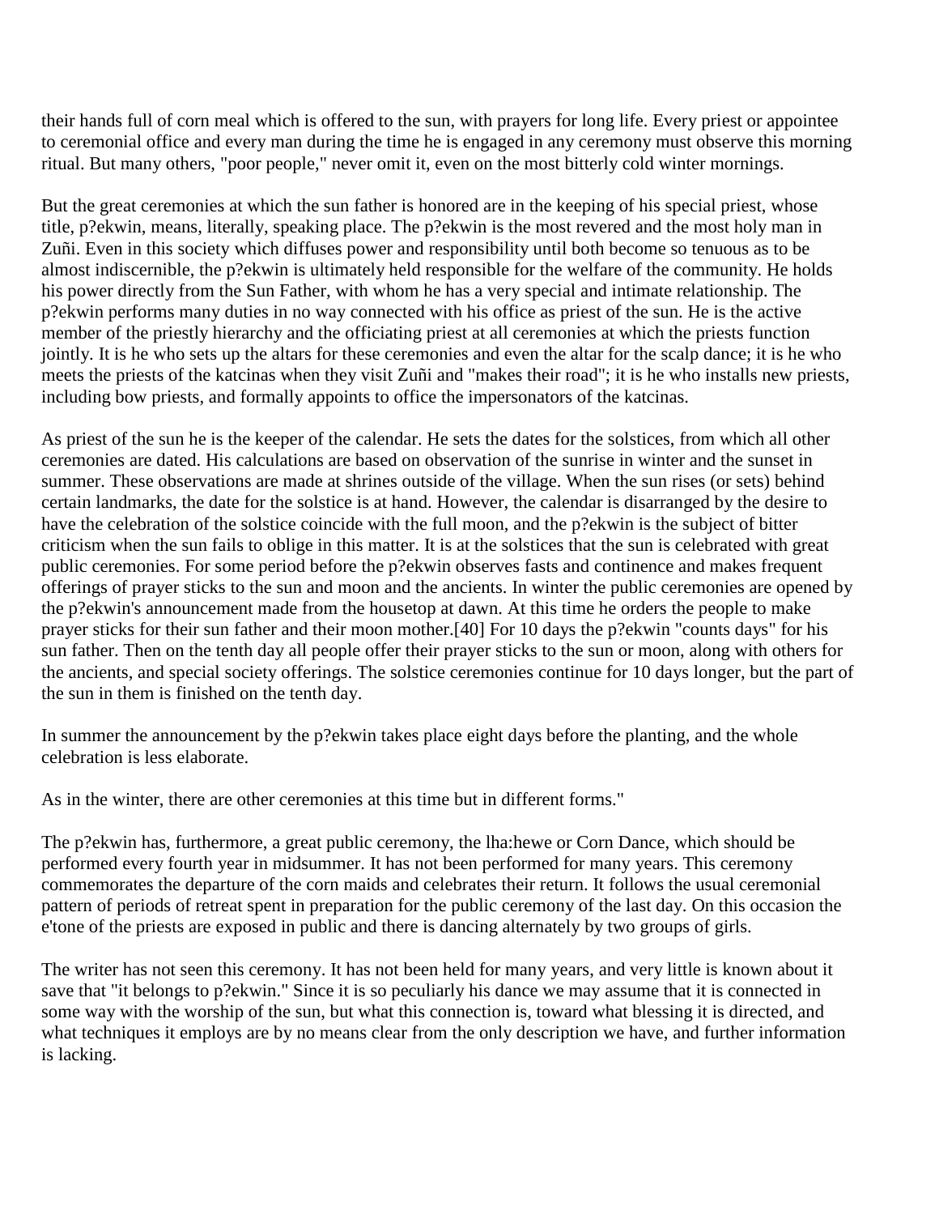their hands full of corn meal which is offered to the sun, with prayers for long life. Every priest or appointee to ceremonial office and every man during the time he is engaged in any ceremony must observe this morning ritual. But many others, "poor people," never omit it, even on the most bitterly cold winter mornings.

But the great ceremonies at which the sun father is honored are in the keeping of his special priest, whose title, p?ekwin, means, literally, speaking place. The p?ekwin is the most revered and the most holy man in Zuñi. Even in this society which diffuses power and responsibility until both become so tenuous as to be almost indiscernible, the p?ekwin is ultimately held responsible for the welfare of the community. He holds his power directly from the Sun Father, with whom he has a very special and intimate relationship. The p?ekwin performs many duties in no way connected with his office as priest of the sun. He is the active member of the priestly hierarchy and the officiating priest at all ceremonies at which the priests function jointly. It is he who sets up the altars for these ceremonies and even the altar for the scalp dance; it is he who meets the priests of the katcinas when they visit Zuñi and "makes their road"; it is he who installs new priests, including bow priests, and formally appoints to office the impersonators of the katcinas.

As priest of the sun he is the keeper of the calendar. He sets the dates for the solstices, from which all other ceremonies are dated. His calculations are based on observation of the sunrise in winter and the sunset in summer. These observations are made at shrines outside of the village. When the sun rises (or sets) behind certain landmarks, the date for the solstice is at hand. However, the calendar is disarranged by the desire to have the celebration of the solstice coincide with the full moon, and the p?ekwin is the subject of bitter criticism when the sun fails to oblige in this matter. It is at the solstices that the sun is celebrated with great public ceremonies. For some period before the p?ekwin observes fasts and continence and makes frequent offerings of prayer sticks to the sun and moon and the ancients. In winter the public ceremonies are opened by the p?ekwin's announcement made from the housetop at dawn. At this time he orders the people to make prayer sticks for their sun father and their moon mother.[40] For 10 days the p?ekwin "counts days" for his sun father. Then on the tenth day all people offer their prayer sticks to the sun or moon, along with others for the ancients, and special society offerings. The solstice ceremonies continue for 10 days longer, but the part of the sun in them is finished on the tenth day.

In summer the announcement by the p?ekwin takes place eight days before the planting, and the whole celebration is less elaborate.

As in the winter, there are other ceremonies at this time but in different forms."

The p?ekwin has, furthermore, a great public ceremony, the lha:hewe or Corn Dance, which should be performed every fourth year in midsummer. It has not been performed for many years. This ceremony commemorates the departure of the corn maids and celebrates their return. It follows the usual ceremonial pattern of periods of retreat spent in preparation for the public ceremony of the last day. On this occasion the e'tone of the priests are exposed in public and there is dancing alternately by two groups of girls.

The writer has not seen this ceremony. It has not been held for many years, and very little is known about it save that "it belongs to p?ekwin." Since it is so peculiarly his dance we may assume that it is connected in some way with the worship of the sun, but what this connection is, toward what blessing it is directed, and what techniques it employs are by no means clear from the only description we have, and further information is lacking.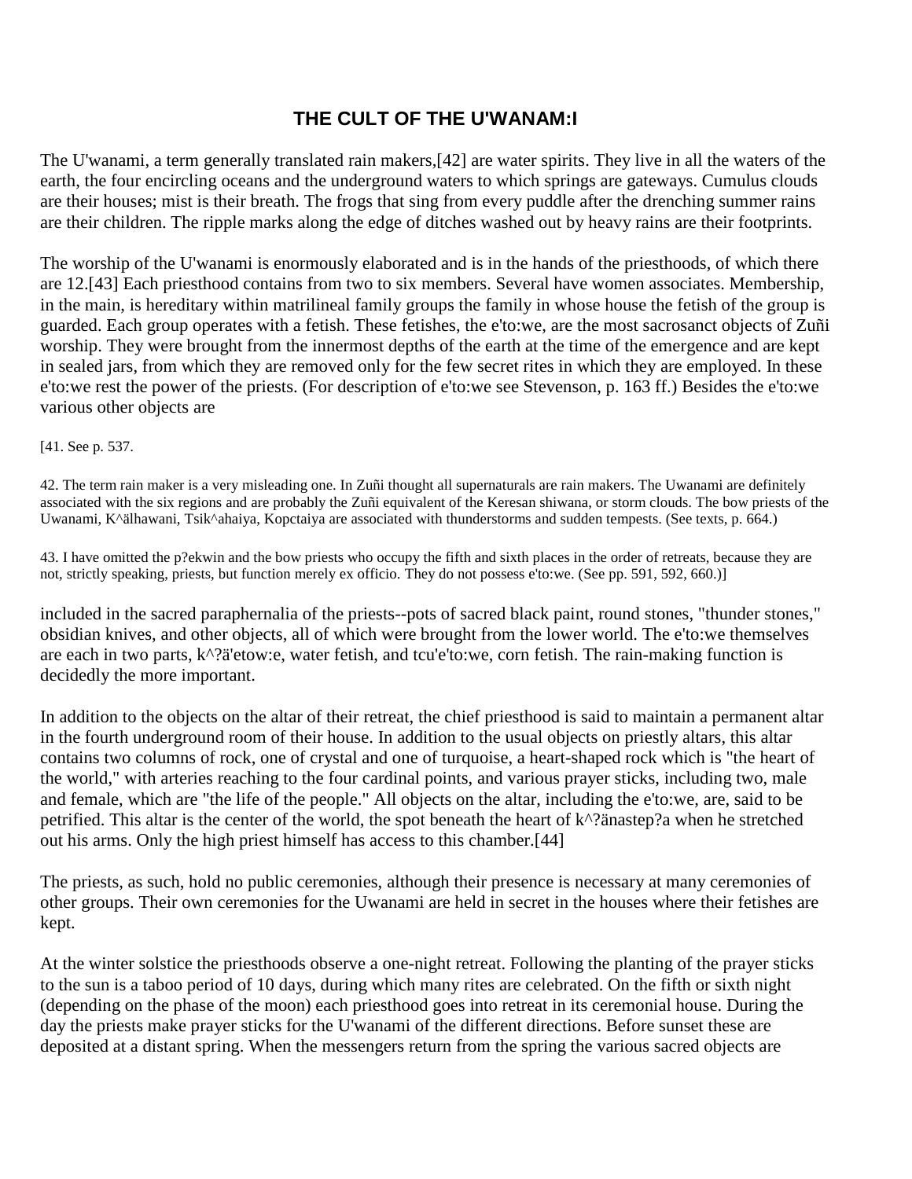## THE CULT OF THE U'WANAM:I

The U'wanami, a term generally translated rain makers,[42] are water spirits. They live in all the waters of the earth, the four encircling oceans and the underground waters to which springs are gateways. Cumulus clouds are their houses; mist is their breath. The frogs that sing from every puddle after the drenching summer rains are their children. The ripple marks along the edge of ditches washed out by heavy rains are their footprints.

The worship of the U'wanami is enormously elaborated and is in the hands of the priesthoods, of which there are 12.[43] Each priesthood contains from two to six members. Several have women associates. Membership, in the main, is hereditary within matrilineal family groups the family in whose house the fetish of the group is guarded. Each group operates with a fetish. These fetishes, the e'to:we, are the most sacrosanct objects of Zuñi worship. They were brought from the innermost depths of the earth at the time of the emergence and are kept in sealed jars, from which they are removed only for the few secret rites in which they are employed. In these e'to:we rest the power of the priests. (For description of e'to:we see Stevenson, p. 163 ff.) Besides the e'to:we various other objects are

[41. See p. 537.

42. The term rain maker is a very misleading one. In Zuñi thought all supernaturals are rain makers. The Uwanami are definitely associated with the six regions and are probably the Zuñi equivalent of the Keresan shiwana, or storm clouds. The bow priests of the Uwanami, K^älhawani, Tsik^ahaiya, Kopctaiya are associated with thunderstorms and sudden tempests. (See texts, p. 664.)

43. I have omitted the p?ekwin and the bow priests who occupy the fifth and sixth places in the order of retreats, because they are not, strictly speaking, priests, but function merely ex officio. They do not possess e'to:we. (See pp. 591, 592, 660.)]

included in the sacred paraphernalia of the priests--pots of sacred black paint, round stones, "thunder stones," obsidian knives, and other objects, all of which were brought from the lower world. The e'to:we themselves are each in two parts, k^?ä'etow:e, water fetish, and tcu'e'to:we, corn fetish. The rain-making function is decidedly the more important.

In addition to the objects on the altar of their retreat, the chief priesthood is said to maintain a permanent altar in the fourth underground room of their house. In addition to the usual objects on priestly altars, this altar contains two columns of rock, one of crystal and one of turquoise, a heart-shaped rock which is "the heart of the world," with arteries reaching to the four cardinal points, and various prayer sticks, including two, male and female, which are "the life of the people." All objects on the altar, including the e'to:we, are, said to be petrified. This altar is the center of the world, the spot beneath the heart of k^?änastep?a when he stretched out his arms. Only the high priest himself has access to this chamber.[44]

The priests, as such, hold no public ceremonies, although their presence is necessary at many ceremonies of other groups. Their own ceremonies for the Uwanami are held in secret in the houses where their fetishes are kept.

At the winter solstice the priesthoods observe a one-night retreat. Following the planting of the prayer sticks to the sun is a taboo period of 10 days, during which many rites are celebrated. On the fifth or sixth night (depending on the phase of the moon) each priesthood goes into retreat in its ceremonial house. During the day the priests make prayer sticks for the U'wanami of the different directions. Before sunset these are deposited at a distant spring. When the messengers return from the spring the various sacred objects are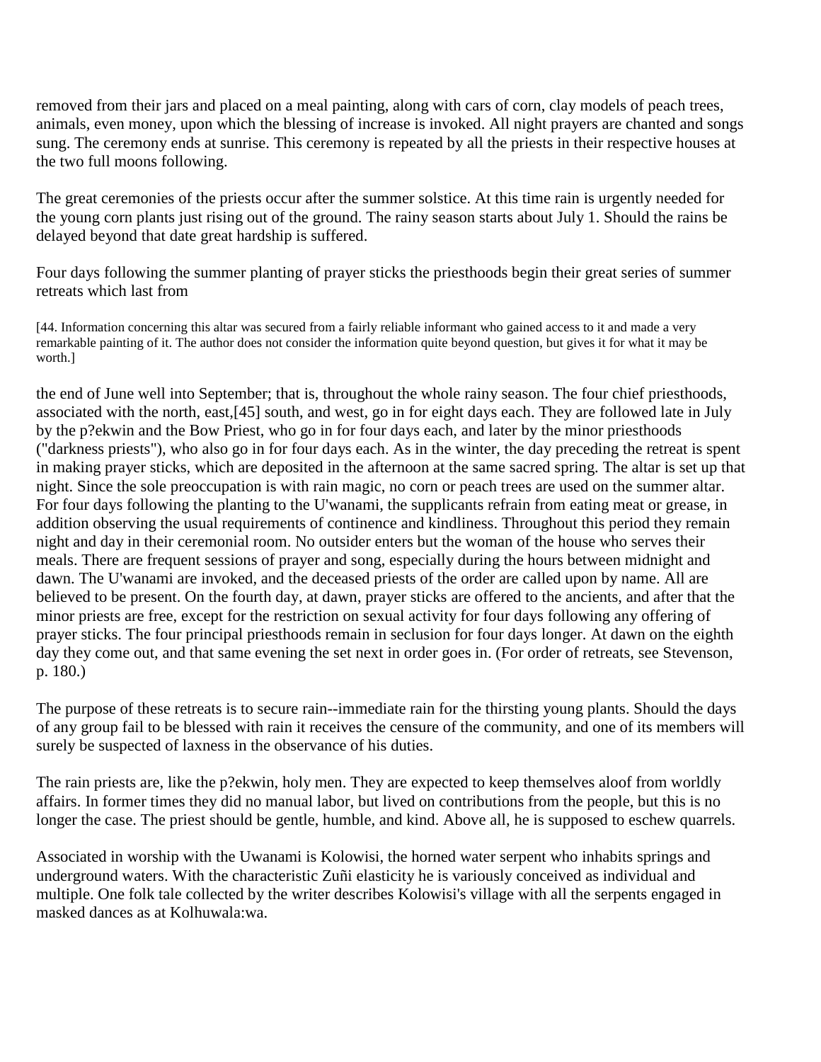removed from their jars and placed on a meal painting, along with cars of corn, clay models of peach trees, animals, even money, upon which the blessing of increase is invoked. All night prayers are chanted and songs sung. The ceremony ends at sunrise. This ceremony is repeated by all the priests in their respective houses at the two full moons following.

The great ceremonies of the priests occur after the summer solstice. At this time rain is urgently needed for the young corn plants just rising out of the ground. The rainy season starts about July 1. Should the rains be delayed beyond that date great hardship is suffered.

Four days following the summer planting of prayer sticks the priesthoods begin their great series of summer retreats which last from

[44. Information concerning this altar was secured from a fairly reliable informant who gained access to it and made a very remarkable painting of it. The author does not consider the information quite beyond question, but gives it for what it may be worth.]

the end of June well into September; that is, throughout the whole rainy season. The four chief priesthoods, associated with the north, east,[45] south, and west, go in for eight days each. They are followed late in July by the p?ekwin and the Bow Priest, who go in for four days each, and later by the minor priesthoods ("darkness priests"), who also go in for four days each. As in the winter, the day preceding the retreat is spent in making prayer sticks, which are deposited in the afternoon at the same sacred spring. The altar is set up that night. Since the sole preoccupation is with rain magic, no corn or peach trees are used on the summer altar. For four days following the planting to the U'wanami, the supplicants refrain from eating meat or grease, in addition observing the usual requirements of continence and kindliness. Throughout this period they remain night and day in their ceremonial room. No outsider enters but the woman of the house who serves their meals. There are frequent sessions of prayer and song, especially during the hours between midnight and dawn. The U'wanami are invoked, and the deceased priests of the order are called upon by name. All are believed to be present. On the fourth day, at dawn, prayer sticks are offered to the ancients, and after that the minor priests are free, except for the restriction on sexual activity for four days following any offering of prayer sticks. The four principal priesthoods remain in seclusion for four days longer. At dawn on the eighth day they come out, and that same evening the set next in order goes in. (For order of retreats, see Stevenson, p. 180.)

The purpose of these retreats is to secure rain--immediate rain for the thirsting young plants. Should the days of any group fail to be blessed with rain it receives the censure of the community, and one of its members will surely be suspected of laxness in the observance of his duties.

The rain priests are, like the p?ekwin, holy men. They are expected to keep themselves aloof from worldly affairs. In former times they did no manual labor, but lived on contributions from the people, but this is no longer the case. The priest should be gentle, humble, and kind. Above all, he is supposed to eschew quarrels.

Associated in worship with the Uwanami is Kolowisi, the horned water serpent who inhabits springs and underground waters. With the characteristic Zuñi elasticity he is variously conceived as individual and multiple. One folk tale collected by the writer describes Kolowisi's village with all the serpents engaged in masked dances as at Kolhuwala:wa.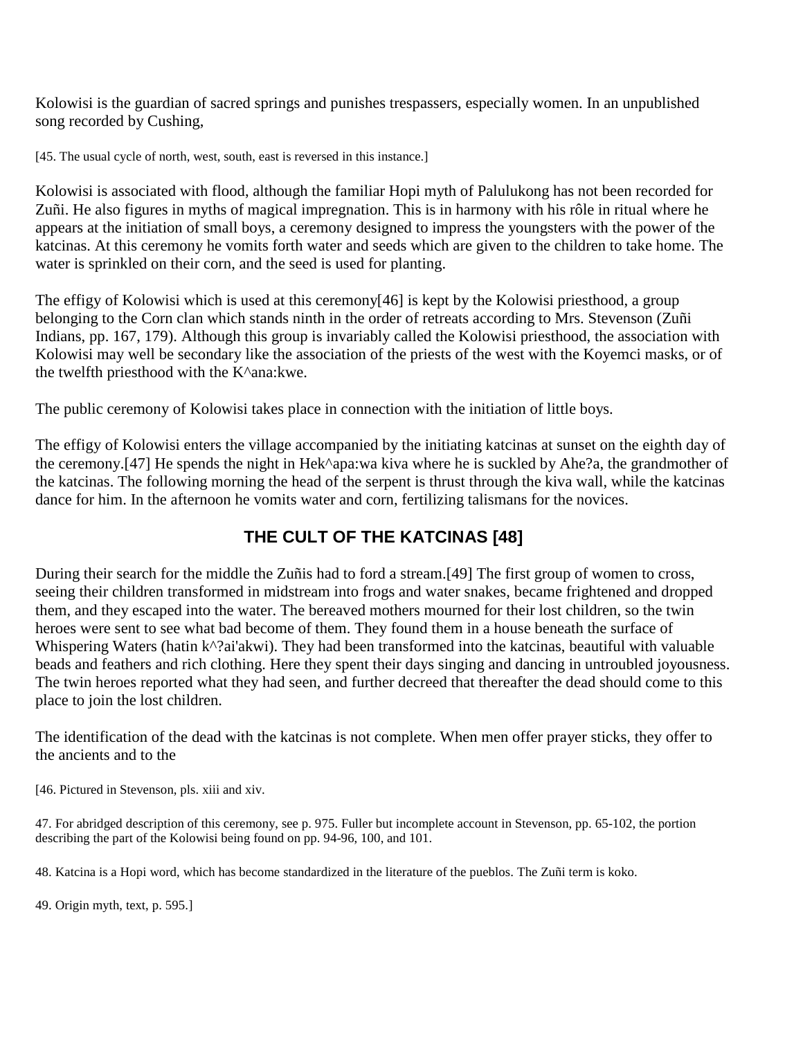Kolowisi is the guardian of sacred springs and punishes trespassers, especially women. In an unpublished song recorded by Cushing,

[45. The usual cycle of north, west, south, east is reversed in this instance.]

Kolowisi is associated with flood, although the familiar Hopi myth of Palulukong has not been recorded for Zuñi. He also figures in myths of magical impregnation. This is in harmony with his rôle in ritual where he appears at the initiation of small boys, a ceremony designed to impress the youngsters with the power of the katcinas. At this ceremony he vomits forth water and seeds which are given to the children to take home. The water is sprinkled on their corn, and the seed is used for planting.

The effigy of Kolowisi which is used at this ceremony[46] is kept by the Kolowisi priesthood, a group belonging to the Corn clan which stands ninth in the order of retreats according to Mrs. Stevenson (Zuñi Indians, pp. 167, 179). Although this group is invariably called the Kolowisi priesthood, the association with Kolowisi may well be secondary like the association of the priests of the west with the Koyemci masks, or of the twelfth priesthood with the K^ana:kwe.

The public ceremony of Kolowisi takes place in connection with the initiation of little boys.

The effigy of Kolowisi enters the village accompanied by the initiating katcinas at sunset on the eighth day of the ceremony.[47] He spends the night in Hek^apa:wa kiva where he is suckled by Ahe?a, the grandmother of the katcinas. The following morning the head of the serpent is thrust through the kiva wall, while the katcinas dance for him. In the afternoon he vomits water and corn, fertilizing talismans for the novices.

## THE CULT OF THE KATCINAS [48]

During their search for the middle the Zuñis had to ford a stream.[49] The first group of women to cross, seeing their children transformed in midstream into frogs and water snakes, became frightened and dropped them, and they escaped into the water. The bereaved mothers mourned for their lost children, so the twin heroes were sent to see what bad become of them. They found them in a house beneath the surface of Whispering Waters (hatin k^?ai'akwi). They had been transformed into the katcinas, beautiful with valuable beads and feathers and rich clothing. Here they spent their days singing and dancing in untroubled joyousness. The twin heroes reported what they had seen, and further decreed that thereafter the dead should come to this place to join the lost children.

The identification of the dead with the katcinas is not complete. When men offer prayer sticks, they offer to the ancients and to the

[46. Pictured in Stevenson, pls. xiii and xiv.

47. For abridged description of this ceremony, see p. 975. Fuller but incomplete account in Stevenson, pp. 65-102, the portion describing the part of the Kolowisi being found on pp. 94-96, 100, and 101.

48. Katcina is a Hopi word, which has become standardized in the literature of the pueblos. The Zuñi term is koko.

49. Origin myth, text, p. 595.]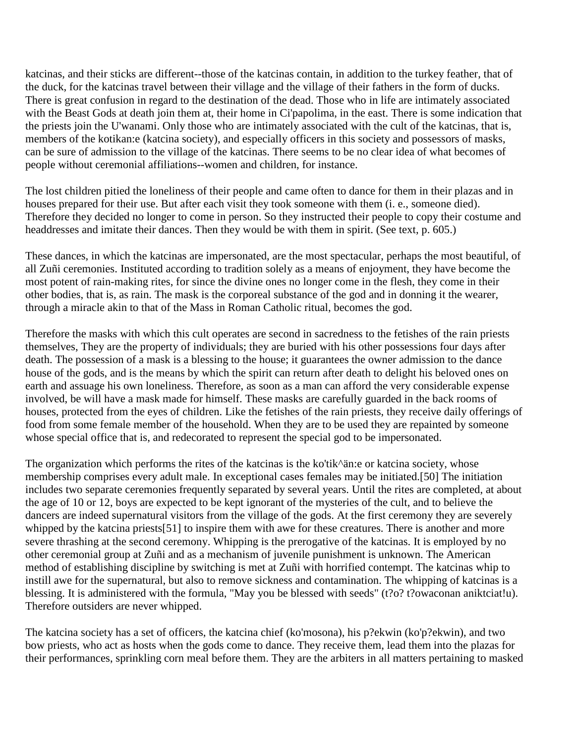katcinas, and their sticks are different--those of the katcinas contain, in addition to the turkey feather, that of the duck, for the katcinas travel between their village and the village of their fathers in the form of ducks. There is great confusion in regard to the destination of the dead. Those who in life are intimately associated with the Beast Gods at death join them at, their home in Ci'papolima, in the east. There is some indication that the priests join the U'wanami. Only those who are intimately associated with the cult of the katcinas, that is, members of the kotikan:e (katcina society), and especially officers in this society and possessors of masks, can be sure of admission to the village of the katcinas. There seems to be no clear idea of what becomes of people without ceremonial affiliations--women and children, for instance.

The lost children pitied the loneliness of their people and came often to dance for them in their plazas and in houses prepared for their use. But after each visit they took someone with them (i. e., someone died). Therefore they decided no longer to come in person. So they instructed their people to copy their costume and headdresses and imitate their dances. Then they would be with them in spirit. (See text, p. 605.)

These dances, in which the katcinas are impersonated, are the most spectacular, perhaps the most beautiful, of all Zuñi ceremonies. Instituted according to tradition solely as a means of enjoyment, they have become the most potent of rain-making rites, for since the divine ones no longer come in the flesh, they come in their other bodies, that is, as rain. The mask is the corporeal substance of the god and in donning it the wearer, through a miracle akin to that of the Mass in Roman Catholic ritual, becomes the god.

Therefore the masks with which this cult operates are second in sacredness to the fetishes of the rain priests themselves, They are the property of individuals; they are buried with his other possessions four days after death. The possession of a mask is a blessing to the house; it guarantees the owner admission to the dance house of the gods, and is the means by which the spirit can return after death to delight his beloved ones on earth and assuage his own loneliness. Therefore, as soon as a man can afford the very considerable expense involved, be will have a mask made for himself. These masks are carefully guarded in the back rooms of houses, protected from the eyes of children. Like the fetishes of the rain priests, they receive daily offerings of food from some female member of the household. When they are to be used they are repainted by someone whose special office that is, and redecorated to represent the special god to be impersonated.

The organization which performs the rites of the katcinas is the ko'tik^än:e or katcina society, whose membership comprises every adult male. In exceptional cases females may be initiated.[50] The initiation includes two separate ceremonies frequently separated by several years. Until the rites are completed, at about the age of 10 or 12, boys are expected to be kept ignorant of the mysteries of the cult, and to believe the dancers are indeed supernatural visitors from the village of the gods. At the first ceremony they are severely whipped by the katcina priests[51] to inspire them with awe for these creatures. There is another and more severe thrashing at the second ceremony. Whipping is the prerogative of the katcinas. It is employed by no other ceremonial group at Zuñi and as a mechanism of juvenile punishment is unknown. The American method of establishing discipline by switching is met at Zuñi with horrified contempt. The katcinas whip to instill awe for the supernatural, but also to remove sickness and contamination. The whipping of katcinas is a blessing. It is administered with the formula, "May you be blessed with seeds" (t?o? t?owaconan aniktciat!u). Therefore outsiders are never whipped.

The katcina society has a set of officers, the katcina chief (ko'mosona), his p?ekwin (ko'p?ekwin), and two bow priests, who act as hosts when the gods come to dance. They receive them, lead them into the plazas for their performances, sprinkling corn meal before them. They are the arbiters in all matters pertaining to masked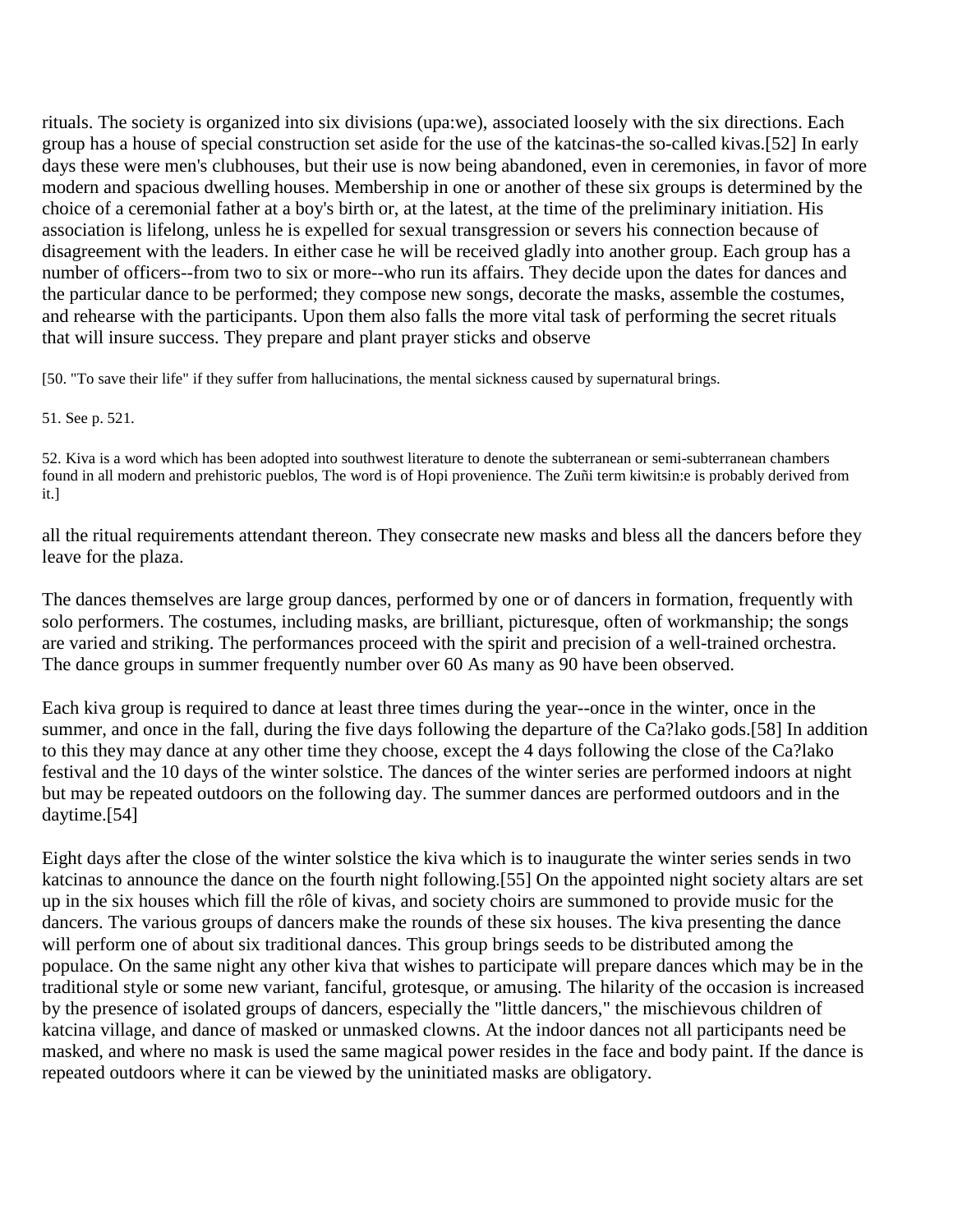rituals. The society is organized into six divisions (upa:we), associated loosely with the six directions. Each group has a house of special construction set aside for the use of the katcinas-the so-called kivas.[52] In early days these were men's clubhouses, but their use is now being abandoned, even in ceremonies, in favor of more modern and spacious dwelling houses. Membership in one or another of these six groups is determined by the choice of a ceremonial father at a boy's birth or, at the latest, at the time of the preliminary initiation. His association is lifelong, unless he is expelled for sexual transgression or severs his connection because of disagreement with the leaders. In either case he will be received gladly into another group. Each group has a number of officers--from two to six or more--who run its affairs. They decide upon the dates for dances and the particular dance to be performed; they compose new songs, decorate the masks, assemble the costumes, and rehearse with the participants. Upon them also falls the more vital task of performing the secret rituals that will insure success. They prepare and plant prayer sticks and observe

[50. "To save their life" if they suffer from hallucinations, the mental sickness caused by supernatural brings.

51. See p. 521.

52. Kiva is a word which has been adopted into southwest literature to denote the subterranean or semi-subterranean chambers found in all modern and prehistoric pueblos, The word is of Hopi provenience. The Zuñi term kiwitsin:e is probably derived from it.]

all the ritual requirements attendant thereon. They consecrate new masks and bless all the dancers before they leave for the plaza.

The dances themselves are large group dances, performed by one or of dancers in formation, frequently with solo performers. The costumes, including masks, are brilliant, picturesque, often of workmanship; the songs are varied and striking. The performances proceed with the spirit and precision of a well-trained orchestra. The dance groups in summer frequently number over 60 As many as 90 have been observed.

Each kiva group is required to dance at least three times during the year--once in the winter, once in the summer, and once in the fall, during the five days following the departure of the Ca?lako gods.[58] In addition to this they may dance at any other time they choose, except the 4 days following the close of the Ca?lako festival and the 10 days of the winter solstice. The dances of the winter series are performed indoors at night but may be repeated outdoors on the following day. The summer dances are performed outdoors and in the daytime.[54]

Eight days after the close of the winter solstice the kiva which is to inaugurate the winter series sends in two katcinas to announce the dance on the fourth night following.[55] On the appointed night society altars are set up in the six houses which fill the rôle of kivas, and society choirs are summoned to provide music for the dancers. The various groups of dancers make the rounds of these six houses. The kiva presenting the dance will perform one of about six traditional dances. This group brings seeds to be distributed among the populace. On the same night any other kiva that wishes to participate will prepare dances which may be in the traditional style or some new variant, fanciful, grotesque, or amusing. The hilarity of the occasion is increased by the presence of isolated groups of dancers, especially the "little dancers," the mischievous children of katcina village, and dance of masked or unmasked clowns. At the indoor dances not all participants need be masked, and where no mask is used the same magical power resides in the face and body paint. If the dance is repeated outdoors where it can be viewed by the uninitiated masks are obligatory.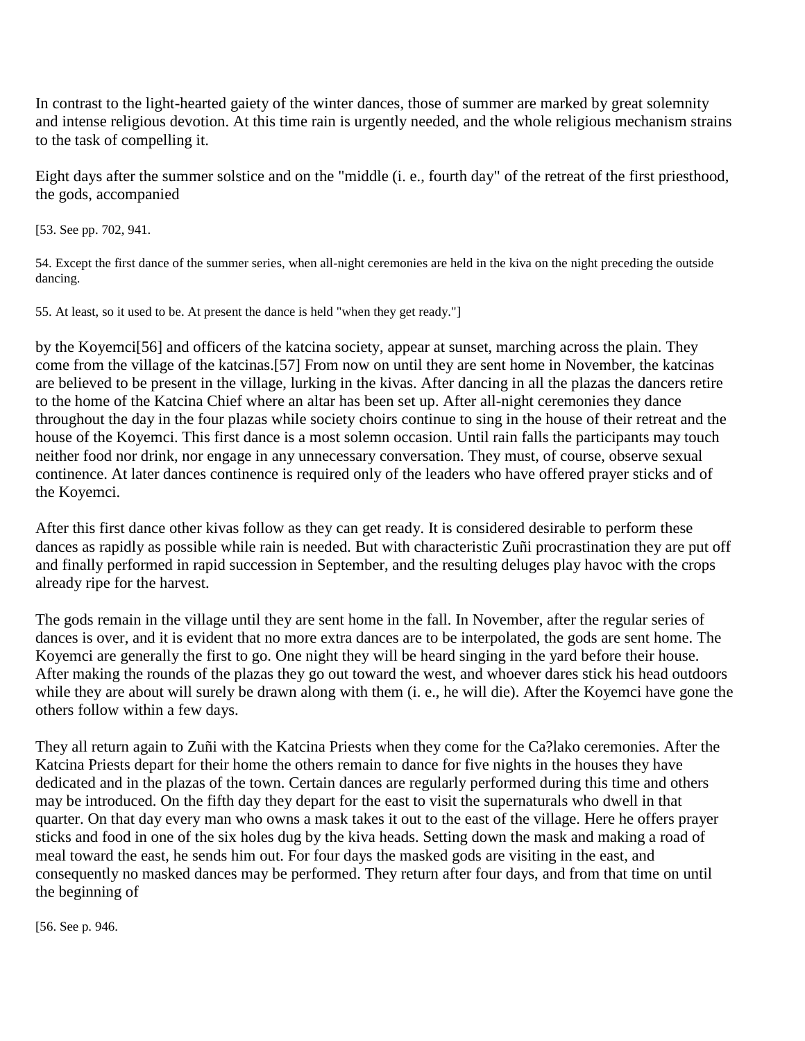In contrast to the light-hearted gaiety of the winter dances, those of summer are marked by great solemnity and intense religious devotion. At this time rain is urgently needed, and the whole religious mechanism strains to the task of compelling it.

Eight days after the summer solstice and on the "middle (i. e., fourth day" of the retreat of the first priesthood, the gods, accompanied

[53. See pp. 702, 941.

54. Except the first dance of the summer series, when all-night ceremonies are held in the kiva on the night preceding the outside dancing.

55. At least, so it used to be. At present the dance is held "when they get ready."]

by the Koyemci[56] and officers of the katcina society, appear at sunset, marching across the plain. They come from the village of the katcinas.[57] From now on until they are sent home in November, the katcinas are believed to be present in the village, lurking in the kivas. After dancing in all the plazas the dancers retire to the home of the Katcina Chief where an altar has been set up. After all-night ceremonies they dance throughout the day in the four plazas while society choirs continue to sing in the house of their retreat and the house of the Koyemci. This first dance is a most solemn occasion. Until rain falls the participants may touch neither food nor drink, nor engage in any unnecessary conversation. They must, of course, observe sexual continence. At later dances continence is required only of the leaders who have offered prayer sticks and of the Koyemci.

After this first dance other kivas follow as they can get ready. It is considered desirable to perform these dances as rapidly as possible while rain is needed. But with characteristic Zuñi procrastination they are put off and finally performed in rapid succession in September, and the resulting deluges play havoc with the crops already ripe for the harvest.

The gods remain in the village until they are sent home in the fall. In November, after the regular series of dances is over, and it is evident that no more extra dances are to be interpolated, the gods are sent home. The Koyemci are generally the first to go. One night they will be heard singing in the yard before their house. After making the rounds of the plazas they go out toward the west, and whoever dares stick his head outdoors while they are about will surely be drawn along with them (i. e., he will die). After the Koyemci have gone the others follow within a few days.

They all return again to Zuñi with the Katcina Priests when they come for the Ca?lako ceremonies. After the Katcina Priests depart for their home the others remain to dance for five nights in the houses they have dedicated and in the plazas of the town. Certain dances are regularly performed during this time and others may be introduced. On the fifth day they depart for the east to visit the supernaturals who dwell in that quarter. On that day every man who owns a mask takes it out to the east of the village. Here he offers prayer sticks and food in one of the six holes dug by the kiva heads. Setting down the mask and making a road of meal toward the east, he sends him out. For four days the masked gods are visiting in the east, and consequently no masked dances may be performed. They return after four days, and from that time on until the beginning of

[56. See p. 946.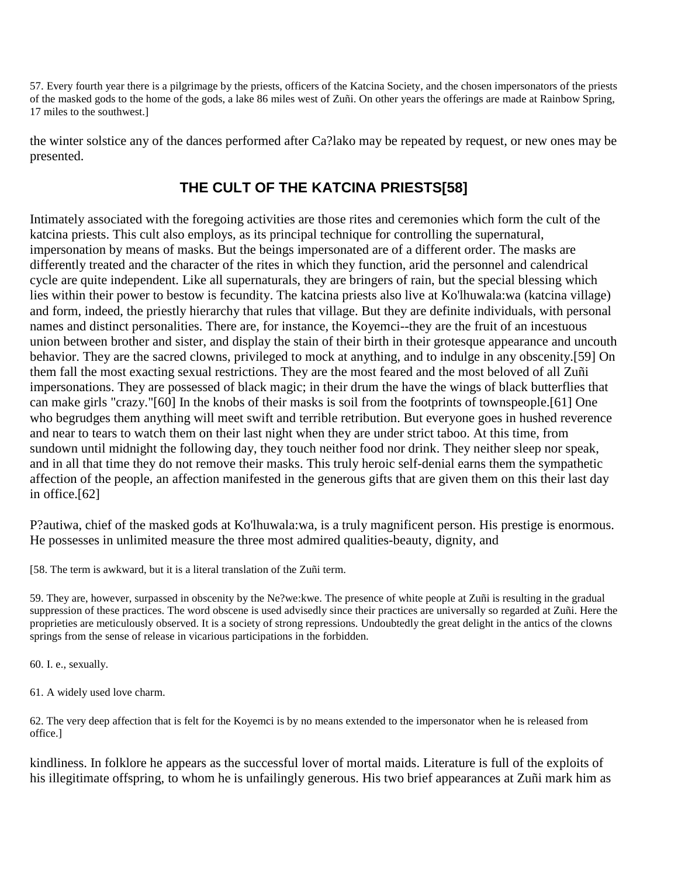57. Every fourth year there is a pilgrimage by the priests, officers of the Katcina Society, and the chosen impersonators of the priests of the masked gods to the home of the gods, a lake 86 miles west of Zuñi. On other years the offerings are made at Rainbow Spring, 17 miles to the southwest.]

the winter solstice any of the dances performed after Ca?lako may be repeated by request, or new ones may be presented.

## THE CULT OF THE KATCINA PRIESTS[58]

Intimately associated with the foregoing activities are those rites and ceremonies which form the cult of the katcina priests. This cult also employs, as its principal technique for controlling the supernatural, impersonation by means of masks. But the beings impersonated are of a different order. The masks are differently treated and the character of the rites in which they function, arid the personnel and calendrical cycle are quite independent. Like all supernaturals, they are bringers of rain, but the special blessing which lies within their power to bestow is fecundity. The katcina priests also live at Ko'lhuwala:wa (katcina village) and form, indeed, the priestly hierarchy that rules that village. But they are definite individuals, with personal names and distinct personalities. There are, for instance, the Koyemci--they are the fruit of an incestuous union between brother and sister, and display the stain of their birth in their grotesque appearance and uncouth behavior. They are the sacred clowns, privileged to mock at anything, and to indulge in any obscenity.[59] On them fall the most exacting sexual restrictions. They are the most feared and the most beloved of all Zuñi impersonations. They are possessed of black magic; in their drum the have the wings of black butterflies that can make girls "crazy."[60] In the knobs of their masks is soil from the footprints of townspeople.[61] One who begrudges them anything will meet swift and terrible retribution. But everyone goes in hushed reverence and near to tears to watch them on their last night when they are under strict taboo. At this time, from sundown until midnight the following day, they touch neither food nor drink. They neither sleep nor speak, and in all that time they do not remove their masks. This truly heroic self-denial earns them the sympathetic affection of the people, an affection manifested in the generous gifts that are given them on this their last day in office.[62]

P?autiwa, chief of the masked gods at Ko'lhuwala:wa, is a truly magnificent person. His prestige is enormous. He possesses in unlimited measure the three most admired qualities-beauty, dignity, and

[58. The term is awkward, but it is a literal translation of the Zuñi term.

59. They are, however, surpassed in obscenity by the Ne?we:kwe. The presence of white people at Zuñi is resulting in the gradual suppression of these practices. The word obscene is used advisedly since their practices are universally so regarded at Zuñi. Here the proprieties are meticulously observed. It is a society of strong repressions. Undoubtedly the great delight in the antics of the clowns springs from the sense of release in vicarious participations in the forbidden.

60. I. e., sexually.

61. A widely used love charm.

62. The very deep affection that is felt for the Koyemci is by no means extended to the impersonator when he is released from office.]

kindliness. In folklore he appears as the successful lover of mortal maids. Literature is full of the exploits of his illegitimate offspring, to whom he is unfailingly generous. His two brief appearances at Zuñi mark him as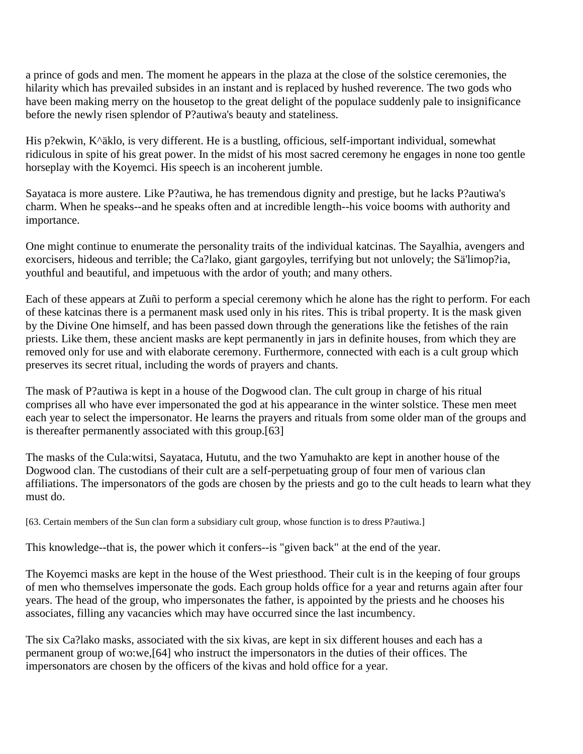a prince of gods and men. The moment he appears in the plaza at the close of the solstice ceremonies, the hilarity which has prevailed subsides in an instant and is replaced by hushed reverence. The two gods who have been making merry on the housetop to the great delight of the populace suddenly pale to insignificance before the newly risen splendor of P?autiwa's beauty and stateliness.

His p?ekwin, K^äklo, is very different. He is a bustling, officious, self-important individual, somewhat ridiculous in spite of his great power. In the midst of his most sacred ceremony he engages in none too gentle horseplay with the Koyemci. His speech is an incoherent jumble.

Sayataca is more austere. Like P?autiwa, he has tremendous dignity and prestige, but he lacks P?autiwa's charm. When he speaks--and he speaks often and at incredible length--his voice booms with authority and importance.

One might continue to enumerate the personality traits of the individual katcinas. The Sayalhia, avengers and exorcisers, hideous and terrible; the Ca?lako, giant gargoyles, terrifying but not unlovely; the Sä'limop?ia, youthful and beautiful, and impetuous with the ardor of youth; and many others.

Each of these appears at Zuñi to perform a special ceremony which he alone has the right to perform. For each of these katcinas there is a permanent mask used only in his rites. This is tribal property. It is the mask given by the Divine One himself, and has been passed down through the generations like the fetishes of the rain priests. Like them, these ancient masks are kept permanently in jars in definite houses, from which they are removed only for use and with elaborate ceremony. Furthermore, connected with each is a cult group which preserves its secret ritual, including the words of prayers and chants.

The mask of P?autiwa is kept in a house of the Dogwood clan. The cult group in charge of his ritual comprises all who have ever impersonated the god at his appearance in the winter solstice. These men meet each year to select the impersonator. He learns the prayers and rituals from some older man of the groups and is thereafter permanently associated with this group.[63]

The masks of the Cula:witsi, Sayataca, Hututu, and the two Yamuhakto are kept in another house of the Dogwood clan. The custodians of their cult are a self-perpetuating group of four men of various clan affiliations. The impersonators of the gods are chosen by the priests and go to the cult heads to learn what they must do.

[63. Certain members of the Sun clan form a subsidiary cult group, whose function is to dress P?autiwa.]

This knowledge--that is, the power which it confers--is "given back" at the end of the year.

The Koyemci masks are kept in the house of the West priesthood. Their cult is in the keeping of four groups of men who themselves impersonate the gods. Each group holds office for a year and returns again after four years. The head of the group, who impersonates the father, is appointed by the priests and he chooses his associates, filling any vacancies which may have occurred since the last incumbency.

The six Ca?lako masks, associated with the six kivas, are kept in six different houses and each has a permanent group of wo:we,[64] who instruct the impersonators in the duties of their offices. The impersonators are chosen by the officers of the kivas and hold office for a year.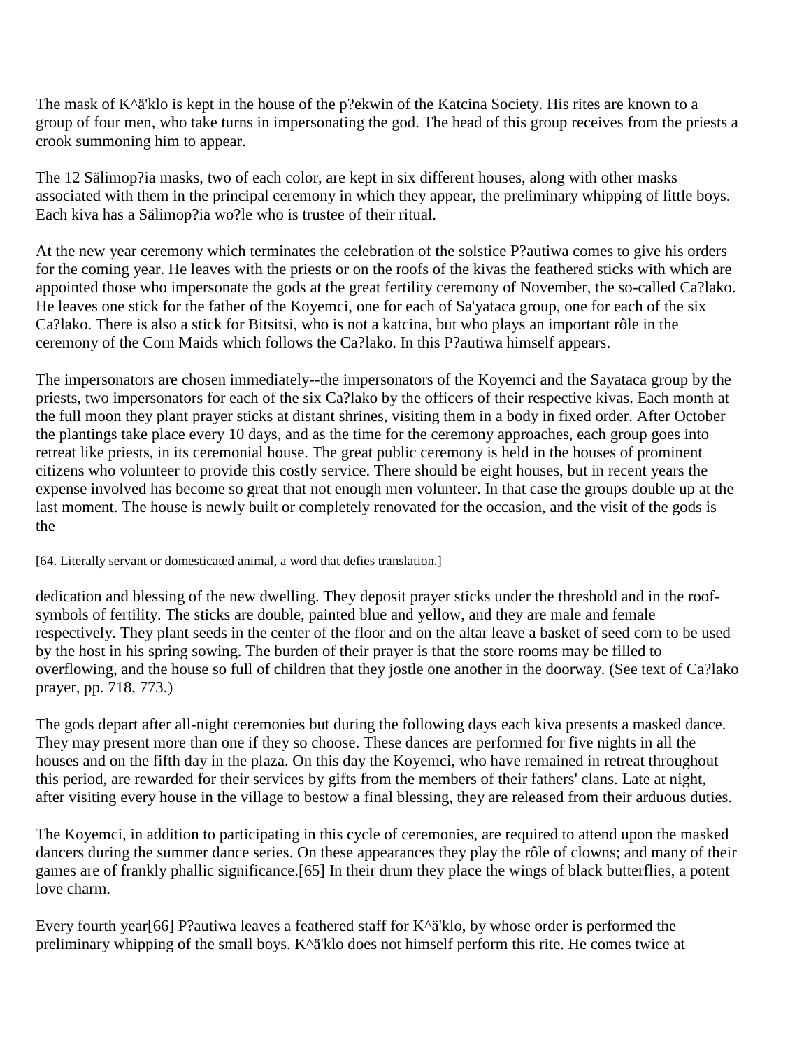The mask of K^ä'klo is kept in the house of the p?ekwin of the Katcina Society. His rites are known to a group of four men, who take turns in impersonating the god. The head of this group receives from the priests a crook summoning him to appear.

The 12 Sälimop?ia masks, two of each color, are kept in six different houses, along with other masks associated with them in the principal ceremony in which they appear, the preliminary whipping of little boys. Each kiva has a Sälimop?ia wo?le who is trustee of their ritual.

At the new year ceremony which terminates the celebration of the solstice P?autiwa comes to give his orders for the coming year. He leaves with the priests or on the roofs of the kivas the feathered sticks with which are appointed those who impersonate the gods at the great fertility ceremony of November, the so-called Ca?lako. He leaves one stick for the father of the Koyemci, one for each of Sa'yataca group, one for each of the six Ca?lako. There is also a stick for Bitsitsi, who is not a katcina, but who plays an important rôle in the ceremony of the Corn Maids which follows the Ca?lako. In this P?autiwa himself appears.

The impersonators are chosen immediately--the impersonators of the Koyemci and the Sayataca group by the priests, two impersonators for each of the six Ca?lako by the officers of their respective kivas. Each month at the full moon they plant prayer sticks at distant shrines, visiting them in a body in fixed order. After October the plantings take place every 10 days, and as the time for the ceremony approaches, each group goes into retreat like priests, in its ceremonial house. The great public ceremony is held in the houses of prominent citizens who volunteer to provide this costly service. There should be eight houses, but in recent years the expense involved has become so great that not enough men volunteer. In that case the groups double up at the last moment. The house is newly built or completely renovated for the occasion, and the visit of the gods is the

[64. Literally servant or domesticated animal, a word that defies translation.]

dedication and blessing of the new dwelling. They deposit prayer sticks under the threshold and in the roof-symbols of fertility. The sticks are double, painted blue and yellow, and they are male and female respectively. They plant seeds in the center of the floor and on the altar leave a basket of seed corn to be used by the host in his spring sowing. The burden of their prayer is that the store rooms may be filled to overflowing, and the house so full of children that they jostle one another in the doorway. (See text of Ca?lako prayer, pp. 718, 773.)

The gods depart after all-night ceremonies but during the following days each kiva presents a masked dance. They may present more than one if they so choose. These dances are performed for five nights in all the houses and on the fifth day in the plaza. On this day the Koyemci, who have remained in retreat throughout this period, are rewarded for their services by gifts from the members of their fathers' clans. Late at night, after visiting every house in the village to bestow a final blessing, they are released from their arduous duties.

The Koyemci, in addition to participating in this cycle of ceremonies, are required to attend upon the masked dancers during the summer dance series. On these appearances they play the rôle of clowns; and many of their games are of frankly phallic significance.[65] In their drum they place the wings of black butterflies, a potent love charm.

Every fourth year[66] P?autiwa leaves a feathered staff for K^ä'klo, by whose order is performed the preliminary whipping of the small boys. K^ä'klo does not himself perform this rite. He comes twice at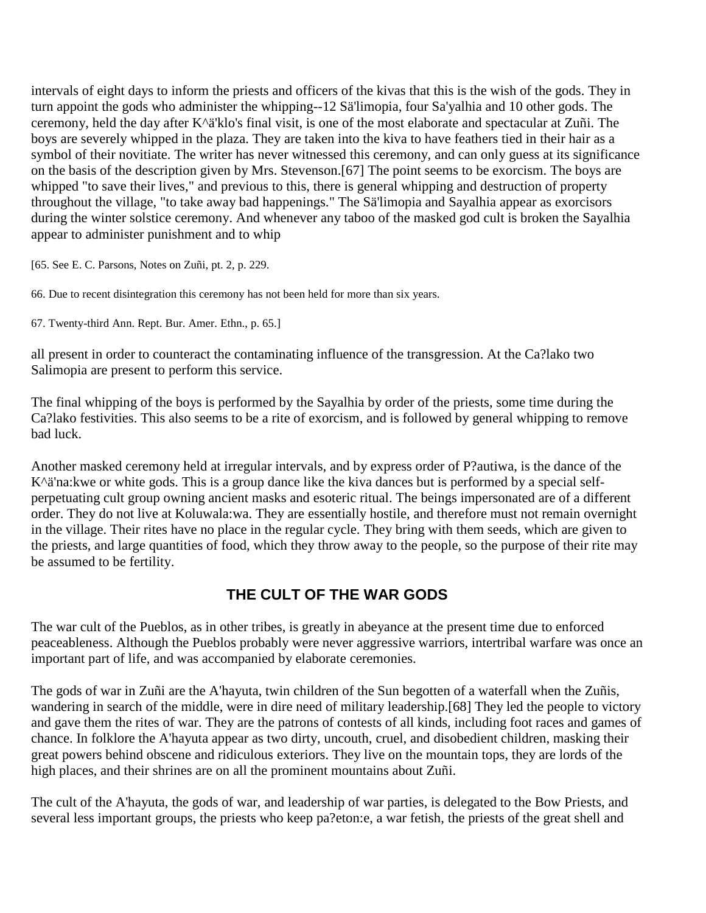intervals of eight days to inform the priests and officers of the kivas that this is the wish of the gods. They in turn appoint the gods who administer the whipping--12 Sä'limopia, four Sa'yalhia and 10 other gods. The ceremony, held the day after K^ä'klo's final visit, is one of the most elaborate and spectacular at Zuñi. The boys are severely whipped in the plaza. They are taken into the kiva to have feathers tied in their hair as a symbol of their novitiate. The writer has never witnessed this ceremony, and can only guess at its significance on the basis of the description given by Mrs. Stevenson.[67] The point seems to be exorcism. The boys are whipped "to save their lives," and previous to this, there is general whipping and destruction of property throughout the village, "to take away bad happenings." The Sä'limopia and Sayalhia appear as exorcisors during the winter solstice ceremony. And whenever any taboo of the masked god cult is broken the Sayalhia appear to administer punishment and to whip

[65. See E. C. Parsons, Notes on Zuñi, pt. 2, p. 229.

66. Due to recent disintegration this ceremony has not been held for more than six years.

67. Twenty-third Ann. Rept. Bur. Amer. Ethn., p. 65.]

all present in order to counteract the contaminating influence of the transgression. At the Ca?lako two Salimopia are present to perform this service.

The final whipping of the boys is performed by the Sayalhia by order of the priests, some time during the Ca?lako festivities. This also seems to be a rite of exorcism, and is followed by general whipping to remove bad luck.

Another masked ceremony held at irregular intervals, and by express order of P?autiwa, is the dance of the K^ä'na:kwe or white gods. This is a group dance like the kiva dances but is performed by a special self-perpetuating cult group owning ancient masks and esoteric ritual. The beings impersonated are of a different order. They do not live at Koluwala:wa. They are essentially hostile, and therefore must not remain overnight in the village. Their rites have no place in the regular cycle. They bring with them seeds, which are given to the priests, and large quantities of food, which they throw away to the people, so the purpose of their rite may be assumed to be fertility.

## THE CULT OF THE WAR GODS

The war cult of the Pueblos, as in other tribes, is greatly in abeyance at the present time due to enforced peaceableness. Although the Pueblos probably were never aggressive warriors, intertribal warfare was once an important part of life, and was accompanied by elaborate ceremonies.

The gods of war in Zuñi are the A'hayuta, twin children of the Sun begotten of a waterfall when the Zuñis, wandering in search of the middle, were in dire need of military leadership.[68] They led the people to victory and gave them the rites of war. They are the patrons of contests of all kinds, including foot races and games of chance. In folklore the A'hayuta appear as two dirty, uncouth, cruel, and disobedient children, masking their great powers behind obscene and ridiculous exteriors. They live on the mountain tops, they are lords of the high places, and their shrines are on all the prominent mountains about Zuñi.

The cult of the A'hayuta, the gods of war, and leadership of war parties, is delegated to the Bow Priests, and several less important groups, the priests who keep pa?eton:e, a war fetish, the priests of the great shell and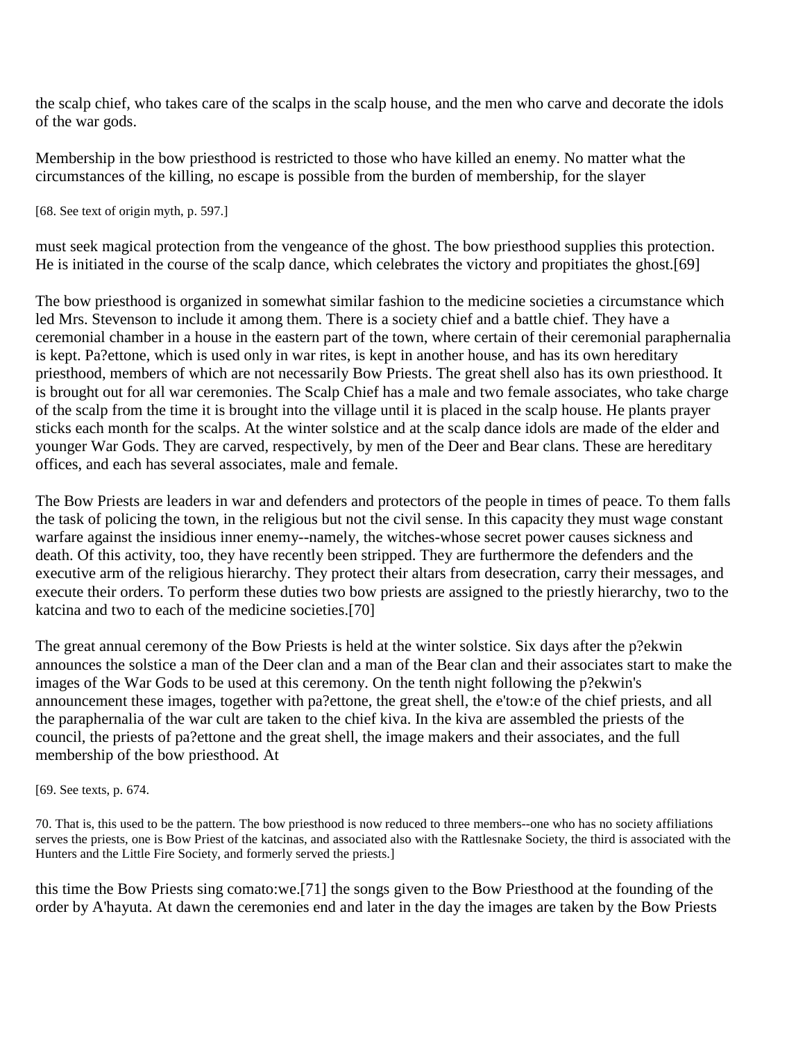the scalp chief, who takes care of the scalps in the scalp house, and the men who carve and decorate the idols of the war gods.

Membership in the bow priesthood is restricted to those who have killed an enemy. No matter what the circumstances of the killing, no escape is possible from the burden of membership, for the slayer

[68. See text of origin myth, p. 597.]

must seek magical protection from the vengeance of the ghost. The bow priesthood supplies this protection. He is initiated in the course of the scalp dance, which celebrates the victory and propitiates the ghost.[69]

The bow priesthood is organized in somewhat similar fashion to the medicine societies a circumstance which led Mrs. Stevenson to include it among them. There is a society chief and a battle chief. They have a ceremonial chamber in a house in the eastern part of the town, where certain of their ceremonial paraphernalia is kept. Pa?ettone, which is used only in war rites, is kept in another house, and has its own hereditary priesthood, members of which are not necessarily Bow Priests. The great shell also has its own priesthood. It is brought out for all war ceremonies. The Scalp Chief has a male and two female associates, who take charge of the scalp from the time it is brought into the village until it is placed in the scalp house. He plants prayer sticks each month for the scalps. At the winter solstice and at the scalp dance idols are made of the elder and younger War Gods. They are carved, respectively, by men of the Deer and Bear clans. These are hereditary offices, and each has several associates, male and female.

The Bow Priests are leaders in war and defenders and protectors of the people in times of peace. To them falls the task of policing the town, in the religious but not the civil sense. In this capacity they must wage constant warfare against the insidious inner enemy--namely, the witches-whose secret power causes sickness and death. Of this activity, too, they have recently been stripped. They are furthermore the defenders and the executive arm of the religious hierarchy. They protect their altars from desecration, carry their messages, and execute their orders. To perform these duties two bow priests are assigned to the priestly hierarchy, two to the katcina and two to each of the medicine societies.[70]

The great annual ceremony of the Bow Priests is held at the winter solstice. Six days after the p?ekwin announces the solstice a man of the Deer clan and a man of the Bear clan and their associates start to make the images of the War Gods to be used at this ceremony. On the tenth night following the p?ekwin's announcement these images, together with pa?ettone, the great shell, the e'tow:e of the chief priests, and all the paraphernalia of the war cult are taken to the chief kiva. In the kiva are assembled the priests of the council, the priests of pa?ettone and the great shell, the image makers and their associates, and the full membership of the bow priesthood. At

[69. See texts, p. 674.

70. That is, this used to be the pattern. The bow priesthood is now reduced to three members--one who has no society affiliations serves the priests, one is Bow Priest of the katcinas, and associated also with the Rattlesnake Society, the third is associated with the Hunters and the Little Fire Society, and formerly served the priests.]

this time the Bow Priests sing comato:we.[71] the songs given to the Bow Priesthood at the founding of the order by A'hayuta. At dawn the ceremonies end and later in the day the images are taken by the Bow Priests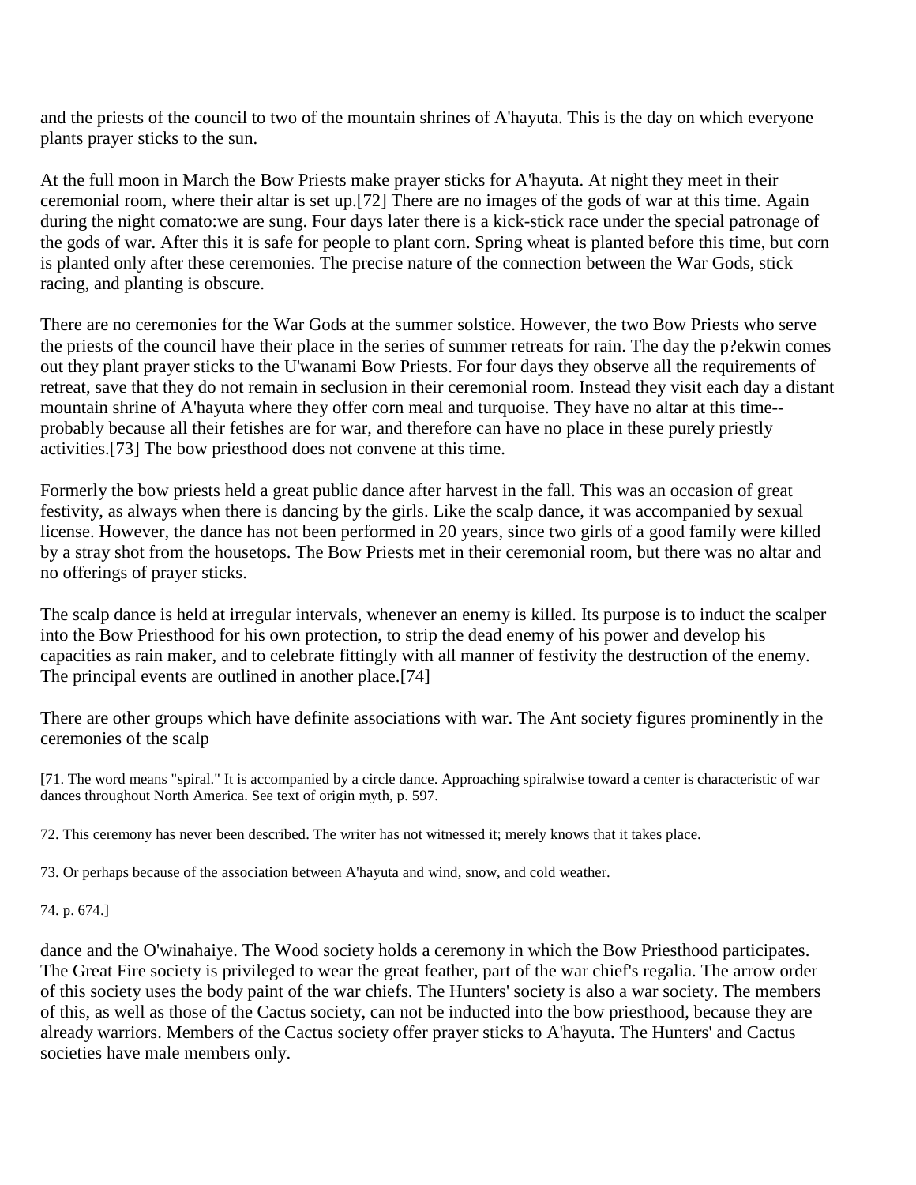and the priests of the council to two of the mountain shrines of A'hayuta. This is the day on which everyone plants prayer sticks to the sun.

At the full moon in March the Bow Priests make prayer sticks for A'hayuta. At night they meet in their ceremonial room, where their altar is set up.[72] There are no images of the gods of war at this time. Again during the night comato:we are sung. Four days later there is a kick-stick race under the special patronage of the gods of war. After this it is safe for people to plant corn. Spring wheat is planted before this time, but corn is planted only after these ceremonies. The precise nature of the connection between the War Gods, stick racing, and planting is obscure.

There are no ceremonies for the War Gods at the summer solstice. However, the two Bow Priests who serve the priests of the council have their place in the series of summer retreats for rain. The day the p?ekwin comes out they plant prayer sticks to the U'wanami Bow Priests. For four days they observe all the requirements of retreat, save that they do not remain in seclusion in their ceremonial room. Instead they visit each day a distant mountain shrine of A'hayuta where they offer corn meal and turquoise. They have no altar at this time--probably because all their fetishes are for war, and therefore can have no place in these purely priestly activities.[73] The bow priesthood does not convene at this time.

Formerly the bow priests held a great public dance after harvest in the fall. This was an occasion of great festivity, as always when there is dancing by the girls. Like the scalp dance, it was accompanied by sexual license. However, the dance has not been performed in 20 years, since two girls of a good family were killed by a stray shot from the housetops. The Bow Priests met in their ceremonial room, but there was no altar and no offerings of prayer sticks.

The scalp dance is held at irregular intervals, whenever an enemy is killed. Its purpose is to induct the scalper into the Bow Priesthood for his own protection, to strip the dead enemy of his power and develop his capacities as rain maker, and to celebrate fittingly with all manner of festivity the destruction of the enemy. The principal events are outlined in another place.[74]

There are other groups which have definite associations with war. The Ant society figures prominently in the ceremonies of the scalp

[71. The word means "spiral." It is accompanied by a circle dance. Approaching spiralwise toward a center is characteristic of war dances throughout North America. See text of origin myth, p. 597.

72. This ceremony has never been described. The writer has not witnessed it; merely knows that it takes place.

73. Or perhaps because of the association between A'hayuta and wind, snow, and cold weather.

74. p. 674.]

dance and the O'winahaiye. The Wood society holds a ceremony in which the Bow Priesthood participates. The Great Fire society is privileged to wear the great feather, part of the war chief's regalia. The arrow order of this society uses the body paint of the war chiefs. The Hunters' society is also a war society. The members of this, as well as those of the Cactus society, can not be inducted into the bow priesthood, because they are already warriors. Members of the Cactus society offer prayer sticks to A'hayuta. The Hunters' and Cactus societies have male members only.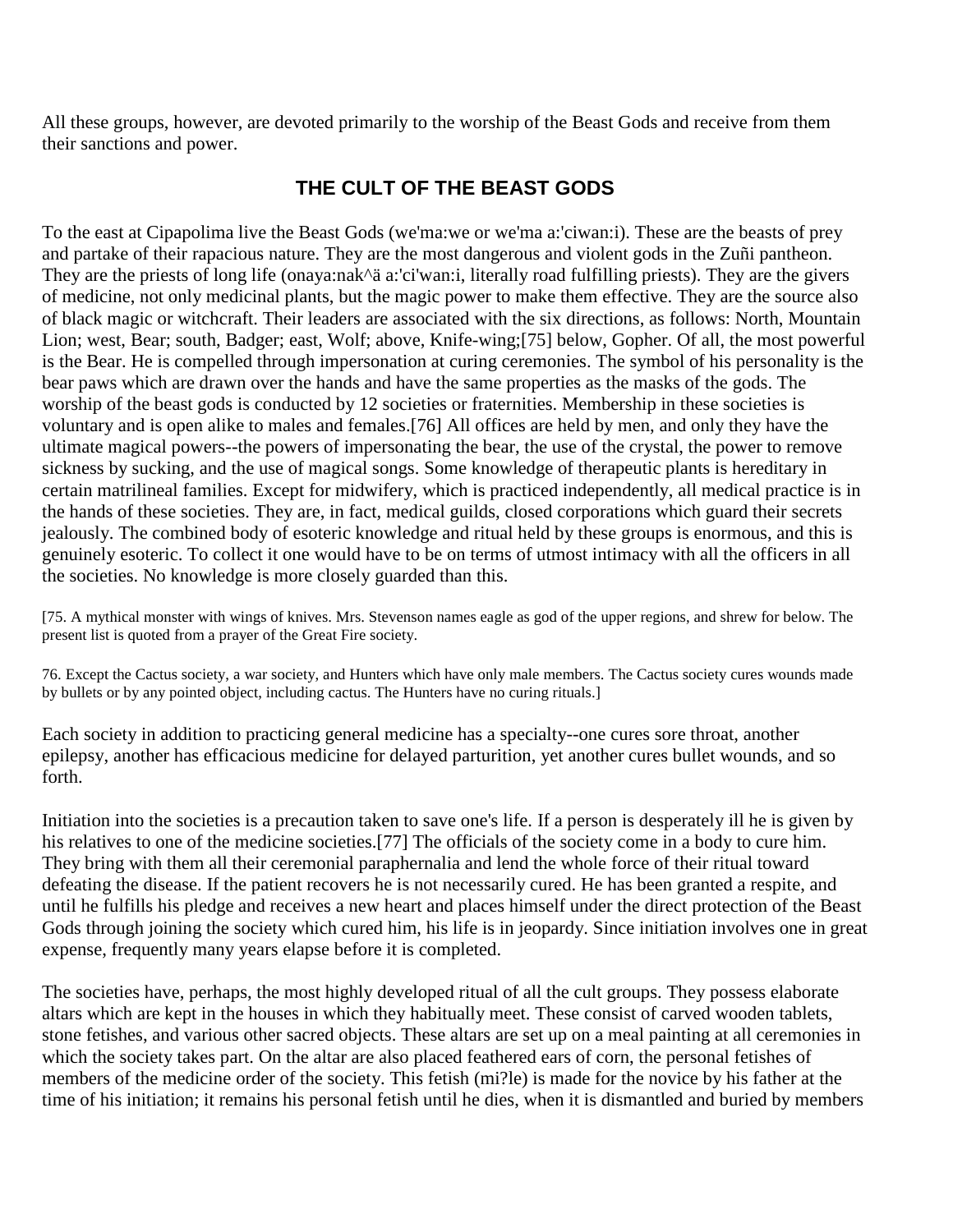All these groups, however, are devoted primarily to the worship of the Beast Gods and receive from them their sanctions and power.

## THE CULT OF THE BEAST GODS

To the east at Cipapolima live the Beast Gods (we'ma:we or we'ma a:'ciwan:i). These are the beasts of prey and partake of their rapacious nature. They are the most dangerous and violent gods in the Zuñi pantheon. They are the priests of long life (onaya:nak^ä a:'ci'wan:i, literally road fulfilling priests). They are the givers of medicine, not only medicinal plants, but the magic power to make them effective. They are the source also of black magic or witchcraft. Their leaders are associated with the six directions, as follows: North, Mountain Lion; west, Bear; south, Badger; east, Wolf; above, Knife-wing;[75] below, Gopher. Of all, the most powerful is the Bear. He is compelled through impersonation at curing ceremonies. The symbol of his personality is the bear paws which are drawn over the hands and have the same properties as the masks of the gods. The worship of the beast gods is conducted by 12 societies or fraternities. Membership in these societies is voluntary and is open alike to males and females.[76] All offices are held by men, and only they have the ultimate magical powers--the powers of impersonating the bear, the use of the crystal, the power to remove sickness by sucking, and the use of magical songs. Some knowledge of therapeutic plants is hereditary in certain matrilineal families. Except for midwifery, which is practiced independently, all medical practice is in the hands of these societies. They are, in fact, medical guilds, closed corporations which guard their secrets jealously. The combined body of esoteric knowledge and ritual held by these groups is enormous, and this is genuinely esoteric. To collect it one would have to be on terms of utmost intimacy with all the officers in all the societies. No knowledge is more closely guarded than this.

[75. A mythical monster with wings of knives. Mrs. Stevenson names eagle as god of the upper regions, and shrew for below. The present list is quoted from a prayer of the Great Fire society.

76. Except the Cactus society, a war society, and Hunters which have only male members. The Cactus society cures wounds made by bullets or by any pointed object, including cactus. The Hunters have no curing rituals.]

Each society in addition to practicing general medicine has a specialty--one cures sore throat, another epilepsy, another has efficacious medicine for delayed parturition, yet another cures bullet wounds, and so forth.

Initiation into the societies is a precaution taken to save one's life. If a person is desperately ill he is given by his relatives to one of the medicine societies.[77] The officials of the society come in a body to cure him. They bring with them all their ceremonial paraphernalia and lend the whole force of their ritual toward defeating the disease. If the patient recovers he is not necessarily cured. He has been granted a respite, and until he fulfills his pledge and receives a new heart and places himself under the direct protection of the Beast Gods through joining the society which cured him, his life is in jeopardy. Since initiation involves one in great expense, frequently many years elapse before it is completed.

The societies have, perhaps, the most highly developed ritual of all the cult groups. They possess elaborate altars which are kept in the houses in which they habitually meet. These consist of carved wooden tablets, stone fetishes, and various other sacred objects. These altars are set up on a meal painting at all ceremonies in which the society takes part. On the altar are also placed feathered ears of corn, the personal fetishes of members of the medicine order of the society. This fetish (mi?le) is made for the novice by his father at the time of his initiation; it remains his personal fetish until he dies, when it is dismantled and buried by members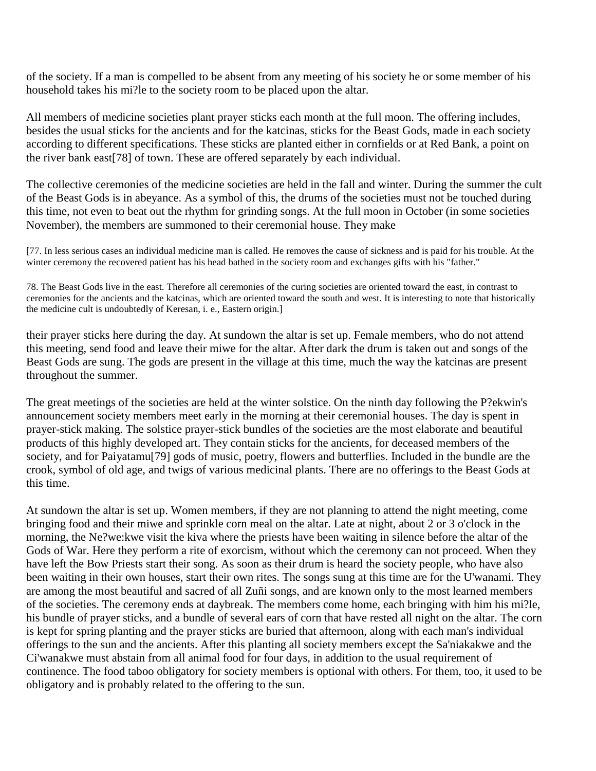of the society. If a man is compelled to be absent from any meeting of his society he or some member of his household takes his mi?le to the society room to be placed upon the altar.

All members of medicine societies plant prayer sticks each month at the full moon. The offering includes, besides the usual sticks for the ancients and for the katcinas, sticks for the Beast Gods, made in each society according to different specifications. These sticks are planted either in cornfields or at Red Bank, a point on the river bank east[78] of town. These are offered separately by each individual.

The collective ceremonies of the medicine societies are held in the fall and winter. During the summer the cult of the Beast Gods is in abeyance. As a symbol of this, the drums of the societies must not be touched during this time, not even to beat out the rhythm for grinding songs. At the full moon in October (in some societies November), the members are summoned to their ceremonial house. They make

[77. In less serious cases an individual medicine man is called. He removes the cause of sickness and is paid for his trouble. At the winter ceremony the recovered patient has his head bathed in the society room and exchanges gifts with his "father."

78. The Beast Gods live in the east. Therefore all ceremonies of the curing societies are oriented toward the east, in contrast to ceremonies for the ancients and the katcinas, which are oriented toward the south and west. It is interesting to note that historically the medicine cult is undoubtedly of Keresan, i. e., Eastern origin.]

their prayer sticks here during the day. At sundown the altar is set up. Female members, who do not attend this meeting, send food and leave their miwe for the altar. After dark the drum is taken out and songs of the Beast Gods are sung. The gods are present in the village at this time, much the way the katcinas are present throughout the summer.

The great meetings of the societies are held at the winter solstice. On the ninth day following the P?ekwin's announcement society members meet early in the morning at their ceremonial houses. The day is spent in prayer-stick making. The solstice prayer-stick bundles of the societies are the most elaborate and beautiful products of this highly developed art. They contain sticks for the ancients, for deceased members of the society, and for Paiyatamu[79] gods of music, poetry, flowers and butterflies. Included in the bundle are the crook, symbol of old age, and twigs of various medicinal plants. There are no offerings to the Beast Gods at this time.

At sundown the altar is set up. Women members, if they are not planning to attend the night meeting, come bringing food and their miwe and sprinkle corn meal on the altar. Late at night, about 2 or 3 o'clock in the morning, the Ne?we:kwe visit the kiva where the priests have been waiting in silence before the altar of the Gods of War. Here they perform a rite of exorcism, without which the ceremony can not proceed. When they have left the Bow Priests start their song. As soon as their drum is heard the society people, who have also been waiting in their own houses, start their own rites. The songs sung at this time are for the U'wanami. They are among the most beautiful and sacred of all Zuñi songs, and are known only to the most learned members of the societies. The ceremony ends at daybreak. The members come home, each bringing with him his mi?le, his bundle of prayer sticks, and a bundle of several ears of corn that have rested all night on the altar. The corn is kept for spring planting and the prayer sticks are buried that afternoon, along with each man's individual offerings to the sun and the ancients. After this planting all society members except the Sa'niakakwe and the Ci'wanakwe must abstain from all animal food for four days, in addition to the usual requirement of continence. The food taboo obligatory for society members is optional with others. For them, too, it used to be obligatory and is probably related to the offering to the sun.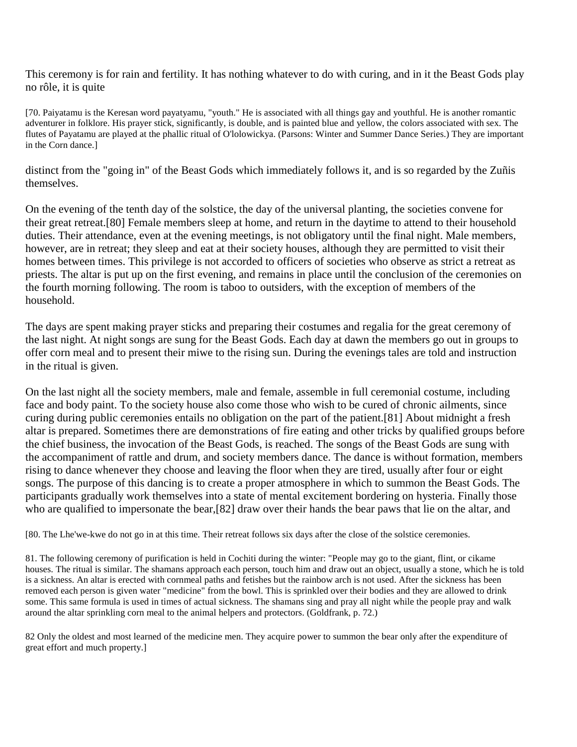This ceremony is for rain and fertility. It has nothing whatever to do with curing, and in it the Beast Gods play no rôle, it is quite

[70. Paiyatamu is the Keresan word payatyamu, "youth." He is associated with all things gay and youthful. He is another romantic adventurer in folklore. His prayer stick, significantly, is double, and is painted blue and yellow, the colors associated with sex. The flutes of Payatamu are played at the phallic ritual of O'lolowickya. (Parsons: Winter and Summer Dance Series.) They are important in the Corn dance.]

distinct from the "going in" of the Beast Gods which immediately follows it, and is so regarded by the Zuñis themselves.

On the evening of the tenth day of the solstice, the day of the universal planting, the societies convene for their great retreat.[80] Female members sleep at home, and return in the daytime to attend to their household duties. Their attendance, even at the evening meetings, is not obligatory until the final night. Male members, however, are in retreat; they sleep and eat at their society houses, although they are permitted to visit their homes between times. This privilege is not accorded to officers of societies who observe as strict a retreat as priests. The altar is put up on the first evening, and remains in place until the conclusion of the ceremonies on the fourth morning following. The room is taboo to outsiders, with the exception of members of the household.

The days are spent making prayer sticks and preparing their costumes and regalia for the great ceremony of the last night. At night songs are sung for the Beast Gods. Each day at dawn the members go out in groups to offer corn meal and to present their miwe to the rising sun. During the evenings tales are told and instruction in the ritual is given.

On the last night all the society members, male and female, assemble in full ceremonial costume, including face and body paint. To the society house also come those who wish to be cured of chronic ailments, since curing during public ceremonies entails no obligation on the part of the patient.[81] About midnight a fresh altar is prepared. Sometimes there are demonstrations of fire eating and other tricks by qualified groups before the chief business, the invocation of the Beast Gods, is reached. The songs of the Beast Gods are sung with the accompaniment of rattle and drum, and society members dance. The dance is without formation, members rising to dance whenever they choose and leaving the floor when they are tired, usually after four or eight songs. The purpose of this dancing is to create a proper atmosphere in which to summon the Beast Gods. The participants gradually work themselves into a state of mental excitement bordering on hysteria. Finally those who are qualified to impersonate the bear,[82] draw over their hands the bear paws that lie on the altar, and

[80. The Lhe'we-kwe do not go in at this time. Their retreat follows six days after the close of the solstice ceremonies.

81. The following ceremony of purification is held in Cochiti during the winter: "People may go to the giant, flint, or cikame houses. The ritual is similar. The shamans approach each person, touch him and draw out an object, usually a stone, which he is told is a sickness. An altar is erected with cornmeal paths and fetishes but the rainbow arch is not used. After the sickness has been removed each person is given water "medicine" from the bowl. This is sprinkled over their bodies and they are allowed to drink some. This same formula is used in times of actual sickness. The shamans sing and pray all night while the people pray and walk around the altar sprinkling corn meal to the animal helpers and protectors. (Goldfrank, p. 72.)

82 Only the oldest and most learned of the medicine men. They acquire power to summon the bear only after the expenditure of great effort and much property.]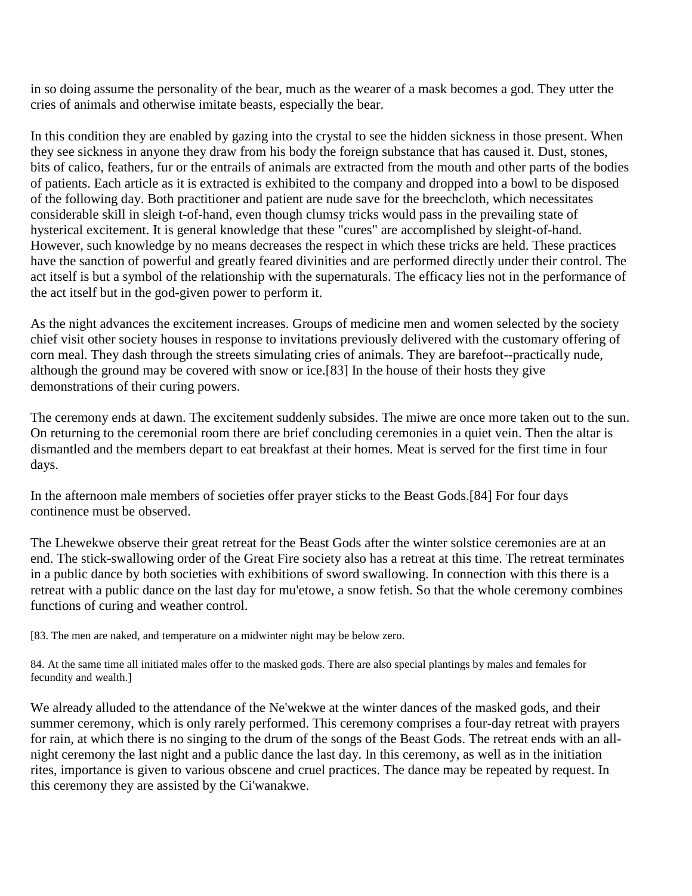in so doing assume the personality of the bear, much as the wearer of a mask becomes a god. They utter the cries of animals and otherwise imitate beasts, especially the bear.

In this condition they are enabled by gazing into the crystal to see the hidden sickness in those present. When they see sickness in anyone they draw from his body the foreign substance that has caused it. Dust, stones, bits of calico, feathers, fur or the entrails of animals are extracted from the mouth and other parts of the bodies of patients. Each article as it is extracted is exhibited to the company and dropped into a bowl to be disposed of the following day. Both practitioner and patient are nude save for the breechcloth, which necessitates considerable skill in sleigh t-of-hand, even though clumsy tricks would pass in the prevailing state of hysterical excitement. It is general knowledge that these "cures" are accomplished by sleight-of-hand. However, such knowledge by no means decreases the respect in which these tricks are held. These practices have the sanction of powerful and greatly feared divinities and are performed directly under their control. The act itself is but a symbol of the relationship with the supernaturals. The efficacy lies not in the performance of the act itself but in the god-given power to perform it.

As the night advances the excitement increases. Groups of medicine men and women selected by the society chief visit other society houses in response to invitations previously delivered with the customary offering of corn meal. They dash through the streets simulating cries of animals. They are barefoot--practically nude, although the ground may be covered with snow or ice.[83] In the house of their hosts they give demonstrations of their curing powers.

The ceremony ends at dawn. The excitement suddenly subsides. The miwe are once more taken out to the sun. On returning to the ceremonial room there are brief concluding ceremonies in a quiet vein. Then the altar is dismantled and the members depart to eat breakfast at their homes. Meat is served for the first time in four days.

In the afternoon male members of societies offer prayer sticks to the Beast Gods.[84] For four days continence must be observed.

The Lhewekwe observe their great retreat for the Beast Gods after the winter solstice ceremonies are at an end. The stick-swallowing order of the Great Fire society also has a retreat at this time. The retreat terminates in a public dance by both societies with exhibitions of sword swallowing. In connection with this there is a retreat with a public dance on the last day for mu'etowe, a snow fetish. So that the whole ceremony combines functions of curing and weather control.

[83. The men are naked, and temperature on a midwinter night may be below zero.

84. At the same time all initiated males offer to the masked gods. There are also special plantings by males and females for fecundity and wealth.]

We already alluded to the attendance of the Ne'wekwe at the winter dances of the masked gods, and their summer ceremony, which is only rarely performed. This ceremony comprises a four-day retreat with prayers for rain, at which there is no singing to the drum of the songs of the Beast Gods. The retreat ends with an all-night ceremony the last night and a public dance the last day. In this ceremony, as well as in the initiation rites, importance is given to various obscene and cruel practices. The dance may be repeated by request. In this ceremony they are assisted by the Ci'wanakwe.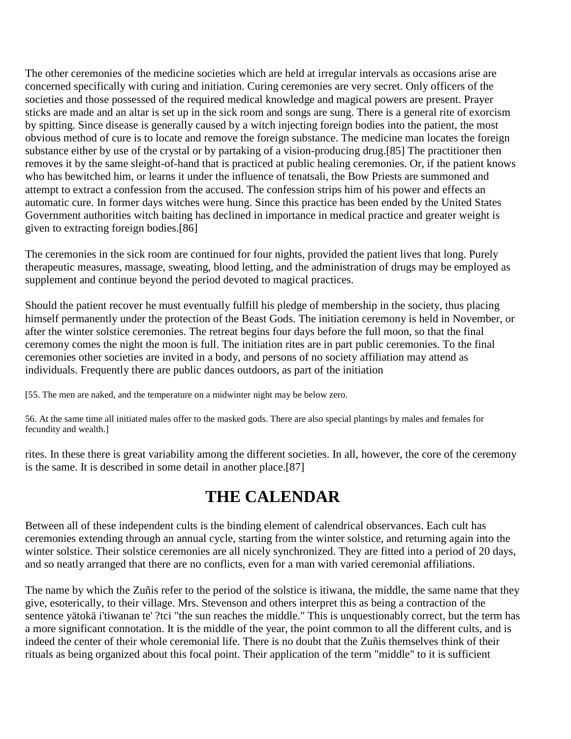The other ceremonies of the medicine societies which are held at irregular intervals as occasions arise are concerned specifically with curing and initiation. Curing ceremonies are very secret. Only officers of the societies and those possessed of the required medical knowledge and magical powers are present. Prayer sticks are made and an altar is set up in the sick room and songs are sung. There is a general rite of exorcism by spitting. Since disease is generally caused by a witch injecting foreign bodies into the patient, the most obvious method of cure is to locate and remove the foreign substance. The medicine man locates the foreign substance either by use of the crystal or by partaking of a vision-producing drug.[85] The practitioner then removes it by the same sleight-of-hand that is practiced at public healing ceremonies. Or, if the patient knows who has bewitched him, or learns it under the influence of tenatsali, the Bow Priests are summoned and attempt to extract a confession from the accused. The confession strips him of his power and effects an automatic cure. In former days witches were hung. Since this practice has been ended by the United States Government authorities witch baiting has declined in importance in medical practice and greater weight is given to extracting foreign bodies.[86]

The ceremonies in the sick room are continued for four nights, provided the patient lives that long. Purely therapeutic measures, massage, sweating, blood letting, and the administration of drugs may be employed as supplement and continue beyond the period devoted to magical practices.

Should the patient recover he must eventually fulfill his pledge of membership in the society, thus placing himself permanently under the protection of the Beast Gods. The initiation ceremony is held in November, or after the winter solstice ceremonies. The retreat begins four days before the full moon, so that the final ceremony comes the night the moon is full. The initiation rites are in part public ceremonies. To the final ceremonies other societies are invited in a body, and persons of no society affiliation may attend as individuals. Frequently there are public dances outdoors, as part of the initiation

[55. The men are naked, and the temperature on a midwinter night may be below zero.

56. At the same time all initiated males offer to the masked gods. There are also special plantings by males and females for fecundity and wealth.]

rites. In these there is great variability among the different societies. In all, however, the core of the ceremony is the same. It is described in some detail in another place.[87]

# THE CALENDAR

Between all of these independent cults is the binding element of calendrical observances. Each cult has ceremonies extending through an annual cycle, starting from the winter solstice, and returning again into the winter solstice. Their solstice ceremonies are all nicely synchronized. They are fitted into a period of 20 days, and so neatly arranged that there are no conflicts, even for a man with varied ceremonial affiliations.

The name by which the Zuñis refer to the period of the solstice is itiwana, the middle, the same name that they give, esoterically, to their village. Mrs. Stevenson and others interpret this as being a contraction of the sentence yätokä i'tiwanan te' ?tci "the sun reaches the middle." This is unquestionably correct, but the term has a more significant connotation. It is the middle of the year, the point common to all the different cults, and is indeed the center of their whole ceremonial life. There is no doubt that the Zuñis themselves think of their rituals as being organized about this focal point. Their application of the term "middle" to it is sufficient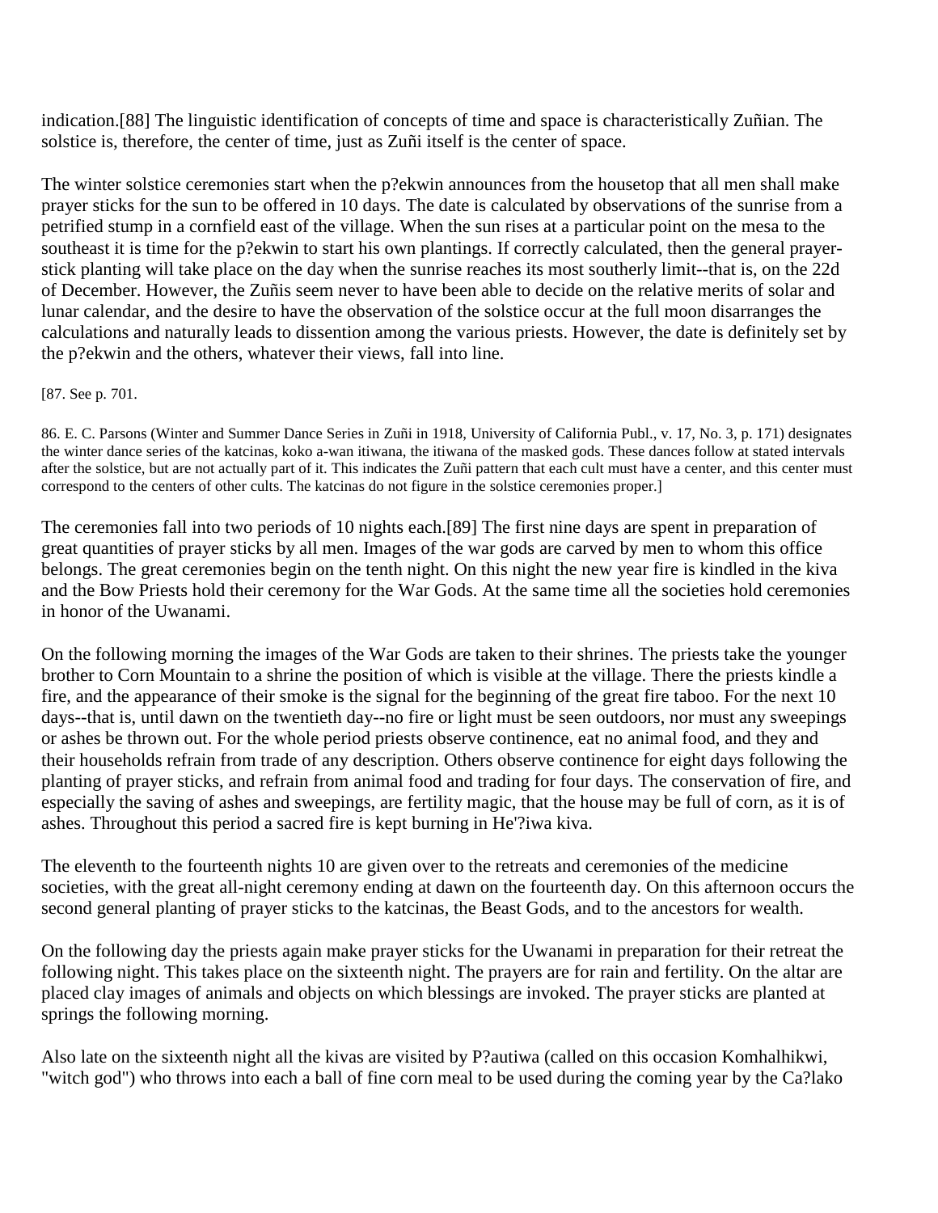indication.[88] The linguistic identification of concepts of time and space is characteristically Zuñian. The solstice is, therefore, the center of time, just as Zuñi itself is the center of space.

The winter solstice ceremonies start when the p?ekwin announces from the housetop that all men shall make prayer sticks for the sun to be offered in 10 days. The date is calculated by observations of the sunrise from a petrified stump in a cornfield east of the village. When the sun rises at a particular point on the mesa to the southeast it is time for the p?ekwin to start his own plantings. If correctly calculated, then the general prayer-stick planting will take place on the day when the sunrise reaches its most southerly limit--that is, on the 22d of December. However, the Zuñis seem never to have been able to decide on the relative merits of solar and lunar calendar, and the desire to have the observation of the solstice occur at the full moon disarranges the calculations and naturally leads to dissention among the various priests. However, the date is definitely set by the p?ekwin and the others, whatever their views, fall into line.

[87. See p. 701.

86. E. C. Parsons (Winter and Summer Dance Series in Zuñi in 1918, University of California Publ., v. 17, No. 3, p. 171) designates the winter dance series of the katcinas, koko a-wan itiwana, the itiwana of the masked gods. These dances follow at stated intervals after the solstice, but are not actually part of it. This indicates the Zuñi pattern that each cult must have a center, and this center must correspond to the centers of other cults. The katcinas do not figure in the solstice ceremonies proper.]

The ceremonies fall into two periods of 10 nights each.[89] The first nine days are spent in preparation of great quantities of prayer sticks by all men. Images of the war gods are carved by men to whom this office belongs. The great ceremonies begin on the tenth night. On this night the new year fire is kindled in the kiva and the Bow Priests hold their ceremony for the War Gods. At the same time all the societies hold ceremonies in honor of the Uwanami.

On the following morning the images of the War Gods are taken to their shrines. The priests take the younger brother to Corn Mountain to a shrine the position of which is visible at the village. There the priests kindle a fire, and the appearance of their smoke is the signal for the beginning of the great fire taboo. For the next 10 days--that is, until dawn on the twentieth day--no fire or light must be seen outdoors, nor must any sweepings or ashes be thrown out. For the whole period priests observe continence, eat no animal food, and they and their households refrain from trade of any description. Others observe continence for eight days following the planting of prayer sticks, and refrain from animal food and trading for four days. The conservation of fire, and especially the saving of ashes and sweepings, are fertility magic, that the house may be full of corn, as it is of ashes. Throughout this period a sacred fire is kept burning in He'?iwa kiva.

The eleventh to the fourteenth nights 10 are given over to the retreats and ceremonies of the medicine societies, with the great all-night ceremony ending at dawn on the fourteenth day. On this afternoon occurs the second general planting of prayer sticks to the katcinas, the Beast Gods, and to the ancestors for wealth.

On the following day the priests again make prayer sticks for the Uwanami in preparation for their retreat the following night. This takes place on the sixteenth night. The prayers are for rain and fertility. On the altar are placed clay images of animals and objects on which blessings are invoked. The prayer sticks are planted at springs the following morning.

Also late on the sixteenth night all the kivas are visited by P?autiwa (called on this occasion Komhalhikwi, "witch god") who throws into each a ball of fine corn meal to be used during the coming year by the Ca?lako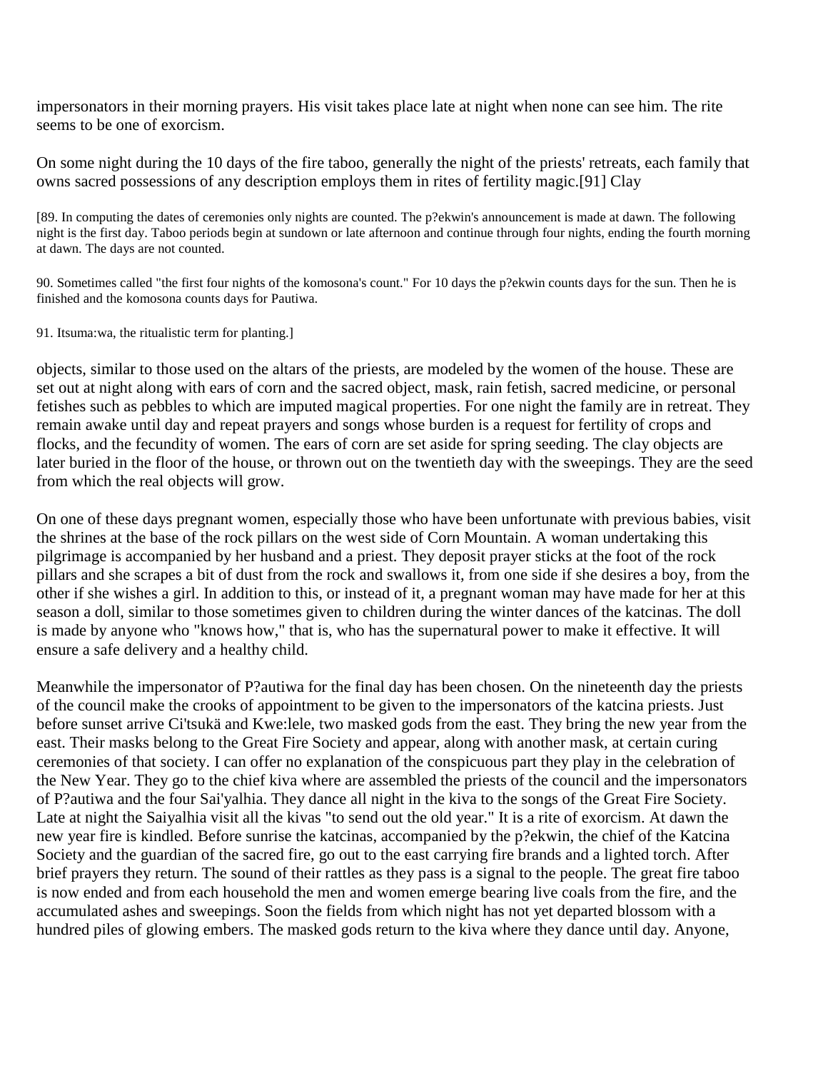impersonators in their morning prayers. His visit takes place late at night when none can see him. The rite seems to be one of exorcism.

On some night during the 10 days of the fire taboo, generally the night of the priests' retreats, each family that owns sacred possessions of any description employs them in rites of fertility magic.[91] Clay

[89. In computing the dates of ceremonies only nights are counted. The p?ekwin's announcement is made at dawn. The following night is the first day. Taboo periods begin at sundown or late afternoon and continue through four nights, ending the fourth morning at dawn. The days are not counted.

90. Sometimes called "the first four nights of the komosona's count." For 10 days the p?ekwin counts days for the sun. Then he is finished and the komosona counts days for Pautiwa.

91. Itsuma:wa, the ritualistic term for planting.]

objects, similar to those used on the altars of the priests, are modeled by the women of the house. These are set out at night along with ears of corn and the sacred object, mask, rain fetish, sacred medicine, or personal fetishes such as pebbles to which are imputed magical properties. For one night the family are in retreat. They remain awake until day and repeat prayers and songs whose burden is a request for fertility of crops and flocks, and the fecundity of women. The ears of corn are set aside for spring seeding. The clay objects are later buried in the floor of the house, or thrown out on the twentieth day with the sweepings. They are the seed from which the real objects will grow.

On one of these days pregnant women, especially those who have been unfortunate with previous babies, visit the shrines at the base of the rock pillars on the west side of Corn Mountain. A woman undertaking this pilgrimage is accompanied by her husband and a priest. They deposit prayer sticks at the foot of the rock pillars and she scrapes a bit of dust from the rock and swallows it, from one side if she desires a boy, from the other if she wishes a girl. In addition to this, or instead of it, a pregnant woman may have made for her at this season a doll, similar to those sometimes given to children during the winter dances of the katcinas. The doll is made by anyone who "knows how," that is, who has the supernatural power to make it effective. It will ensure a safe delivery and a healthy child.

Meanwhile the impersonator of P?autiwa for the final day has been chosen. On the nineteenth day the priests of the council make the crooks of appointment to be given to the impersonators of the katcina priests. Just before sunset arrive Ci'tsukä and Kwe:lele, two masked gods from the east. They bring the new year from the east. Their masks belong to the Great Fire Society and appear, along with another mask, at certain curing ceremonies of that society. I can offer no explanation of the conspicuous part they play in the celebration of the New Year. They go to the chief kiva where are assembled the priests of the council and the impersonators of P?autiwa and the four Sai'yalhia. They dance all night in the kiva to the songs of the Great Fire Society. Late at night the Saiyalhia visit all the kivas "to send out the old year." It is a rite of exorcism. At dawn the new year fire is kindled. Before sunrise the katcinas, accompanied by the p?ekwin, the chief of the Katcina Society and the guardian of the sacred fire, go out to the east carrying fire brands and a lighted torch. After brief prayers they return. The sound of their rattles as they pass is a signal to the people. The great fire taboo is now ended and from each household the men and women emerge bearing live coals from the fire, and the accumulated ashes and sweepings. Soon the fields from which night has not yet departed blossom with a hundred piles of glowing embers. The masked gods return to the kiva where they dance until day. Anyone,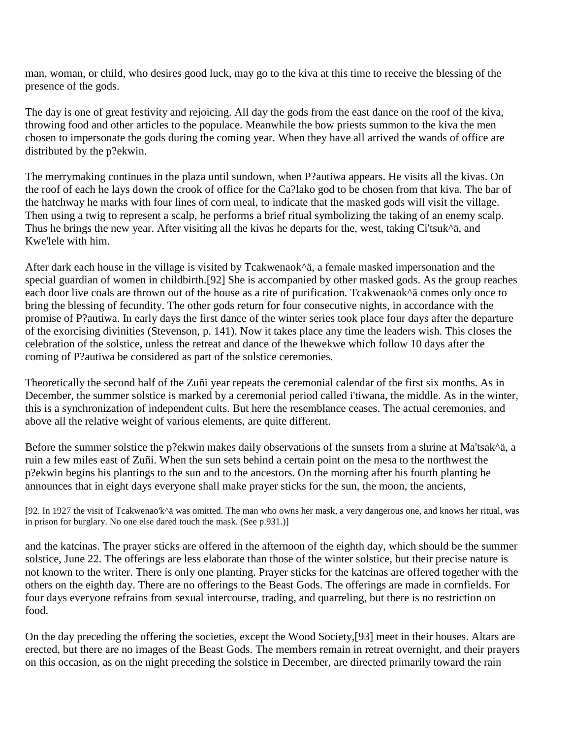man, woman, or child, who desires good luck, may go to the kiva at this time to receive the blessing of the presence of the gods.

The day is one of great festivity and rejoicing. All day the gods from the east dance on the roof of the kiva, throwing food and other articles to the populace. Meanwhile the bow priests summon to the kiva the men chosen to impersonate the gods during the coming year. When they have all arrived the wands of office are distributed by the p?ekwin.

The merrymaking continues in the plaza until sundown, when P?autiwa appears. He visits all the kivas. On the roof of each he lays down the crook of office for the Ca?lako god to be chosen from that kiva. The bar of the hatchway he marks with four lines of corn meal, to indicate that the masked gods will visit the village. Then using a twig to represent a scalp, he performs a brief ritual symbolizing the taking of an enemy scalp. Thus he brings the new year. After visiting all the kivas he departs for the, west, taking Ci'tsuk^ä, and Kwe'lele with him.

After dark each house in the village is visited by Tcakwenaok^ä, a female masked impersonation and the special guardian of women in childbirth.[92] She is accompanied by other masked gods. As the group reaches each door live coals are thrown out of the house as a rite of purification. Tcakwenaok^ä comes only once to bring the blessing of fecundity. The other gods return for four consecutive nights, in accordance with the promise of P?autiwa. In early days the first dance of the winter series took place four days after the departure of the exorcising divinities (Stevenson, p. 141). Now it takes place any time the leaders wish. This closes the celebration of the solstice, unless the retreat and dance of the lhewekwe which follow 10 days after the coming of P?autiwa be considered as part of the solstice ceremonies.

Theoretically the second half of the Zuñi year repeats the ceremonial calendar of the first six months. As in December, the summer solstice is marked by a ceremonial period called i'tiwana, the middle. As in the winter, this is a synchronization of independent cults. But here the resemblance ceases. The actual ceremonies, and above all the relative weight of various elements, are quite different.

Before the summer solstice the p?ekwin makes daily observations of the sunsets from a shrine at Ma'tsak^ä, a ruin a few miles east of Zuñi. When the sun sets behind a certain point on the mesa to the northwest the p?ekwin begins his plantings to the sun and to the ancestors. On the morning after his fourth planting he announces that in eight days everyone shall make prayer sticks for the sun, the moon, the ancients, and the katcinas. The prayer sticks are offered in the afternoon of the eighth day, which should be the summer solstice, June 22. The offerings are less elaborate than those of the winter solstice, but their precise nature is not known to the writer. There is only one planting. Prayer sticks for the katcinas are offered together with the others on the eighth day. There are no offerings to the Beast Gods. The offerings are made in cornfields. For four days everyone refrains from sexual intercourse, trading, and quarreling, but there is no restriction on food.

On the day preceding the offering the societies, except the Wood Society,[93] meet in their houses. Altars are erected, but there are no images of the Beast Gods. The members remain in retreat overnight, and their prayers on this occasion, as on the night preceding the solstice in December, are directed primarily toward the rain

[92. In 1927 the visit of Tcakwenao'k^ä was omitted. The man who owns her mask, a very dangerous one, and knows her ritual, was in prison for burglary. No one else dared touch the mask. (See p.931.)]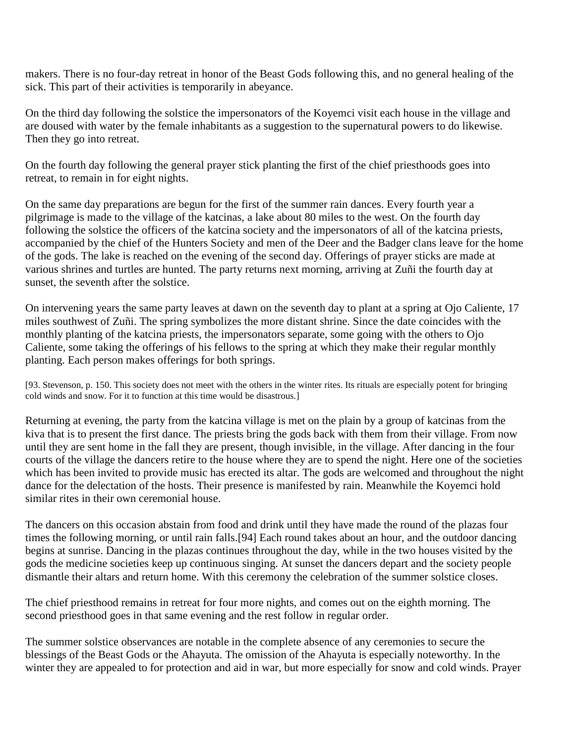makers. There is no four-day retreat in honor of the Beast Gods following this, and no general healing of the sick. This part of their activities is temporarily in abeyance.

On the third day following the solstice the impersonators of the Koyemci visit each house in the village and are doused with water by the female inhabitants as a suggestion to the supernatural powers to do likewise. Then they go into retreat.

On the fourth day following the general prayer stick planting the first of the chief priesthoods goes into retreat, to remain in for eight nights.

On the same day preparations are begun for the first of the summer rain dances. Every fourth year a pilgrimage is made to the village of the katcinas, a lake about 80 miles to the west. On the fourth day following the solstice the officers of the katcina society and the impersonators of all of the katcina priests, accompanied by the chief of the Hunters Society and men of the Deer and the Badger clans leave for the home of the gods. The lake is reached on the evening of the second day. Offerings of prayer sticks are made at various shrines and turtles are hunted. The party returns next morning, arriving at Zuñi the fourth day at sunset, the seventh after the solstice.

On intervening years the same party leaves at dawn on the seventh day to plant at a spring at Ojo Caliente, 17 miles southwest of Zuñi. The spring symbolizes the more distant shrine. Since the date coincides with the monthly planting of the katcina priests, the impersonators separate, some going with the others to Ojo Caliente, some taking the offerings of his fellows to the spring at which they make their regular monthly planting. Each person makes offerings for both springs.

[93. Stevenson, p. 150. This society does not meet with the others in the winter rites. Its rituals are especially potent for bringing cold winds and snow. For it to function at this time would be disastrous.]

Returning at evening, the party from the katcina village is met on the plain by a group of katcinas from the kiva that is to present the first dance. The priests bring the gods back with them from their village. From now until they are sent home in the fall they are present, though invisible, in the village. After dancing in the four courts of the village the dancers retire to the house where they are to spend the night. Here one of the societies which has been invited to provide music has erected its altar. The gods are welcomed and throughout the night dance for the delectation of the hosts. Their presence is manifested by rain. Meanwhile the Koyemci hold similar rites in their own ceremonial house.

The dancers on this occasion abstain from food and drink until they have made the round of the plazas four times the following morning, or until rain falls.[94] Each round takes about an hour, and the outdoor dancing begins at sunrise. Dancing in the plazas continues throughout the day, while in the two houses visited by the gods the medicine societies keep up continuous singing. At sunset the dancers depart and the society people dismantle their altars and return home. With this ceremony the celebration of the summer solstice closes.

The chief priesthood remains in retreat for four more nights, and comes out on the eighth morning. The second priesthood goes in that same evening and the rest follow in regular order.

The summer solstice observances are notable in the complete absence of any ceremonies to secure the blessings of the Beast Gods or the Ahayuta. The omission of the Ahayuta is especially noteworthy. In the winter they are appealed to for protection and aid in war, but more especially for snow and cold winds. Prayer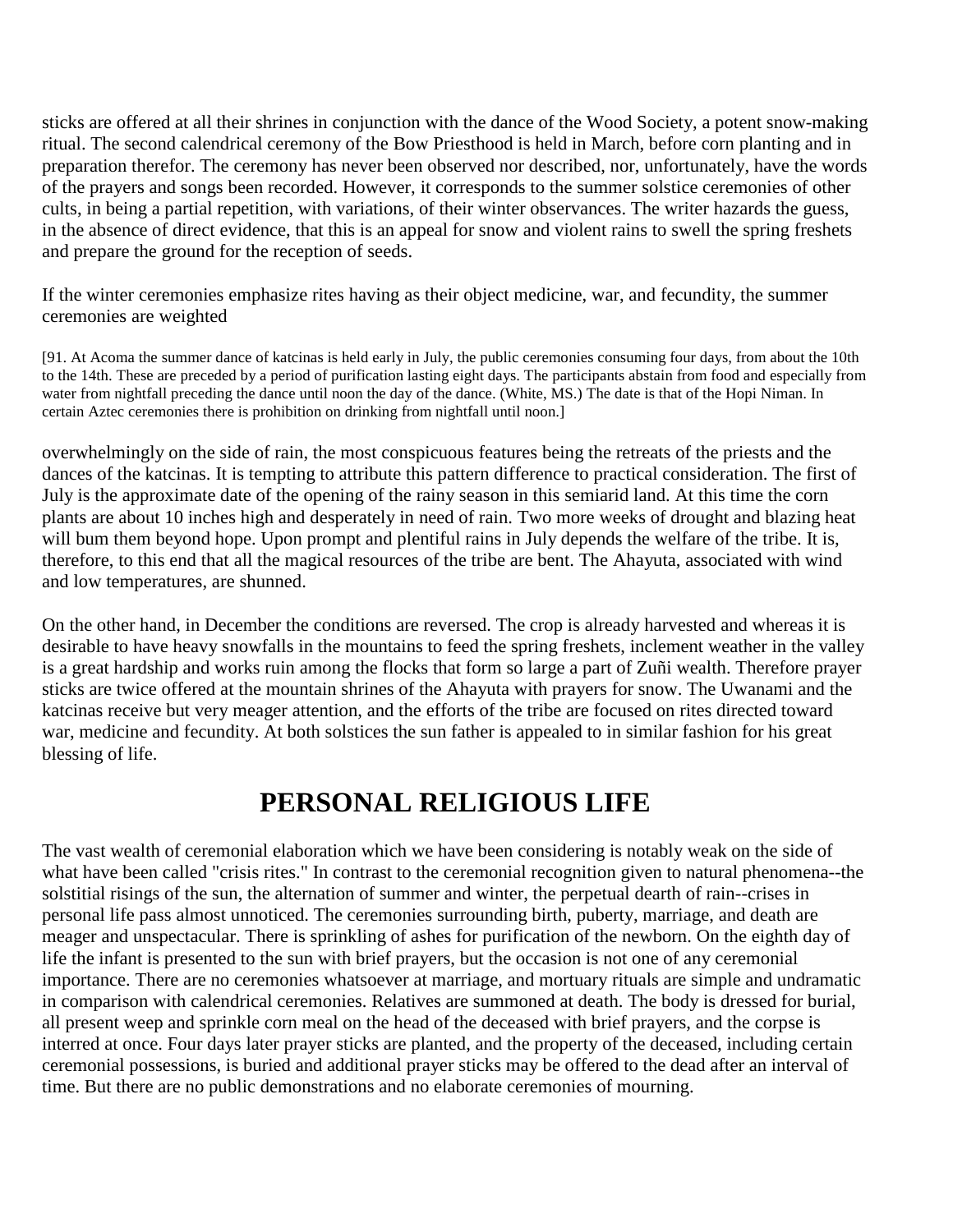sticks are offered at all their shrines in conjunction with the dance of the Wood Society, a potent snow-making ritual. The second calendrical ceremony of the Bow Priesthood is held in March, before corn planting and in preparation therefor. The ceremony has never been observed nor described, nor, unfortunately, have the words of the prayers and songs been recorded. However, it corresponds to the summer solstice ceremonies of other cults, in being a partial repetition, with variations, of their winter observances. The writer hazards the guess, in the absence of direct evidence, that this is an appeal for snow and violent rains to swell the spring freshets and prepare the ground for the reception of seeds.

If the winter ceremonies emphasize rites having as their object medicine, war, and fecundity, the summer ceremonies are weighted

[91. At Acoma the summer dance of katcinas is held early in July, the public ceremonies consuming four days, from about the 10th to the 14th. These are preceded by a period of purification lasting eight days. The participants abstain from food and especially from water from nightfall preceding the dance until noon the day of the dance. (White, MS.) The date is that of the Hopi Niman. In certain Aztec ceremonies there is prohibition on drinking from nightfall until noon.]

overwhelmingly on the side of rain, the most conspicuous features being the retreats of the priests and the dances of the katcinas. It is tempting to attribute this pattern difference to practical consideration. The first of July is the approximate date of the opening of the rainy season in this semiarid land. At this time the corn plants are about 10 inches high and desperately in need of rain. Two more weeks of drought and blazing heat will bum them beyond hope. Upon prompt and plentiful rains in July depends the welfare of the tribe. It is, therefore, to this end that all the magical resources of the tribe are bent. The Ahayuta, associated with wind and low temperatures, are shunned.

On the other hand, in December the conditions are reversed. The crop is already harvested and whereas it is desirable to have heavy snowfalls in the mountains to feed the spring freshets, inclement weather in the valley is a great hardship and works ruin among the flocks that form so large a part of Zuñi wealth. Therefore prayer sticks are twice offered at the mountain shrines of the Ahayuta with prayers for snow. The Uwanami and the katcinas receive but very meager attention, and the efforts of the tribe are focused on rites directed toward war, medicine and fecundity. At both solstices the sun father is appealed to in similar fashion for his great blessing of life.

## PERSONAL RELIGIOUS LIFE

The vast wealth of ceremonial elaboration which we have been considering is notably weak on the side of what have been called "crisis rites." In contrast to the ceremonial recognition given to natural phenomena--the solstitial risings of the sun, the alternation of summer and winter, the perpetual dearth of rain--crises in personal life pass almost unnoticed. The ceremonies surrounding birth, puberty, marriage, and death are meager and unspectacular. There is sprinkling of ashes for purification of the newborn. On the eighth day of life the infant is presented to the sun with brief prayers, but the occasion is not one of any ceremonial importance. There are no ceremonies whatsoever at marriage, and mortuary rituals are simple and undramatic in comparison with calendrical ceremonies. Relatives are summoned at death. The body is dressed for burial, all present weep and sprinkle corn meal on the head of the deceased with brief prayers, and the corpse is interred at once. Four days later prayer sticks are planted, and the property of the deceased, including certain ceremonial possessions, is buried and additional prayer sticks may be offered to the dead after an interval of time. But there are no public demonstrations and no elaborate ceremonies of mourning.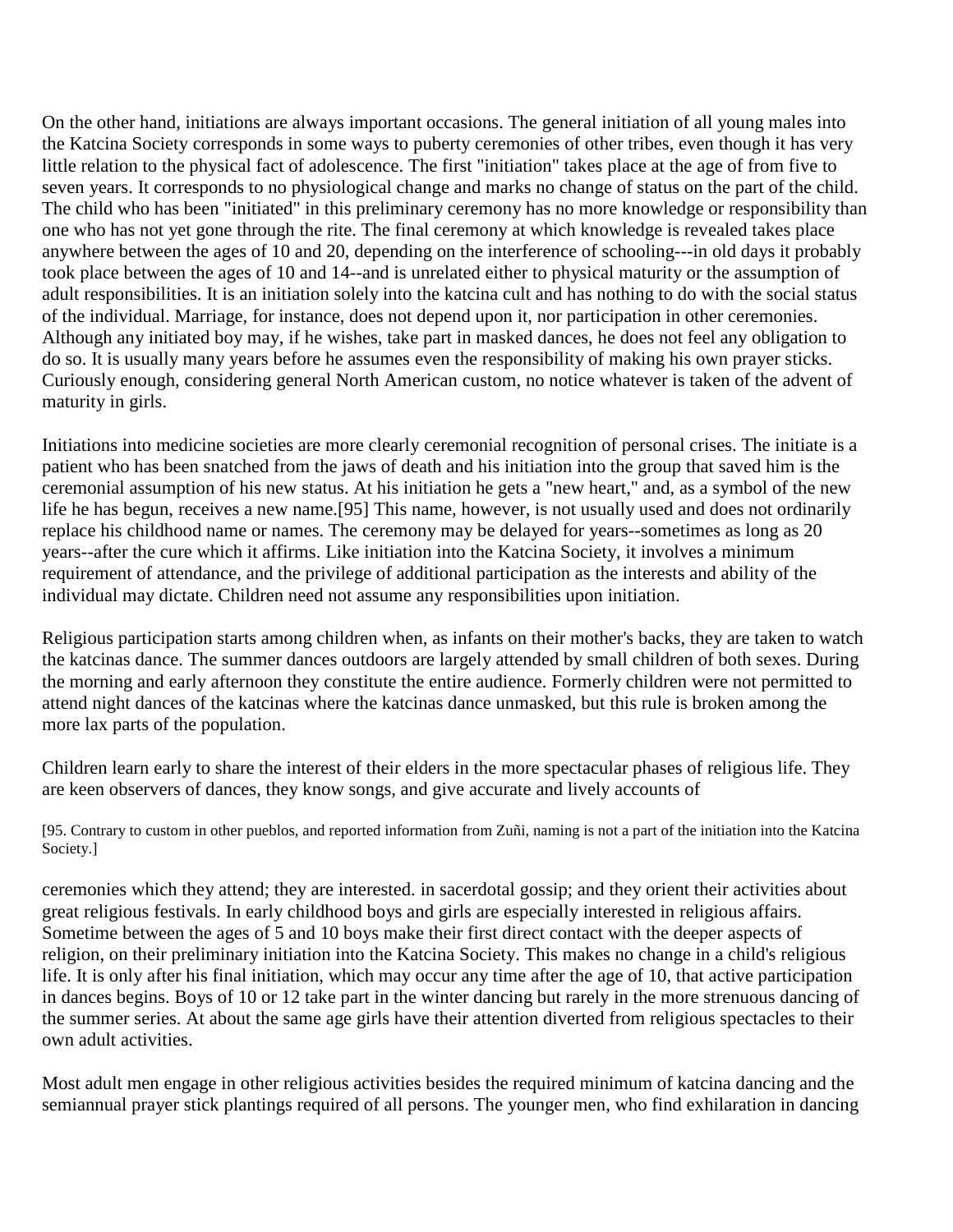On the other hand, initiations are always important occasions. The general initiation of all young males into the Katcina Society corresponds in some ways to puberty ceremonies of other tribes, even though it has very little relation to the physical fact of adolescence. The first "initiation" takes place at the age of from five to seven years. It corresponds to no physiological change and marks no change of status on the part of the child. The child who has been "initiated" in this preliminary ceremony has no more knowledge or responsibility than one who has not yet gone through the rite. The final ceremony at which knowledge is revealed takes place anywhere between the ages of 10 and 20, depending on the interference of schooling---in old days it probably took place between the ages of 10 and 14--and is unrelated either to physical maturity or the assumption of adult responsibilities. It is an initiation solely into the katcina cult and has nothing to do with the social status of the individual. Marriage, for instance, does not depend upon it, nor participation in other ceremonies. Although any initiated boy may, if he wishes, take part in masked dances, he does not feel any obligation to do so. It is usually many years before he assumes even the responsibility of making his own prayer sticks. Curiously enough, considering general North American custom, no notice whatever is taken of the advent of maturity in girls.

Initiations into medicine societies are more clearly ceremonial recognition of personal crises. The initiate is a patient who has been snatched from the jaws of death and his initiation into the group that saved him is the ceremonial assumption of his new status. At his initiation he gets a "new heart," and, as a symbol of the new life he has begun, receives a new name.[95] This name, however, is not usually used and does not ordinarily replace his childhood name or names. The ceremony may be delayed for years--sometimes as long as 20 years--after the cure which it affirms. Like initiation into the Katcina Society, it involves a minimum requirement of attendance, and the privilege of additional participation as the interests and ability of the individual may dictate. Children need not assume any responsibilities upon initiation.

Religious participation starts among children when, as infants on their mother's backs, they are taken to watch the katcinas dance. The summer dances outdoors are largely attended by small children of both sexes. During the morning and early afternoon they constitute the entire audience. Formerly children were not permitted to attend night dances of the katcinas where the katcinas dance unmasked, but this rule is broken among the more lax parts of the population.

Children learn early to share the interest of their elders in the more spectacular phases of religious life. They are keen observers of dances, they know songs, and give accurate and lively accounts of ceremonies which they attend; they are interested. in sacerdotal gossip; and they orient their activities about great religious festivals. In early childhood boys and girls are especially interested in religious affairs. Sometime between the ages of 5 and 10 boys make their first direct contact with the deeper aspects of religion, on their preliminary initiation into the Katcina Society. This makes no change in a child's religious life. It is only after his final initiation, which may occur any time after the age of 10, that active participation in dances begins. Boys of 10 or 12 take part in the winter dancing but rarely in the more strenuous dancing of the summer series. At about the same age girls have their attention diverted from religious spectacles to their own adult activities.

Most adult men engage in other religious activities besides the required minimum of katcina dancing and the semiannual prayer stick plantings required of all persons. The younger men, who find exhilaration in dancing

[95. Contrary to custom in other pueblos, and reported information from Zuñi, naming is not a part of the initiation into the Katcina Society.]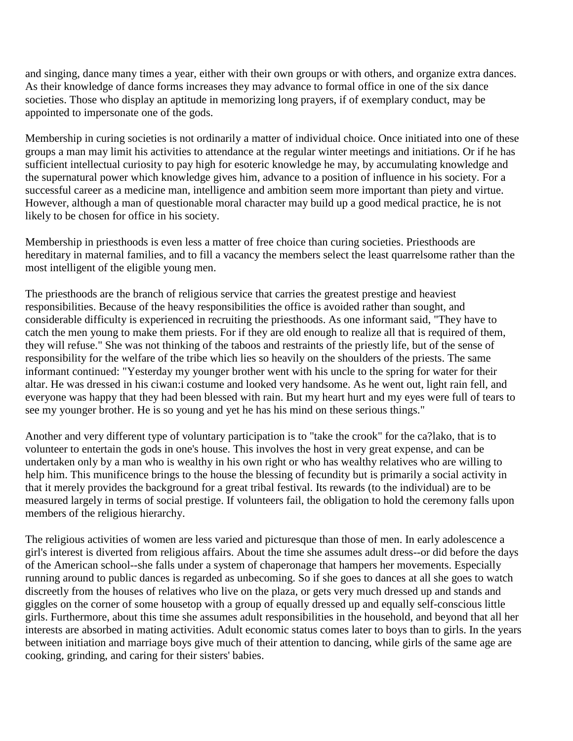and singing, dance many times a year, either with their own groups or with others, and organize extra dances. As their knowledge of dance forms increases they may advance to formal office in one of the six dance societies. Those who display an aptitude in memorizing long prayers, if of exemplary conduct, may be appointed to impersonate one of the gods.

Membership in curing societies is not ordinarily a matter of individual choice. Once initiated into one of these groups a man may limit his activities to attendance at the regular winter meetings and initiations. Or if he has sufficient intellectual curiosity to pay high for esoteric knowledge he may, by accumulating knowledge and the supernatural power which knowledge gives him, advance to a position of influence in his society. For a successful career as a medicine man, intelligence and ambition seem more important than piety and virtue. However, although a man of questionable moral character may build up a good medical practice, he is not likely to be chosen for office in his society.

Membership in priesthoods is even less a matter of free choice than curing societies. Priesthoods are hereditary in maternal families, and to fill a vacancy the members select the least quarrelsome rather than the most intelligent of the eligible young men.

The priesthoods are the branch of religious service that carries the greatest prestige and heaviest responsibilities. Because of the heavy responsibilities the office is avoided rather than sought, and considerable difficulty is experienced in recruiting the priesthoods. As one informant said, "They have to catch the men young to make them priests. For if they are old enough to realize all that is required of them, they will refuse." She was not thinking of the taboos and restraints of the priestly life, but of the sense of responsibility for the welfare of the tribe which lies so heavily on the shoulders of the priests. The same informant continued: "Yesterday my younger brother went with his uncle to the spring for water for their altar. He was dressed in his ciwan:i costume and looked very handsome. As he went out, light rain fell, and everyone was happy that they had been blessed with rain. But my heart hurt and my eyes were full of tears to see my younger brother. He is so young and yet he has his mind on these serious things."

Another and very different type of voluntary participation is to "take the crook" for the ca?lako, that is to volunteer to entertain the gods in one's house. This involves the host in very great expense, and can be undertaken only by a man who is wealthy in his own right or who has wealthy relatives who are willing to help him. This munificence brings to the house the blessing of fecundity but is primarily a social activity in that it merely provides the background for a great tribal festival. Its rewards (to the individual) are to be measured largely in terms of social prestige. If volunteers fail, the obligation to hold the ceremony falls upon members of the religious hierarchy.

The religious activities of women are less varied and picturesque than those of men. In early adolescence a girl's interest is diverted from religious affairs. About the time she assumes adult dress--or did before the days of the American school--she falls under a system of chaperonage that hampers her movements. Especially running around to public dances is regarded as unbecoming. So if she goes to dances at all she goes to watch discreetly from the houses of relatives who live on the plaza, or gets very much dressed up and stands and giggles on the corner of some housetop with a group of equally dressed up and equally self-conscious little girls. Furthermore, about this time she assumes adult responsibilities in the household, and beyond that all her interests are absorbed in mating activities. Adult economic status comes later to boys than to girls. In the years between initiation and marriage boys give much of their attention to dancing, while girls of the same age are cooking, grinding, and caring for their sisters' babies.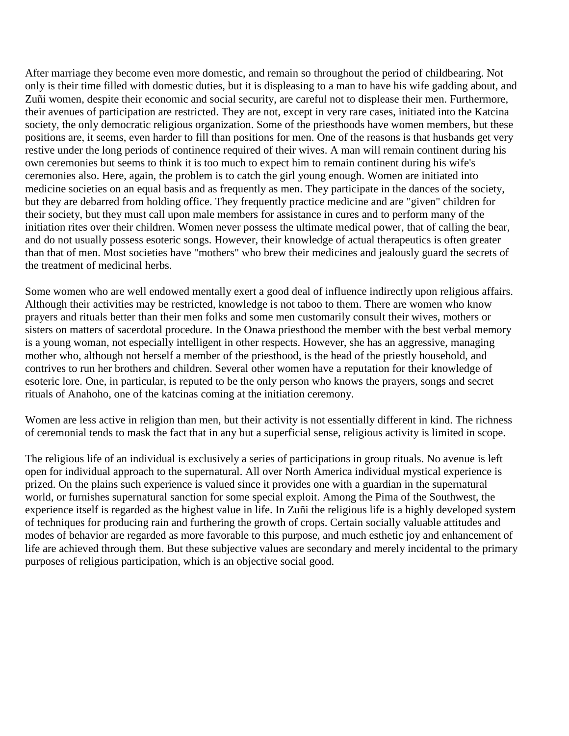After marriage they become even more domestic, and remain so throughout the period of childbearing. Not only is their time filled with domestic duties, but it is displeasing to a man to have his wife gadding about, and Zuñi women, despite their economic and social security, are careful not to displease their men. Furthermore, their avenues of participation are restricted. They are not, except in very rare cases, initiated into the Katcina society, the only democratic religious organization. Some of the priesthoods have women members, but these positions are, it seems, even harder to fill than positions for men. One of the reasons is that husbands get very restive under the long periods of continence required of their wives. A man will remain continent during his own ceremonies but seems to think it is too much to expect him to remain continent during his wife's ceremonies also. Here, again, the problem is to catch the girl young enough. Women are initiated into medicine societies on an equal basis and as frequently as men. They participate in the dances of the society, but they are debarred from holding office. They frequently practice medicine and are "given" children for their society, but they must call upon male members for assistance in cures and to perform many of the initiation rites over their children. Women never possess the ultimate medical power, that of calling the bear, and do not usually possess esoteric songs. However, their knowledge of actual therapeutics is often greater than that of men. Most societies have "mothers" who brew their medicines and jealously guard the secrets of the treatment of medicinal herbs.

Some women who are well endowed mentally exert a good deal of influence indirectly upon religious affairs. Although their activities may be restricted, knowledge is not taboo to them. There are women who know prayers and rituals better than their men folks and some men customarily consult their wives, mothers or sisters on matters of sacerdotal procedure. In the Onawa priesthood the member with the best verbal memory is a young woman, not especially intelligent in other respects. However, she has an aggressive, managing mother who, although not herself a member of the priesthood, is the head of the priestly household, and contrives to run her brothers and children. Several other women have a reputation for their knowledge of esoteric lore. One, in particular, is reputed to be the only person who knows the prayers, songs and secret rituals of Anahoho, one of the katcinas coming at the initiation ceremony.

Women are less active in religion than men, but their activity is not essentially different in kind. The richness of ceremonial tends to mask the fact that in any but a superficial sense, religious activity is limited in scope.

The religious life of an individual is exclusively a series of participations in group rituals. No avenue is left open for individual approach to the supernatural. All over North America individual mystical experience is prized. On the plains such experience is valued since it provides one with a guardian in the supernatural world, or furnishes supernatural sanction for some special exploit. Among the Pima of the Southwest, the experience itself is regarded as the highest value in life. In Zuñi the religious life is a highly developed system of techniques for producing rain and furthering the growth of crops. Certain socially valuable attitudes and modes of behavior are regarded as more favorable to this purpose, and much esthetic joy and enhancement of life are achieved through them. But these subjective values are secondary and merely incidental to the primary purposes of religious participation, which is an objective social good.